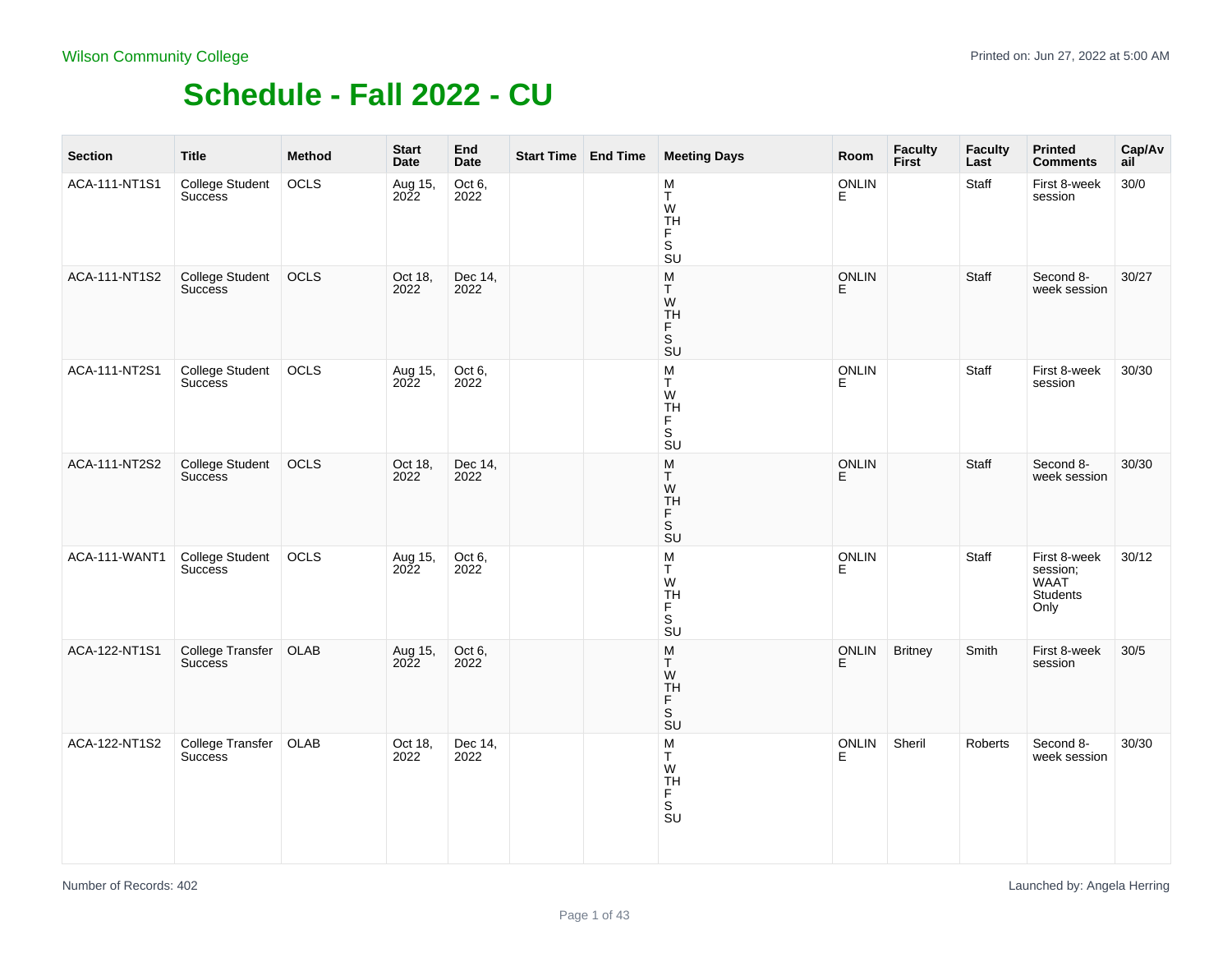Wilson Community College

Printed on: Jun 27, 2022 at 5:00 AM

# Schedule - Fall 2022 - CU

| Section | Title | Method | Start Date | End Date | Start Time | End Time | Meeting Days | Room | Faculty First | Faculty Last | Printed Comments | Cap/Avail |
|---|---|---|---|---|---|---|---|---|---|---|---|---|
| ACA-111-NT1S1 | College Student Success | OCLS | Aug 15, 2022 | Oct 6, 2022 | | | M T W TH F S SU | ONLINE | | Staff | First 8-week session | 30/0 |
| ACA-111-NT1S2 | College Student Success | OCLS | Oct 18, 2022 | Dec 14, 2022 | | | M T W TH F S SU | ONLINE | | Staff | Second 8-week session | 30/27 |
| ACA-111-NT2S1 | College Student Success | OCLS | Aug 15, 2022 | Oct 6, 2022 | | | M T W TH F S SU | ONLINE | | Staff | First 8-week session | 30/30 |
| ACA-111-NT2S2 | College Student Success | OCLS | Oct 18, 2022 | Dec 14, 2022 | | | M T W TH F S SU | ONLINE | | Staff | Second 8-week session | 30/30 |
| ACA-111-WANT1 | College Student Success | OCLS | Aug 15, 2022 | Oct 6, 2022 | | | M T W TH F S SU | ONLINE | | Staff | First 8-week session; WAAT Students Only | 30/12 |
| ACA-122-NT1S1 | College Transfer Success | OLAB | Aug 15, 2022 | Oct 6, 2022 | | | M T W TH F S SU | ONLINE | Britney | Smith | First 8-week session | 30/5 |
| ACA-122-NT1S2 | College Transfer Success | OLAB | Oct 18, 2022 | Dec 14, 2022 | | | M T W TH F S SU | ONLINE | Sheril | Roberts | Second 8-week session | 30/30 |

Number of Records: 402

Launched by: Angela Herring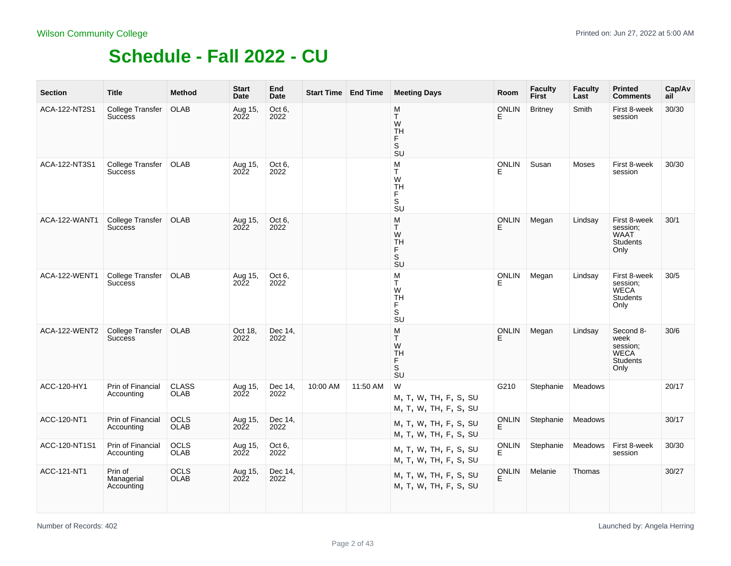Wilson Community College

# Schedule - Fall 2022 - CU

| Section | Title | Method | Start Date | End Date | Start Time | End Time | Meeting Days | Room | Faculty First | Faculty Last | Printed Comments | Cap/Avail |
|---|---|---|---|---|---|---|---|---|---|---|---|---|
| ACA-122-NT2S1 | College Transfer Success | OLAB | Aug 15, 2022 | Oct 6, 2022 | | | M T W TH F S SU | ONLINE | Britney | Smith | First 8-week session | 30/30 |
| ACA-122-NT3S1 | College Transfer Success | OLAB | Aug 15, 2022 | Oct 6, 2022 | | | M T W TH F S SU | ONLINE | Susan | Moses | First 8-week session | 30/30 |
| ACA-122-WANT1 | College Transfer Success | OLAB | Aug 15, 2022 | Oct 6, 2022 | | | M T W TH F S SU | ONLINE | Megan | Lindsay | First 8-week session; WAAT Students Only | 30/1 |
| ACA-122-WENT1 | College Transfer Success | OLAB | Aug 15, 2022 | Oct 6, 2022 | | | M T W TH F S SU | ONLINE | Megan | Lindsay | First 8-week session; WECA Students Only | 30/5 |
| ACA-122-WENT2 | College Transfer Success | OLAB | Oct 18, 2022 | Dec 14, 2022 | | | M T W TH F S SU | ONLINE | Megan | Lindsay | Second 8-week session; WECA Students Only | 30/6 |
| ACC-120-HY1 | Prin of Financial Accounting | CLASS OLAB | Aug 15, 2022 | Dec 14, 2022 | 10:00 AM | 11:50 AM | W<br>M, T, W, TH, F, S, SU<br>M, T, W, TH, F, S, SU | G210 | Stephanie | Meadows | | 20/17 |
| ACC-120-NT1 | Prin of Financial Accounting | OCLS OLAB | Aug 15, 2022 | Dec 14, 2022 | | | M, T, W, TH, F, S, SU<br>M, T, W, TH, F, S, SU | ONLINE | Stephanie | Meadows | | 30/17 |
| ACC-120-NT1S1 | Prin of Financial Accounting | OCLS OLAB | Aug 15, 2022 | Oct 6, 2022 | | | M, T, W, TH, F, S, SU<br>M, T, W, TH, F, S, SU | ONLINE | Stephanie | Meadows | First 8-week session | 30/30 |
| ACC-121-NT1 | Prin of Managerial Accounting | OCLS OLAB | Aug 15, 2022 | Dec 14, 2022 | | | M, T, W, TH, F, S, SU<br>M, T, W, TH, F, S, SU | ONLINE | Melanie | Thomas | | 30/27 |

Number of Records: 402

Launched by: Angela Herring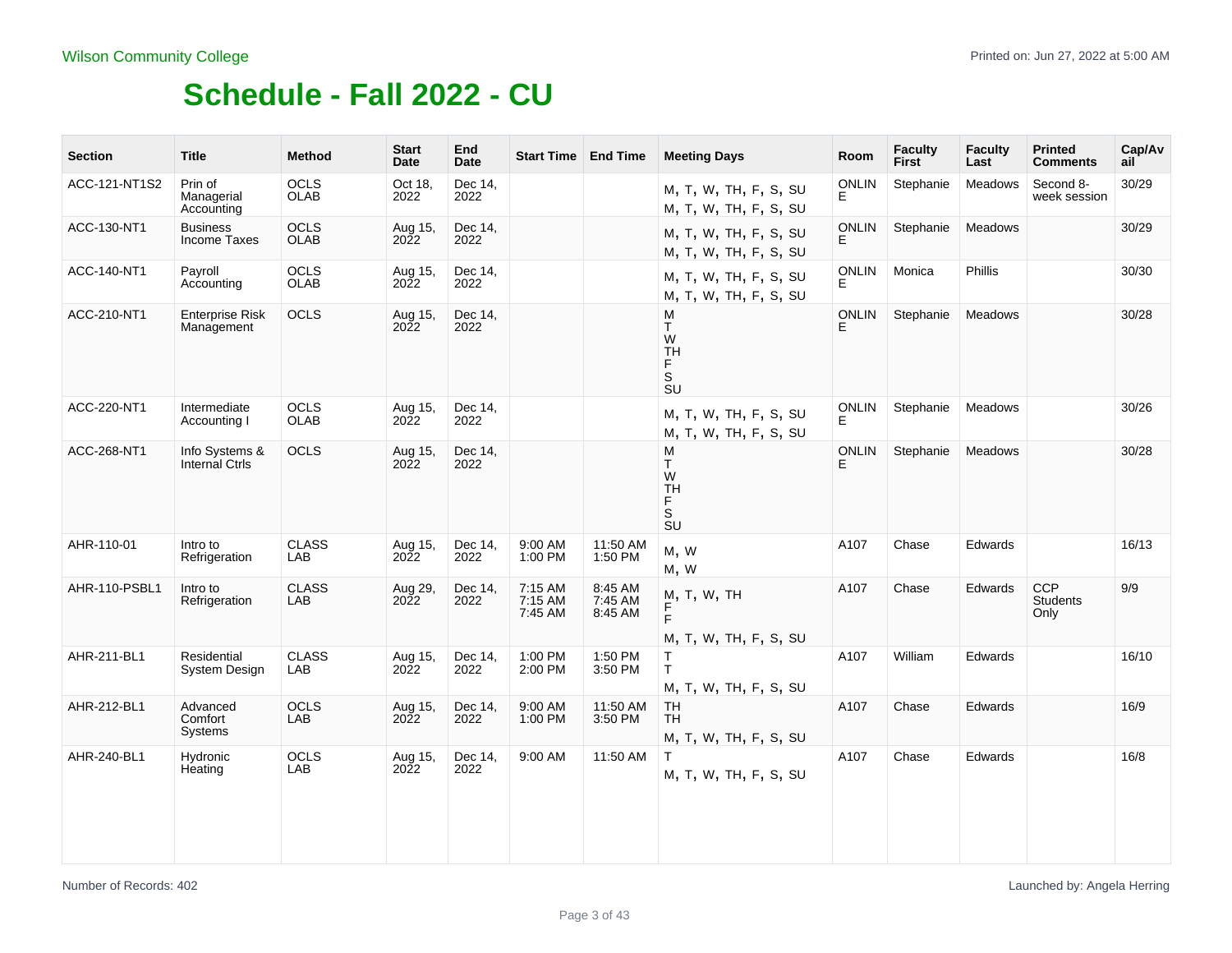Wilson Community College

# Schedule - Fall 2022 - CU

| Section | Title | Method | Start Date | End Date | Start Time | End Time | Meeting Days | Room | Faculty First | Faculty Last | Printed Comments | Cap/Avail |
|---|---|---|---|---|---|---|---|---|---|---|---|---|
| ACC-121-NT1S2 | Prin of Managerial Accounting | OCLS OLAB | Oct 18, 2022 | Dec 14, 2022 | | | M, T, W, TH, F, S, SU<br>M, T, W, TH, F, S, SU | ONLINE | Stephanie | Meadows | Second 8-week session | 30/29 |
| ACC-130-NT1 | Business Income Taxes | OCLS OLAB | Aug 15, 2022 | Dec 14, 2022 | | | M, T, W, TH, F, S, SU<br>M, T, W, TH, F, S, SU | ONLINE | Stephanie | Meadows | | 30/29 |
| ACC-140-NT1 | Payroll Accounting | OCLS OLAB | Aug 15, 2022 | Dec 14, 2022 | | | M, T, W, TH, F, S, SU<br>M, T, W, TH, F, S, SU | ONLINE | Monica | Phillis | | 30/30 |
| ACC-210-NT1 | Enterprise Risk Management | OCLS | Aug 15, 2022 | Dec 14, 2022 | | | M<br>T<br>W<br>TH<br>F<br>S<br>SU | ONLINE | Stephanie | Meadows | | 30/28 |
| ACC-220-NT1 | Intermediate Accounting I | OCLS OLAB | Aug 15, 2022 | Dec 14, 2022 | | | M, T, W, TH, F, S, SU<br>M, T, W, TH, F, S, SU | ONLINE | Stephanie | Meadows | | 30/26 |
| ACC-268-NT1 | Info Systems & Internal Ctrls | OCLS | Aug 15, 2022 | Dec 14, 2022 | | | M<br>T<br>W<br>TH<br>F<br>S<br>SU | ONLINE | Stephanie | Meadows | | 30/28 |
| AHR-110-01 | Intro to Refrigeration | CLASS LAB | Aug 15, 2022 | Dec 14, 2022 | 9:00 AM<br>1:00 PM | 11:50 AM<br>1:50 PM | M, W<br>M, W | A107 | Chase | Edwards | | 16/13 |
| AHR-110-PSBL1 | Intro to Refrigeration | CLASS LAB | Aug 29, 2022 | Dec 14, 2022 | 7:15 AM<br>7:15 AM<br>7:45 AM | 8:45 AM<br>7:45 AM<br>8:45 AM | M, T, W, TH<br>F<br>F<br>M, T, W, TH, F, S, SU | A107 | Chase | Edwards | CCP Students Only | 9/9 |
| AHR-211-BL1 | Residential System Design | CLASS LAB | Aug 15, 2022 | Dec 14, 2022 | 1:00 PM<br>2:00 PM | 1:50 PM<br>3:50 PM | T<br>T<br>M, T, W, TH, F, S, SU | A107 | William | Edwards | | 16/10 |
| AHR-212-BL1 | Advanced Comfort Systems | OCLS LAB | Aug 15, 2022 | Dec 14, 2022 | 9:00 AM<br>1:00 PM | 11:50 AM<br>3:50 PM | TH<br>TH<br>M, T, W, TH, F, S, SU | A107 | Chase | Edwards | | 16/9 |
| AHR-240-BL1 | Hydronic Heating | OCLS LAB | Aug 15, 2022 | Dec 14, 2022 | 9:00 AM | 11:50 AM | T<br>M, T, W, TH, F, S, SU | A107 | Chase | Edwards | | 16/8 |

Number of Records: 402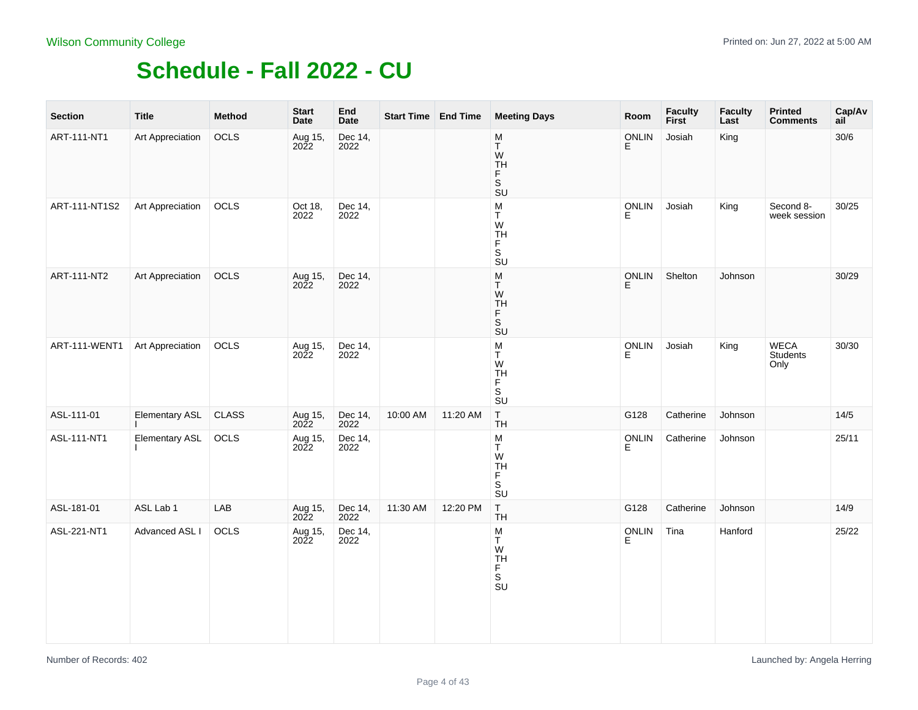Wilson Community College

# Schedule - Fall 2022 - CU

| Section | Title | Method | Start Date | End Date | Start Time | End Time | Meeting Days | Room | Faculty First | Faculty Last | Printed Comments | Cap/Avail |
|---|---|---|---|---|---|---|---|---|---|---|---|---|
| ART-111-NT1 | Art Appreciation | OCLS | Aug 15, 2022 | Dec 14, 2022 | | | M T W TH F S SU | ONLINE | Josiah | King | | 30/6 |
| ART-111-NT1S2 | Art Appreciation | OCLS | Oct 18, 2022 | Dec 14, 2022 | | | M T W TH F S SU | ONLINE | Josiah | King | Second 8-week session | 30/25 |
| ART-111-NT2 | Art Appreciation | OCLS | Aug 15, 2022 | Dec 14, 2022 | | | M T W TH F S SU | ONLINE | Shelton | Johnson | | 30/29 |
| ART-111-WENT1 | Art Appreciation | OCLS | Aug 15, 2022 | Dec 14, 2022 | | | M T W TH F S SU | ONLINE | Josiah | King | WECA Students Only | 30/30 |
| ASL-111-01 | Elementary ASL I | CLASS | Aug 15, 2022 | Dec 14, 2022 | 10:00 AM | 11:20 AM | T TH | G128 | Catherine | Johnson | | 14/5 |
| ASL-111-NT1 | Elementary ASL I | OCLS | Aug 15, 2022 | Dec 14, 2022 | | | M T W TH F S SU | ONLINE | Catherine | Johnson | | 25/11 |
| ASL-181-01 | ASL Lab 1 | LAB | Aug 15, 2022 | Dec 14, 2022 | 11:30 AM | 12:20 PM | T TH | G128 | Catherine | Johnson | | 14/9 |
| ASL-221-NT1 | Advanced ASL I | OCLS | Aug 15, 2022 | Dec 14, 2022 | | | M T W TH F S SU | ONLINE | Tina | Hanford | | 25/22 |

Number of Records: 402

Launched by: Angela Herring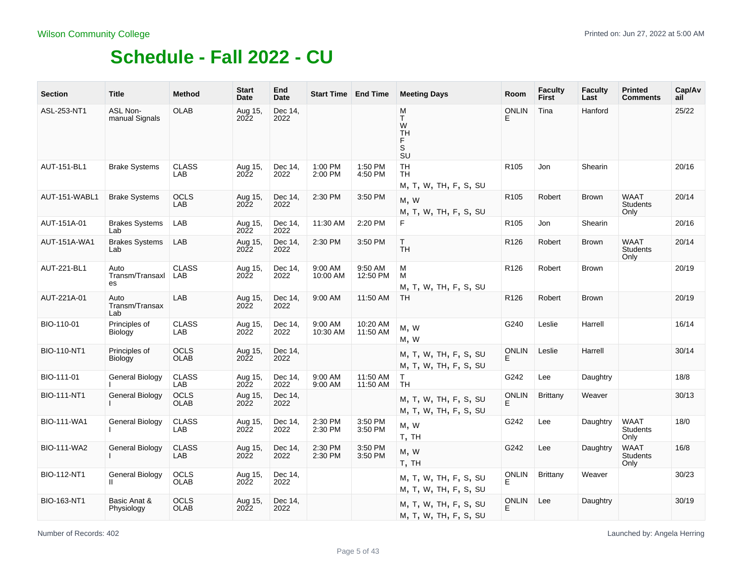Wilson Community College

# Schedule - Fall 2022 - CU

| Section | Title | Method | Start Date | End Date | Start Time | End Time | Meeting Days | Room | Faculty First | Faculty Last | Printed Comments | Cap/Avail |
|---|---|---|---|---|---|---|---|---|---|---|---|---|
| ASL-253-NT1 | ASL Non-manual Signals | OLAB | Aug 15, 2022 | Dec 14, 2022 | | | M T W TH F S SU | ONLINE | Tina | Hanford | | 25/22 |
| AUT-151-BL1 | Brake Systems | CLASS LAB | Aug 15, 2022 | Dec 14, 2022 | 1:00 PM 2:00 PM | 1:50 PM 4:50 PM | TH TH M, T, W, TH, F, S, SU | R105 | Jon | Shearin | | 20/16 |
| AUT-151-WABL1 | Brake Systems | OCLS LAB | Aug 15, 2022 | Dec 14, 2022 | 2:30 PM | 3:50 PM | M, W M, T, W, TH, F, S, SU | R105 | Robert | Brown | WAAT Students Only | 20/14 |
| AUT-151A-01 | Brakes Systems Lab | LAB | Aug 15, 2022 | Dec 14, 2022 | 11:30 AM | 2:20 PM | F | R105 | Jon | Shearin | | 20/16 |
| AUT-151A-WA1 | Brakes Systems Lab | LAB | Aug 15, 2022 | Dec 14, 2022 | 2:30 PM | 3:50 PM | T TH | R126 | Robert | Brown | WAAT Students Only | 20/14 |
| AUT-221-BL1 | Auto Transm/Transaxles | CLASS LAB | Aug 15, 2022 | Dec 14, 2022 | 9:00 AM 10:00 AM | 9:50 AM 12:50 PM | M M M, T, W, TH, F, S, SU | R126 | Robert | Brown | | 20/19 |
| AUT-221A-01 | Auto Transm/Transax Lab | LAB | Aug 15, 2022 | Dec 14, 2022 | 9:00 AM | 11:50 AM | TH | R126 | Robert | Brown | | 20/19 |
| BIO-110-01 | Principles of Biology | CLASS LAB | Aug 15, 2022 | Dec 14, 2022 | 9:00 AM 10:30 AM | 10:20 AM 11:50 AM | M, W M, W | G240 | Leslie | Harrell | | 16/14 |
| BIO-110-NT1 | Principles of Biology | OCLS OLAB | Aug 15, 2022 | Dec 14, 2022 | | | M, T, W, TH, F, S, SU M, T, W, TH, F, S, SU | ONLINE | Leslie | Harrell | | 30/14 |
| BIO-111-01 | General Biology I | CLASS LAB | Aug 15, 2022 | Dec 14, 2022 | 9:00 AM 9:00 AM | 11:50 AM 11:50 AM | T TH | G242 | Lee | Daughtry | | 18/8 |
| BIO-111-NT1 | General Biology I | OCLS OLAB | Aug 15, 2022 | Dec 14, 2022 | | | M, T, W, TH, F, S, SU M, T, W, TH, F, S, SU | ONLINE | Brittany | Weaver | | 30/13 |
| BIO-111-WA1 | General Biology I | CLASS LAB | Aug 15, 2022 | Dec 14, 2022 | 2:30 PM 2:30 PM | 3:50 PM 3:50 PM | M, W T, TH | G242 | Lee | Daughtry | WAAT Students Only | 18/0 |
| BIO-111-WA2 | General Biology I | CLASS LAB | Aug 15, 2022 | Dec 14, 2022 | 2:30 PM 2:30 PM | 3:50 PM 3:50 PM | M, W T, TH | G242 | Lee | Daughtry | WAAT Students Only | 16/8 |
| BIO-112-NT1 | General Biology II | OCLS OLAB | Aug 15, 2022 | Dec 14, 2022 | | | M, T, W, TH, F, S, SU M, T, W, TH, F, S, SU | ONLINE | Brittany | Weaver | | 30/23 |
| BIO-163-NT1 | Basic Anat & Physiology | OCLS OLAB | Aug 15, 2022 | Dec 14, 2022 | | | M, T, W, TH, F, S, SU M, T, W, TH, F, S, SU | ONLINE | Lee | Daughtry | | 30/19 |

Number of Records: 402

Launched by: Angela Herring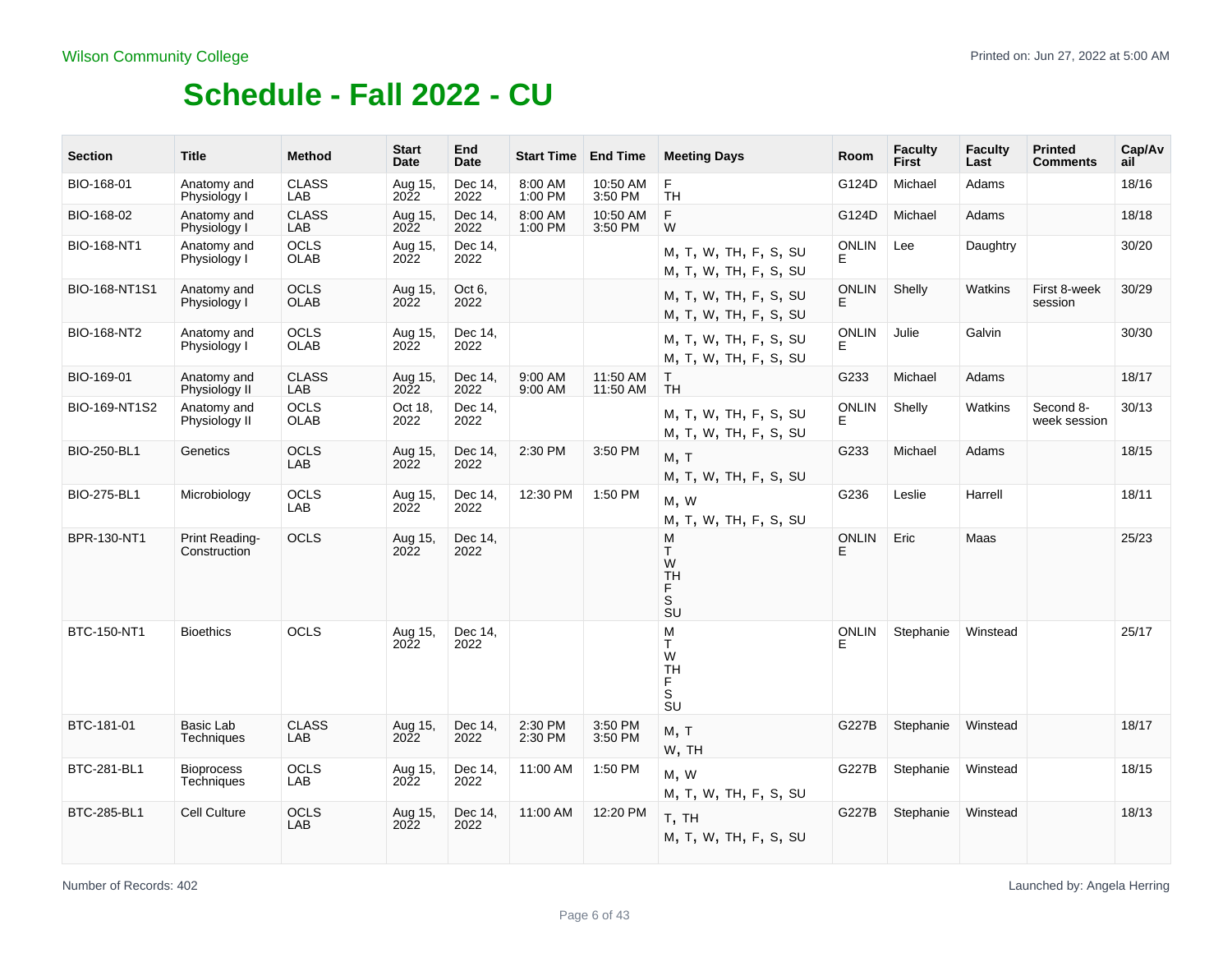Wilson Community College

Printed on: Jun 27, 2022 at 5:00 AM

# Schedule - Fall 2022 - CU

| Section | Title | Method | Start Date | End Date | Start Time | End Time | Meeting Days | Room | Faculty First | Faculty Last | Printed Comments | Cap/Avail |
|---|---|---|---|---|---|---|---|---|---|---|---|---|
| BIO-168-01 | Anatomy and Physiology I | CLASS LAB | Aug 15, 2022 | Dec 14, 2022 | 8:00 AM 1:00 PM | 10:50 AM 3:50 PM | F TH | G124D | Michael | Adams | | 18/16 |
| BIO-168-02 | Anatomy and Physiology I | CLASS LAB | Aug 15, 2022 | Dec 14, 2022 | 8:00 AM 1:00 PM | 10:50 AM 3:50 PM | F W | G124D | Michael | Adams | | 18/18 |
| BIO-168-NT1 | Anatomy and Physiology I | OCLS OLAB | Aug 15, 2022 | Dec 14, 2022 | | | M, T, W, TH, F, S, SU M, T, W, TH, F, S, SU | ONLINE | Lee | Daughtry | | 30/20 |
| BIO-168-NT1S1 | Anatomy and Physiology I | OCLS OLAB | Aug 15, 2022 | Oct 6, 2022 | | | M, T, W, TH, F, S, SU M, T, W, TH, F, S, SU | ONLINE | Shelly | Watkins | First 8-week session | 30/29 |
| BIO-168-NT2 | Anatomy and Physiology I | OCLS OLAB | Aug 15, 2022 | Dec 14, 2022 | | | M, T, W, TH, F, S, SU M, T, W, TH, F, S, SU | ONLINE | Julie | Galvin | | 30/30 |
| BIO-169-01 | Anatomy and Physiology II | CLASS LAB | Aug 15, 2022 | Dec 14, 2022 | 9:00 AM 9:00 AM | 11:50 AM 11:50 AM | T TH | G233 | Michael | Adams | | 18/17 |
| BIO-169-NT1S2 | Anatomy and Physiology II | OCLS OLAB | Oct 18, 2022 | Dec 14, 2022 | | | M, T, W, TH, F, S, SU M, T, W, TH, F, S, SU | ONLINE | Shelly | Watkins | Second 8-week session | 30/13 |
| BIO-250-BL1 | Genetics | OCLS LAB | Aug 15, 2022 | Dec 14, 2022 | 2:30 PM | 3:50 PM | M, T M, T, W, TH, F, S, SU | G233 | Michael | Adams | | 18/15 |
| BIO-275-BL1 | Microbiology | OCLS LAB | Aug 15, 2022 | Dec 14, 2022 | 12:30 PM | 1:50 PM | M, W M, T, W, TH, F, S, SU | G236 | Leslie | Harrell | | 18/11 |
| BPR-130-NT1 | Print Reading-Construction | OCLS | Aug 15, 2022 | Dec 14, 2022 | | | M T W TH F S SU | ONLINE | Eric | Maas | | 25/23 |
| BTC-150-NT1 | Bioethics | OCLS | Aug 15, 2022 | Dec 14, 2022 | | | M T W TH F S SU | ONLINE | Stephanie | Winstead | | 25/17 |
| BTC-181-01 | Basic Lab Techniques | CLASS LAB | Aug 15, 2022 | Dec 14, 2022 | 2:30 PM 2:30 PM | 3:50 PM 3:50 PM | M, T W, TH | G227B | Stephanie | Winstead | | 18/17 |
| BTC-281-BL1 | Bioprocess Techniques | OCLS LAB | Aug 15, 2022 | Dec 14, 2022 | 11:00 AM | 1:50 PM | M, W M, T, W, TH, F, S, SU | G227B | Stephanie | Winstead | | 18/15 |
| BTC-285-BL1 | Cell Culture | OCLS LAB | Aug 15, 2022 | Dec 14, 2022 | 11:00 AM | 12:20 PM | T, TH M, T, W, TH, F, S, SU | G227B | Stephanie | Winstead | | 18/13 |

Number of Records: 402

Launched by: Angela Herring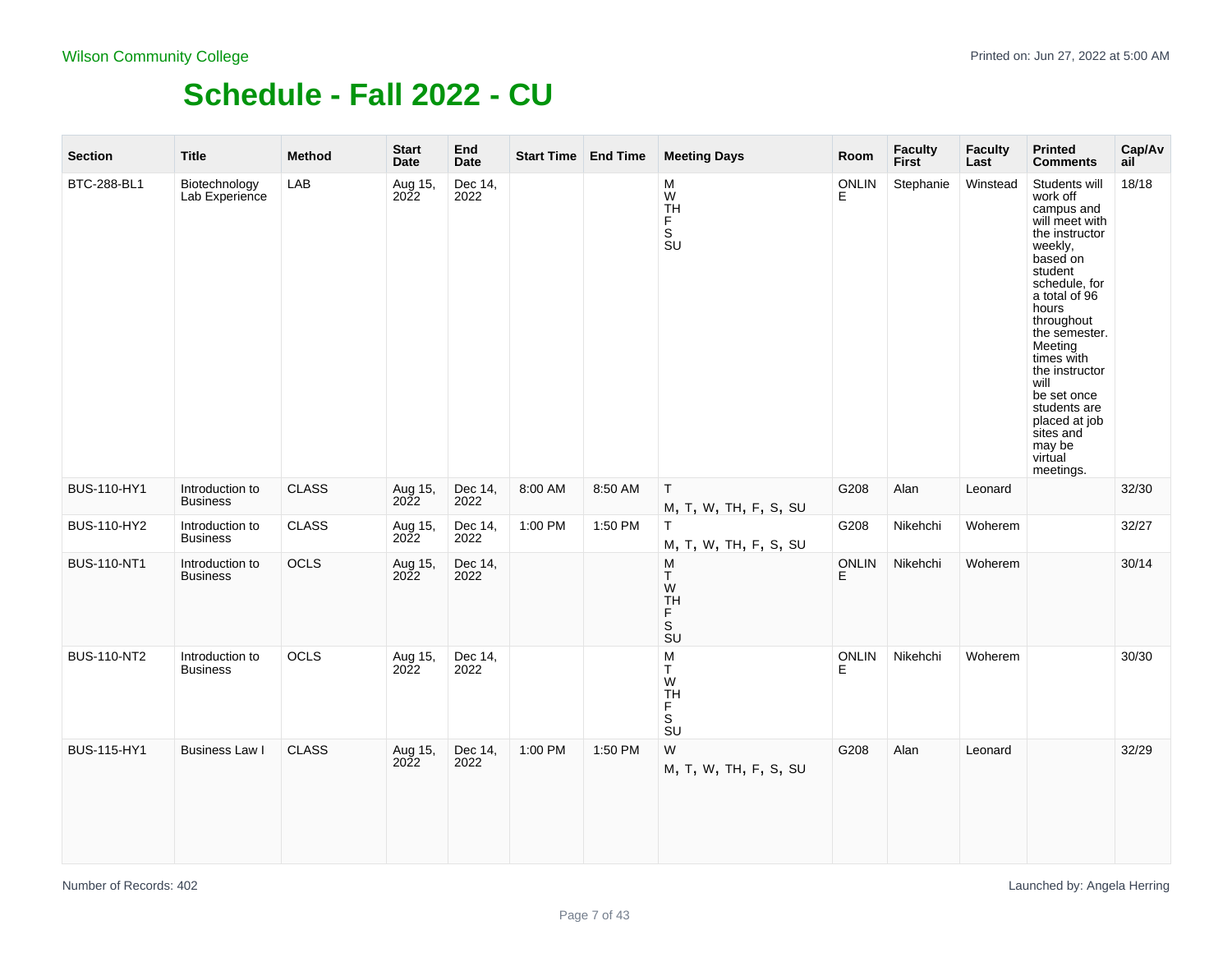Wilson Community College

# Schedule - Fall 2022 - CU

| Section | Title | Method | Start Date | End Date | Start Time | End Time | Meeting Days | Room | Faculty First | Faculty Last | Printed Comments | Cap/Avail |
|---|---|---|---|---|---|---|---|---|---|---|---|---|
| BTC-288-BL1 | Biotechnology Lab Experience | LAB | Aug 15, 2022 | Dec 14, 2022 | | | M W TH F S SU | ONLINE | Stephanie | Winstead | Students will work off campus and will meet with the instructor weekly, based on student schedule, for a total of 96 hours throughout the semester. Meeting times with the instructor will be set once students are placed at job sites and may be virtual meetings. | 18/18 |
| BUS-110-HY1 | Introduction to Business | CLASS | Aug 15, 2022 | Dec 14, 2022 | 8:00 AM | 8:50 AM | T M, T, W, TH, F, S, SU | G208 | Alan | Leonard | | 32/30 |
| BUS-110-HY2 | Introduction to Business | CLASS | Aug 15, 2022 | Dec 14, 2022 | 1:00 PM | 1:50 PM | T M, T, W, TH, F, S, SU | G208 | Nikehchi | Woherem | | 32/27 |
| BUS-110-NT1 | Introduction to Business | OCLS | Aug 15, 2022 | Dec 14, 2022 | | | M T W TH F S SU | ONLINE | Nikehchi | Woherem | | 30/14 |
| BUS-110-NT2 | Introduction to Business | OCLS | Aug 15, 2022 | Dec 14, 2022 | | | M T W TH F S SU | ONLINE | Nikehchi | Woherem | | 30/30 |
| BUS-115-HY1 | Business Law I | CLASS | Aug 15, 2022 | Dec 14, 2022 | 1:00 PM | 1:50 PM | W M, T, W, TH, F, S, SU | G208 | Alan | Leonard | | 32/29 |

Number of Records: 402

Launched by: Angela Herring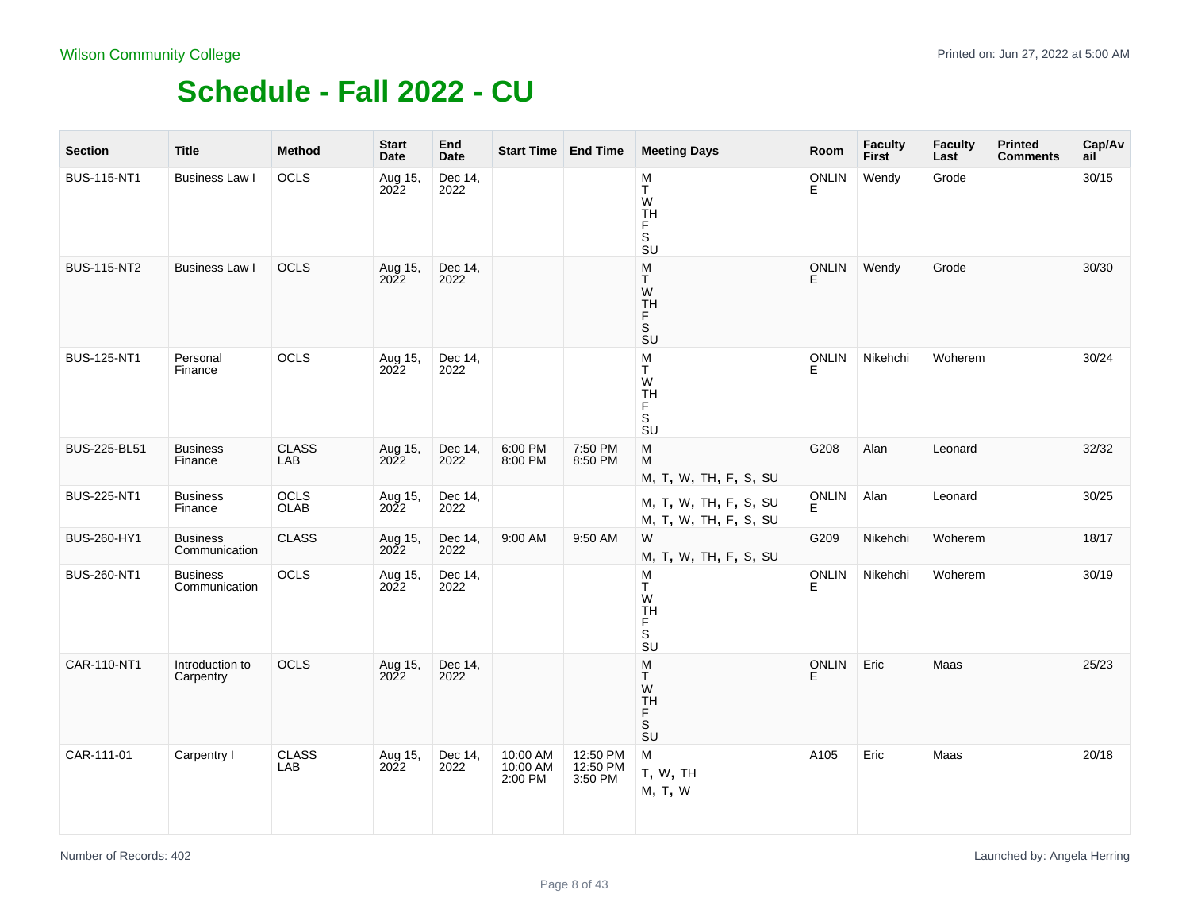Wilson Community College

# Schedule - Fall 2022 - CU

| Section | Title | Method | Start Date | End Date | Start Time | End Time | Meeting Days | Room | Faculty First | Faculty Last | Printed Comments | Cap/Avail |
|---|---|---|---|---|---|---|---|---|---|---|---|---|
| BUS-115-NT1 | Business Law I | OCLS | Aug 15, 2022 | Dec 14, 2022 | | | M T W TH F S SU | ONLINE | Wendy | Grode | | 30/15 |
| BUS-115-NT2 | Business Law I | OCLS | Aug 15, 2022 | Dec 14, 2022 | | | M T W TH F S SU | ONLINE | Wendy | Grode | | 30/30 |
| BUS-125-NT1 | Personal Finance | OCLS | Aug 15, 2022 | Dec 14, 2022 | | | M T W TH F S SU | ONLINE | Nikehchi | Woherem | | 30/24 |
| BUS-225-BL51 | Business Finance | CLASS LAB | Aug 15, 2022 | Dec 14, 2022 | 6:00 PM 8:00 PM | 7:50 PM 8:50 PM | M M M, T, W, TH, F, S, SU | G208 | Alan | Leonard | | 32/32 |
| BUS-225-NT1 | Business Finance | OCLS OLAB | Aug 15, 2022 | Dec 14, 2022 | | | M, T, W, TH, F, S, SU M, T, W, TH, F, S, SU | ONLINE | Alan | Leonard | | 30/25 |
| BUS-260-HY1 | Business Communication | CLASS | Aug 15, 2022 | Dec 14, 2022 | 9:00 AM | 9:50 AM | W M, T, W, TH, F, S, SU | G209 | Nikehchi | Woherem | | 18/17 |
| BUS-260-NT1 | Business Communication | OCLS | Aug 15, 2022 | Dec 14, 2022 | | | M T W TH F S SU | ONLINE | Nikehchi | Woherem | | 30/19 |
| CAR-110-NT1 | Introduction to Carpentry | OCLS | Aug 15, 2022 | Dec 14, 2022 | | | M T W TH F S SU | ONLINE | Eric | Maas | | 25/23 |
| CAR-111-01 | Carpentry I | CLASS LAB | Aug 15, 2022 | Dec 14, 2022 | 10:00 AM 10:00 AM 2:00 PM | 12:50 PM 12:50 PM 3:50 PM | M T, W, TH M, T, W | A105 | Eric | Maas | | 20/18 |

Number of Records: 402

Launched by: Angela Herring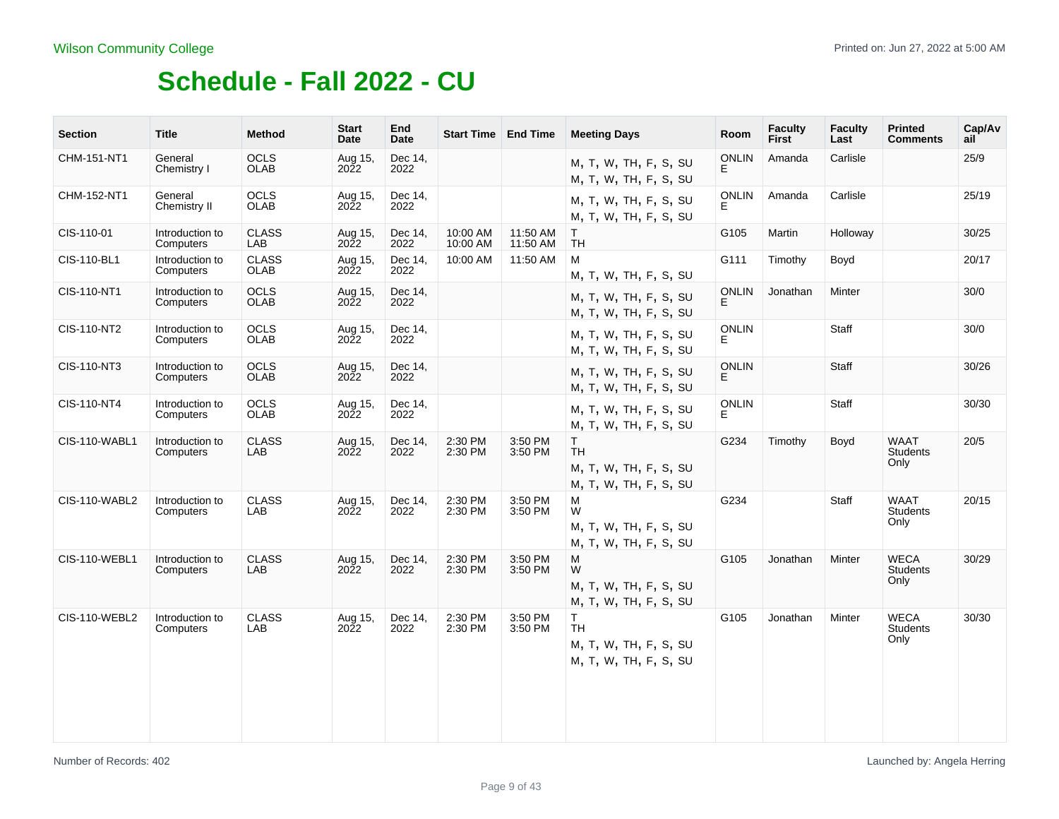Wilson Community College

# Schedule - Fall 2022 - CU

| Section | Title | Method | Start Date | End Date | Start Time | End Time | Meeting Days | Room | Faculty First | Faculty Last | Printed Comments | Cap/Avail |
|---|---|---|---|---|---|---|---|---|---|---|---|---|
| CHM-151-NT1 | General Chemistry I | OCLS OLAB | Aug 15, 2022 | Dec 14, 2022 | | | M, T, W, TH, F, S, SU M, T, W, TH, F, S, SU | ONLINE | Amanda | Carlisle | | 25/9 |
| CHM-152-NT1 | General Chemistry II | OCLS OLAB | Aug 15, 2022 | Dec 14, 2022 | | | M, T, W, TH, F, S, SU M, T, W, TH, F, S, SU | ONLINE | Amanda | Carlisle | | 25/19 |
| CIS-110-01 | Introduction to Computers | CLASS LAB | Aug 15, 2022 | Dec 14, 2022 | 10:00 AM 10:00 AM | 11:50 AM 11:50 AM | T TH | G105 | Martin | Holloway | | 30/25 |
| CIS-110-BL1 | Introduction to Computers | CLASS OLAB | Aug 15, 2022 | Dec 14, 2022 | 10:00 AM | 11:50 AM | M M, T, W, TH, F, S, SU | G111 | Timothy | Boyd | | 20/17 |
| CIS-110-NT1 | Introduction to Computers | OCLS OLAB | Aug 15, 2022 | Dec 14, 2022 | | | M, T, W, TH, F, S, SU M, T, W, TH, F, S, SU | ONLINE | Jonathan | Minter | | 30/0 |
| CIS-110-NT2 | Introduction to Computers | OCLS OLAB | Aug 15, 2022 | Dec 14, 2022 | | | M, T, W, TH, F, S, SU M, T, W, TH, F, S, SU | ONLINE | | Staff | | 30/0 |
| CIS-110-NT3 | Introduction to Computers | OCLS OLAB | Aug 15, 2022 | Dec 14, 2022 | | | M, T, W, TH, F, S, SU M, T, W, TH, F, S, SU | ONLINE | | Staff | | 30/26 |
| CIS-110-NT4 | Introduction to Computers | OCLS OLAB | Aug 15, 2022 | Dec 14, 2022 | | | M, T, W, TH, F, S, SU M, T, W, TH, F, S, SU | ONLINE | | Staff | | 30/30 |
| CIS-110-WABL1 | Introduction to Computers | CLASS LAB | Aug 15, 2022 | Dec 14, 2022 | 2:30 PM 2:30 PM | 3:50 PM 3:50 PM | T TH M, T, W, TH, F, S, SU M, T, W, TH, F, S, SU | G234 | Timothy | Boyd | WAAT Students Only | 20/5 |
| CIS-110-WABL2 | Introduction to Computers | CLASS LAB | Aug 15, 2022 | Dec 14, 2022 | 2:30 PM 2:30 PM | 3:50 PM 3:50 PM | M W M, T, W, TH, F, S, SU M, T, W, TH, F, S, SU | G234 | | Staff | WAAT Students Only | 20/15 |
| CIS-110-WEBL1 | Introduction to Computers | CLASS LAB | Aug 15, 2022 | Dec 14, 2022 | 2:30 PM 2:30 PM | 3:50 PM 3:50 PM | M W M, T, W, TH, F, S, SU M, T, W, TH, F, S, SU | G105 | Jonathan | Minter | WECA Students Only | 30/29 |
| CIS-110-WEBL2 | Introduction to Computers | CLASS LAB | Aug 15, 2022 | Dec 14, 2022 | 2:30 PM 2:30 PM | 3:50 PM 3:50 PM | T TH M, T, W, TH, F, S, SU M, T, W, TH, F, S, SU | G105 | Jonathan | Minter | WECA Students Only | 30/30 |

Number of Records: 402

Launched by: Angela Herring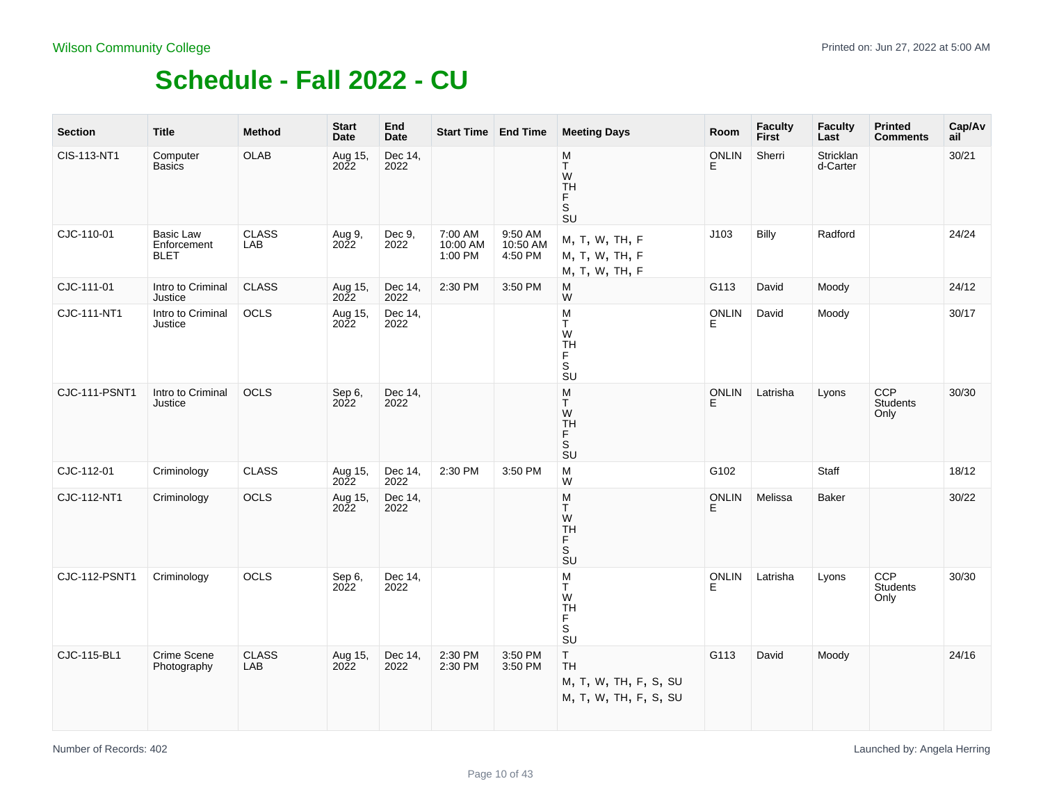Wilson Community College

# Schedule - Fall 2022 - CU

| Section | Title | Method | Start Date | End Date | Start Time | End Time | Meeting Days | Room | Faculty First | Faculty Last | Printed Comments | Cap/Avail |
|---|---|---|---|---|---|---|---|---|---|---|---|---|
| CIS-113-NT1 | Computer Basics | OLAB | Aug 15, 2022 | Dec 14, 2022 | | | M T W TH F S SU | ONLINE | Sherri | Strickland-Carter | | 30/21 |
| CJC-110-01 | Basic Law Enforcement BLET | CLASS LAB | Aug 9, 2022 | Dec 9, 2022 | 7:00 AM 10:00 AM 1:00 PM | 9:50 AM 10:50 AM 4:50 PM | M, T, W, TH, F M, T, W, TH, F M, T, W, TH, F | J103 | Billy | Radford | | 24/24 |
| CJC-111-01 | Intro to Criminal Justice | CLASS | Aug 15, 2022 | Dec 14, 2022 | 2:30 PM | 3:50 PM | M W | G113 | David | Moody | | 24/12 |
| CJC-111-NT1 | Intro to Criminal Justice | OCLS | Aug 15, 2022 | Dec 14, 2022 | | | M T W TH F S SU | ONLINE | David | Moody | | 30/17 |
| CJC-111-PSNT1 | Intro to Criminal Justice | OCLS | Sep 6, 2022 | Dec 14, 2022 | | | M T W TH F S SU | ONLINE | Latrisha | Lyons | CCP Students Only | 30/30 |
| CJC-112-01 | Criminology | CLASS | Aug 15, 2022 | Dec 14, 2022 | 2:30 PM | 3:50 PM | M W | G102 | | Staff | | 18/12 |
| CJC-112-NT1 | Criminology | OCLS | Aug 15, 2022 | Dec 14, 2022 | | | M T W TH F S SU | ONLINE | Melissa | Baker | | 30/22 |
| CJC-112-PSNT1 | Criminology | OCLS | Sep 6, 2022 | Dec 14, 2022 | | | M T W TH F S SU | ONLINE | Latrisha | Lyons | CCP Students Only | 30/30 |
| CJC-115-BL1 | Crime Scene Photography | CLASS LAB | Aug 15, 2022 | Dec 14, 2022 | 2:30 PM 2:30 PM | 3:50 PM 3:50 PM | T TH M, T, W, TH, F, S, SU M, T, W, TH, F, S, SU | G113 | David | Moody | | 24/16 |

Number of Records: 402

Launched by: Angela Herring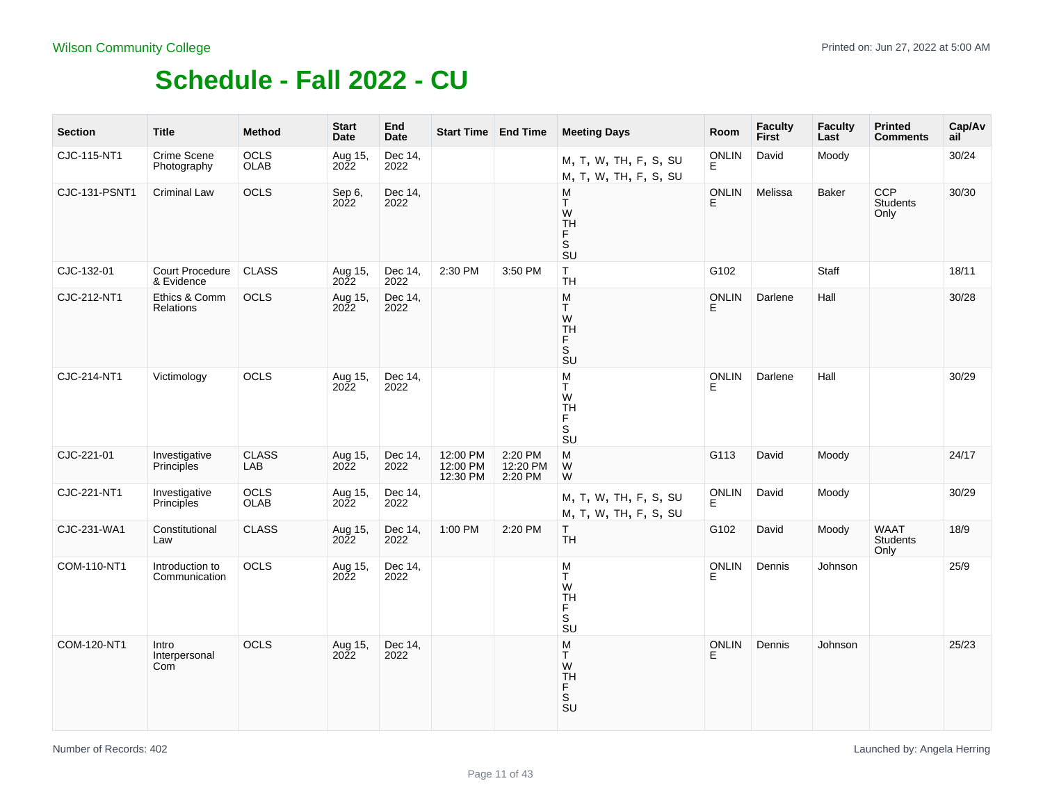Wilson Community College

Printed on: Jun 27, 2022 at 5:00 AM

# Schedule - Fall 2022 - CU

| Section | Title | Method | Start Date | End Date | Start Time | End Time | Meeting Days | Room | Faculty First | Faculty Last | Printed Comments | Cap/Avail |
|---|---|---|---|---|---|---|---|---|---|---|---|---|
| CJC-115-NT1 | Crime Scene Photography | OCLS OLAB | Aug 15, 2022 | Dec 14, 2022 | | | M, T, W, TH, F, S, SU M, T, W, TH, F, S, SU | ONLINE | David | Moody | | 30/24 |
| CJC-131-PSNT1 | Criminal Law | OCLS | Sep 6, 2022 | Dec 14, 2022 | | | M T W TH F S SU | ONLINE | Melissa | Baker | CCP Students Only | 30/30 |
| CJC-132-01 | Court Procedure & Evidence | CLASS | Aug 15, 2022 | Dec 14, 2022 | 2:30 PM | 3:50 PM | T TH | G102 | | Staff | | 18/11 |
| CJC-212-NT1 | Ethics & Comm Relations | OCLS | Aug 15, 2022 | Dec 14, 2022 | | | M T W TH F S SU | ONLINE | Darlene | Hall | | 30/28 |
| CJC-214-NT1 | Victimology | OCLS | Aug 15, 2022 | Dec 14, 2022 | | | M T W TH F S SU | ONLINE | Darlene | Hall | | 30/29 |
| CJC-221-01 | Investigative Principles | CLASS LAB | Aug 15, 2022 | Dec 14, 2022 | 12:00 PM 12:00 PM 12:30 PM | 2:20 PM 12:20 PM 2:20 PM | M W W | G113 | David | Moody | | 24/17 |
| CJC-221-NT1 | Investigative Principles | OCLS OLAB | Aug 15, 2022 | Dec 14, 2022 | | | M, T, W, TH, F, S, SU M, T, W, TH, F, S, SU | ONLINE | David | Moody | | 30/29 |
| CJC-231-WA1 | Constitutional Law | CLASS | Aug 15, 2022 | Dec 14, 2022 | 1:00 PM | 2:20 PM | T TH | G102 | David | Moody | WAAT Students Only | 18/9 |
| COM-110-NT1 | Introduction to Communication | OCLS | Aug 15, 2022 | Dec 14, 2022 | | | M T W TH F S SU | ONLINE | Dennis | Johnson | | 25/9 |
| COM-120-NT1 | Intro Interpersonal Com | OCLS | Aug 15, 2022 | Dec 14, 2022 | | | M T W TH F S SU | ONLINE | Dennis | Johnson | | 25/23 |

Number of Records: 402

Launched by: Angela Herring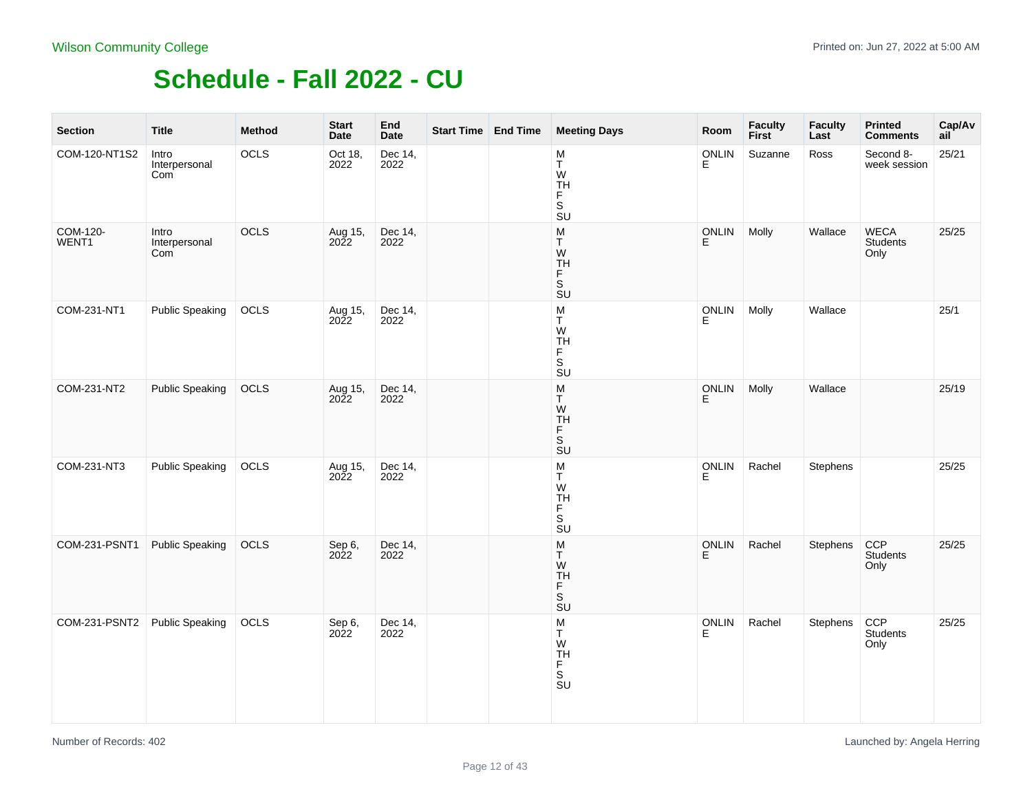Wilson Community College

# Schedule - Fall 2022 - CU

| Section | Title | Method | Start Date | End Date | Start Time | End Time | Meeting Days | Room | Faculty First | Faculty Last | Printed Comments | Cap/Avail |
|---|---|---|---|---|---|---|---|---|---|---|---|---|
| COM-120-NT1S2 | Intro Interpersonal Com | OCLS | Oct 18, 2022 | Dec 14, 2022 | | | M T W TH F S SU | ONLINE | Suzanne | Ross | Second 8-week session | 25/21 |
| COM-120-WENT1 | Intro Interpersonal Com | OCLS | Aug 15, 2022 | Dec 14, 2022 | | | M T W TH F S SU | ONLINE | Molly | Wallace | WECA Students Only | 25/25 |
| COM-231-NT1 | Public Speaking | OCLS | Aug 15, 2022 | Dec 14, 2022 | | | M T W TH F S SU | ONLINE | Molly | Wallace | | 25/1 |
| COM-231-NT2 | Public Speaking | OCLS | Aug 15, 2022 | Dec 14, 2022 | | | M T W TH F S SU | ONLINE | Molly | Wallace | | 25/19 |
| COM-231-NT3 | Public Speaking | OCLS | Aug 15, 2022 | Dec 14, 2022 | | | M T W TH F S SU | ONLINE | Rachel | Stephens | | 25/25 |
| COM-231-PSNT1 | Public Speaking | OCLS | Sep 6, 2022 | Dec 14, 2022 | | | M T W TH F S SU | ONLINE | Rachel | Stephens | CCP Students Only | 25/25 |
| COM-231-PSNT2 | Public Speaking | OCLS | Sep 6, 2022 | Dec 14, 2022 | | | M T W TH F S SU | ONLINE | Rachel | Stephens | CCP Students Only | 25/25 |

Number of Records: 402

Launched by: Angela Herring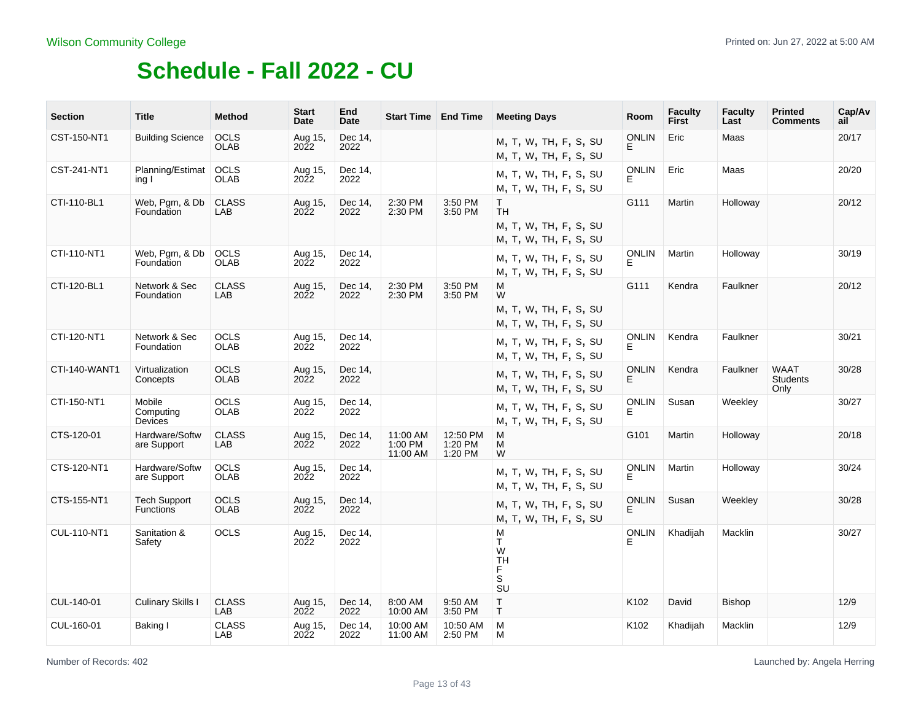Wilson Community College

# Schedule - Fall 2022 - CU

| Section | Title | Method | Start Date | End Date | Start Time | End Time | Meeting Days | Room | Faculty First | Faculty Last | Printed Comments | Cap/Avail |
|---|---|---|---|---|---|---|---|---|---|---|---|---|
| CST-150-NT1 | Building Science | OCLS OLAB | Aug 15, 2022 | Dec 14, 2022 | | | M, T, W, TH, F, S, SU M, T, W, TH, F, S, SU | ONLINE | Eric | Maas | | 20/17 |
| CST-241-NT1 | Planning/Estimating I | OCLS OLAB | Aug 15, 2022 | Dec 14, 2022 | | | M, T, W, TH, F, S, SU M, T, W, TH, F, S, SU | ONLINE | Eric | Maas | | 20/20 |
| CTI-110-BL1 | Web, Pgm, & Db Foundation | CLASS LAB | Aug 15, 2022 | Dec 14, 2022 | 2:30 PM 2:30 PM | 3:50 PM 3:50 PM | T TH M, T, W, TH, F, S, SU M, T, W, TH, F, S, SU | G111 | Martin | Holloway | | 20/12 |
| CTI-110-NT1 | Web, Pgm, & Db Foundation | OCLS OLAB | Aug 15, 2022 | Dec 14, 2022 | | | M, T, W, TH, F, S, SU M, T, W, TH, F, S, SU | ONLINE | Martin | Holloway | | 30/19 |
| CTI-120-BL1 | Network & Sec Foundation | CLASS LAB | Aug 15, 2022 | Dec 14, 2022 | 2:30 PM 2:30 PM | 3:50 PM 3:50 PM | M W M, T, W, TH, F, S, SU M, T, W, TH, F, S, SU | G111 | Kendra | Faulkner | | 20/12 |
| CTI-120-NT1 | Network & Sec Foundation | OCLS OLAB | Aug 15, 2022 | Dec 14, 2022 | | | M, T, W, TH, F, S, SU M, T, W, TH, F, S, SU | ONLINE | Kendra | Faulkner | | 30/21 |
| CTI-140-WANT1 | Virtualization Concepts | OCLS OLAB | Aug 15, 2022 | Dec 14, 2022 | | | M, T, W, TH, F, S, SU M, T, W, TH, F, S, SU | ONLINE | Kendra | Faulkner | WAAT Students Only | 30/28 |
| CTI-150-NT1 | Mobile Computing Devices | OCLS OLAB | Aug 15, 2022 | Dec 14, 2022 | | | M, T, W, TH, F, S, SU M, T, W, TH, F, S, SU | ONLINE | Susan | Weekley | | 30/27 |
| CTS-120-01 | Hardware/Software Support | CLASS LAB | Aug 15, 2022 | Dec 14, 2022 | 11:00 AM 1:00 PM 11:00 AM | 12:50 PM 1:20 PM 1:20 PM | M M W | G101 | Martin | Holloway | | 20/18 |
| CTS-120-NT1 | Hardware/Software Support | OCLS OLAB | Aug 15, 2022 | Dec 14, 2022 | | | M, T, W, TH, F, S, SU M, T, W, TH, F, S, SU | ONLINE | Martin | Holloway | | 30/24 |
| CTS-155-NT1 | Tech Support Functions | OCLS OLAB | Aug 15, 2022 | Dec 14, 2022 | | | M, T, W, TH, F, S, SU M, T, W, TH, F, S, SU | ONLINE | Susan | Weekley | | 30/28 |
| CUL-110-NT1 | Sanitation & Safety | OCLS | Aug 15, 2022 | Dec 14, 2022 | | | M T W TH F S SU | ONLINE | Khadijah | Macklin | | 30/27 |
| CUL-140-01 | Culinary Skills I | CLASS LAB | Aug 15, 2022 | Dec 14, 2022 | 8:00 AM 10:00 AM | 9:50 AM 3:50 PM | T T | K102 | David | Bishop | | 12/9 |
| CUL-160-01 | Baking I | CLASS LAB | Aug 15, 2022 | Dec 14, 2022 | 10:00 AM 11:00 AM | 10:50 AM 2:50 PM | M M | K102 | Khadijah | Macklin | | 12/9 |

Number of Records: 402

Launched by: Angela Herring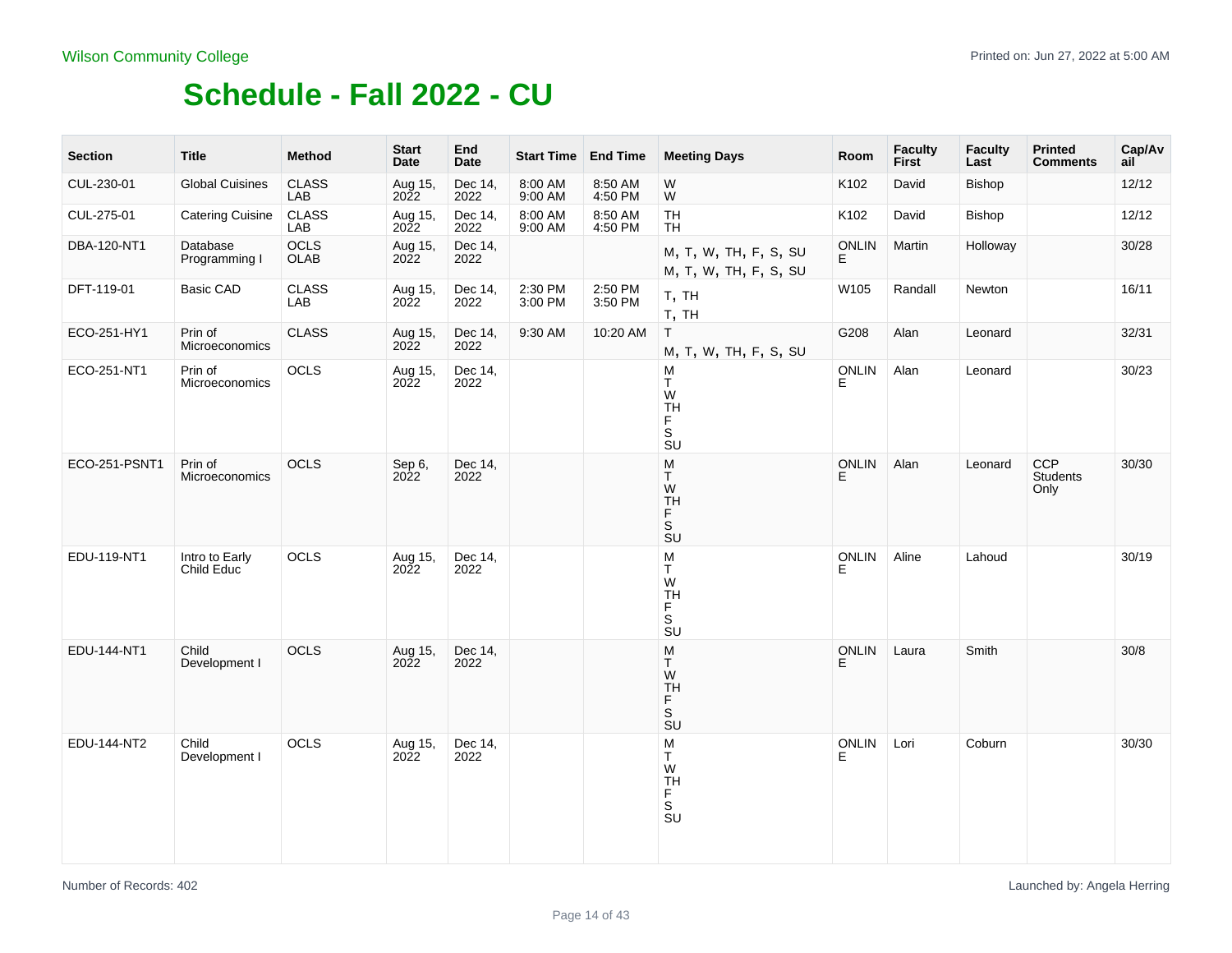Wilson Community College

# Schedule - Fall 2022 - CU

| Section | Title | Method | Start Date | End Date | Start Time | End Time | Meeting Days | Room | Faculty First | Faculty Last | Printed Comments | Cap/Avail |
|---|---|---|---|---|---|---|---|---|---|---|---|---|
| CUL-230-01 | Global Cuisines | CLASS LAB | Aug 15, 2022 | Dec 14, 2022 | 8:00 AM 9:00 AM | 8:50 AM 4:50 PM | W W | K102 | David | Bishop | | 12/12 |
| CUL-275-01 | Catering Cuisine | CLASS LAB | Aug 15, 2022 | Dec 14, 2022 | 8:00 AM 9:00 AM | 8:50 AM 4:50 PM | TH TH | K102 | David | Bishop | | 12/12 |
| DBA-120-NT1 | Database Programming I | OCLS OLAB | Aug 15, 2022 | Dec 14, 2022 | | | M, T, W, TH, F, S, SU M, T, W, TH, F, S, SU | ONLINE | Martin | Holloway | | 30/28 |
| DFT-119-01 | Basic CAD | CLASS LAB | Aug 15, 2022 | Dec 14, 2022 | 2:30 PM 3:00 PM | 2:50 PM 3:50 PM | T, TH T, TH | W105 | Randall | Newton | | 16/11 |
| ECO-251-HY1 | Prin of Microeconomics | CLASS | Aug 15, 2022 | Dec 14, 2022 | 9:30 AM | 10:20 AM | T M, T, W, TH, F, S, SU | G208 | Alan | Leonard | | 32/31 |
| ECO-251-NT1 | Prin of Microeconomics | OCLS | Aug 15, 2022 | Dec 14, 2022 | | | M T W TH F S SU | ONLINE | Alan | Leonard | | 30/23 |
| ECO-251-PSNT1 | Prin of Microeconomics | OCLS | Sep 6, 2022 | Dec 14, 2022 | | | M T W TH F S SU | ONLINE | Alan | Leonard | CCP Students Only | 30/30 |
| EDU-119-NT1 | Intro to Early Child Educ | OCLS | Aug 15, 2022 | Dec 14, 2022 | | | M T W TH F S SU | ONLINE | Aline | Lahoud | | 30/19 |
| EDU-144-NT1 | Child Development I | OCLS | Aug 15, 2022 | Dec 14, 2022 | | | M T W TH F S SU | ONLINE | Laura | Smith | | 30/8 |
| EDU-144-NT2 | Child Development I | OCLS | Aug 15, 2022 | Dec 14, 2022 | | | M T W TH F S SU | ONLINE | Lori | Coburn | | 30/30 |

Number of Records: 402

Launched by: Angela Herring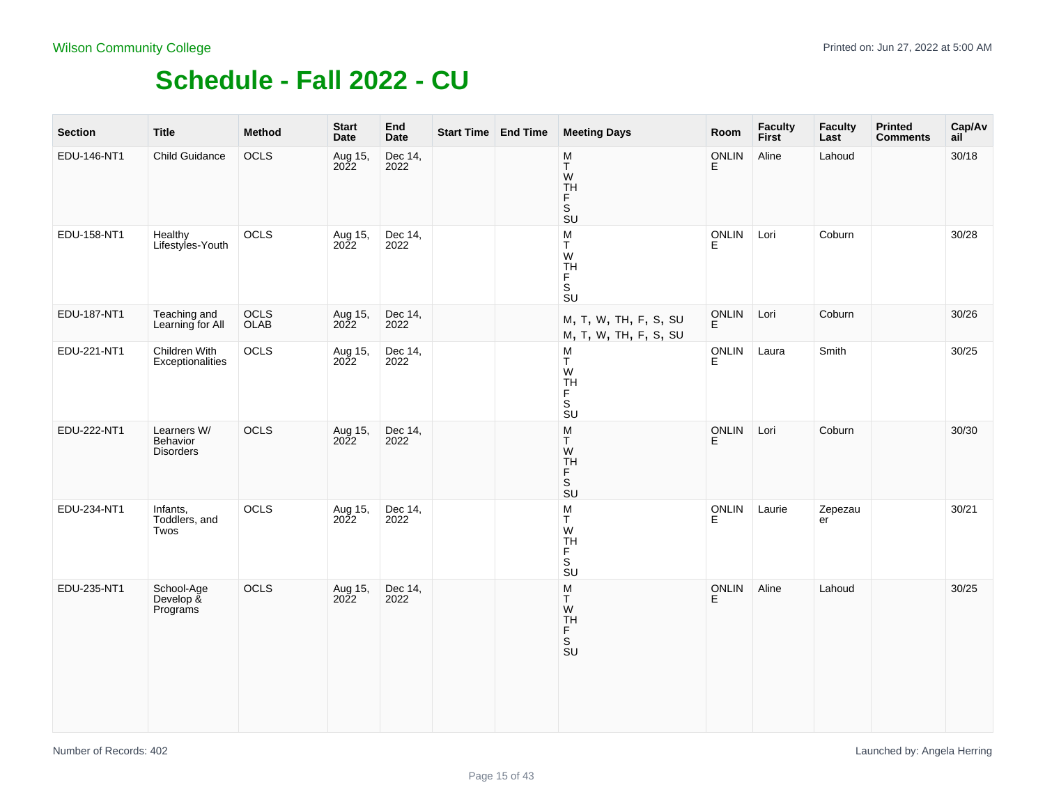Wilson Community College

# Schedule - Fall 2022 - CU

| Section | Title | Method | Start Date | End Date | Start Time | End Time | Meeting Days | Room | Faculty First | Faculty Last | Printed Comments | Cap/Avail |
|---|---|---|---|---|---|---|---|---|---|---|---|---|
| EDU-146-NT1 | Child Guidance | OCLS | Aug 15, 2022 | Dec 14, 2022 | | | M T W TH F S SU | ONLINE | Aline | Lahoud | | 30/18 |
| EDU-158-NT1 | Healthy Lifestyles-Youth | OCLS | Aug 15, 2022 | Dec 14, 2022 | | | M T W TH F S SU | ONLINE | Lori | Coburn | | 30/28 |
| EDU-187-NT1 | Teaching and Learning for All | OCLS OLAB | Aug 15, 2022 | Dec 14, 2022 | | | M, T, W, TH, F, S, SU M, T, W, TH, F, S, SU | ONLINE | Lori | Coburn | | 30/26 |
| EDU-221-NT1 | Children With Exceptionalities | OCLS | Aug 15, 2022 | Dec 14, 2022 | | | M T W TH F S SU | ONLINE | Laura | Smith | | 30/25 |
| EDU-222-NT1 | Learners W/ Behavior Disorders | OCLS | Aug 15, 2022 | Dec 14, 2022 | | | M T W TH F S SU | ONLINE | Lori | Coburn | | 30/30 |
| EDU-234-NT1 | Infants, Toddlers, and Twos | OCLS | Aug 15, 2022 | Dec 14, 2022 | | | M T W TH F S SU | ONLINE | Laurie | Zepezauer | | 30/21 |
| EDU-235-NT1 | School-Age Develop & Programs | OCLS | Aug 15, 2022 | Dec 14, 2022 | | | M T W TH F S SU | ONLINE | Aline | Lahoud | | 30/25 |

Number of Records: 402

Launched by: Angela Herring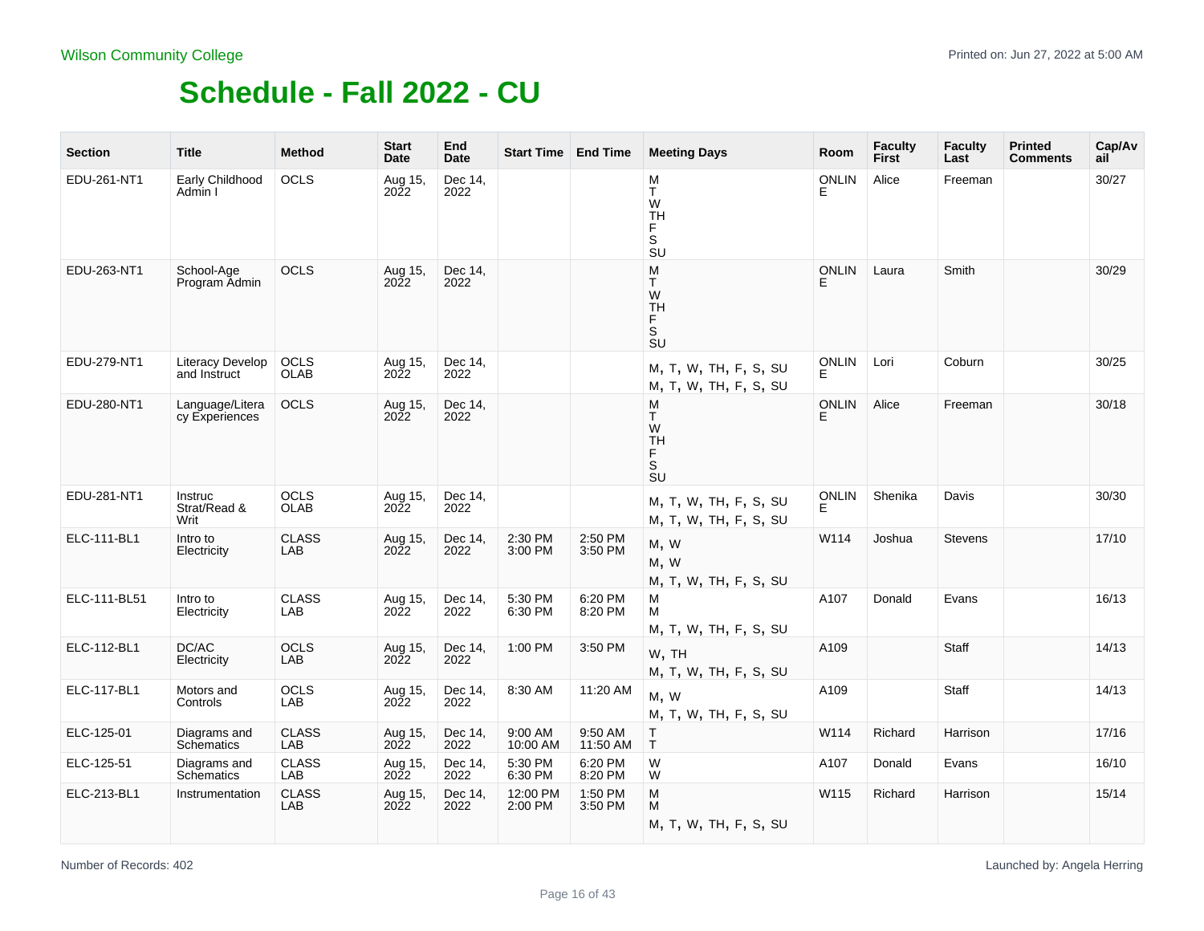Wilson Community College

Printed on: Jun 27, 2022 at 5:00 AM

# Schedule - Fall 2022 - CU

| Section | Title | Method | Start Date | End Date | Start Time | End Time | Meeting Days | Room | Faculty First | Faculty Last | Printed Comments | Cap/Avail |
|---|---|---|---|---|---|---|---|---|---|---|---|---|
| EDU-261-NT1 | Early Childhood Admin I | OCLS | Aug 15, 2022 | Dec 14, 2022 | | | M T W TH F S SU | ONLINE | Alice | Freeman | | 30/27 |
| EDU-263-NT1 | School-Age Program Admin | OCLS | Aug 15, 2022 | Dec 14, 2022 | | | M T W TH F S SU | ONLINE | Laura | Smith | | 30/29 |
| EDU-279-NT1 | Literacy Develop and Instruct | OCLS OLAB | Aug 15, 2022 | Dec 14, 2022 | | | M, T, W, TH, F, S, SU M, T, W, TH, F, S, SU | ONLINE | Lori | Coburn | | 30/25 |
| EDU-280-NT1 | Language/Literacy Experiences | OCLS | Aug 15, 2022 | Dec 14, 2022 | | | M T W TH F S SU | ONLINE | Alice | Freeman | | 30/18 |
| EDU-281-NT1 | Instruc Strat/Read & Writ | OCLS OLAB | Aug 15, 2022 | Dec 14, 2022 | | | M, T, W, TH, F, S, SU M, T, W, TH, F, S, SU | ONLINE | Shenika | Davis | | 30/30 |
| ELC-111-BL1 | Intro to Electricity | CLASS LAB | Aug 15, 2022 | Dec 14, 2022 | 2:30 PM 3:00 PM | 2:50 PM 3:50 PM | M, W M, W M, T, W, TH, F, S, SU | W114 | Joshua | Stevens | | 17/10 |
| ELC-111-BL51 | Intro to Electricity | CLASS LAB | Aug 15, 2022 | Dec 14, 2022 | 5:30 PM 6:30 PM | 6:20 PM 8:20 PM | M M M, T, W, TH, F, S, SU | A107 | Donald | Evans | | 16/13 |
| ELC-112-BL1 | DC/AC Electricity | OCLS LAB | Aug 15, 2022 | Dec 14, 2022 | 1:00 PM | 3:50 PM | W, TH M, T, W, TH, F, S, SU | A109 | | Staff | | 14/13 |
| ELC-117-BL1 | Motors and Controls | OCLS LAB | Aug 15, 2022 | Dec 14, 2022 | 8:30 AM | 11:20 AM | M, W M, T, W, TH, F, S, SU | A109 | | Staff | | 14/13 |
| ELC-125-01 | Diagrams and Schematics | CLASS LAB | Aug 15, 2022 | Dec 14, 2022 | 9:00 AM 10:00 AM | 9:50 AM 11:50 AM | T T | W114 | Richard | Harrison | | 17/16 |
| ELC-125-51 | Diagrams and Schematics | CLASS LAB | Aug 15, 2022 | Dec 14, 2022 | 5:30 PM 6:30 PM | 6:20 PM 8:20 PM | W W | A107 | Donald | Evans | | 16/10 |
| ELC-213-BL1 | Instrumentation | CLASS LAB | Aug 15, 2022 | Dec 14, 2022 | 12:00 PM 2:00 PM | 1:50 PM 3:50 PM | M M M, T, W, TH, F, S, SU | W115 | Richard | Harrison | | 15/14 |

Number of Records: 402

Launched by: Angela Herring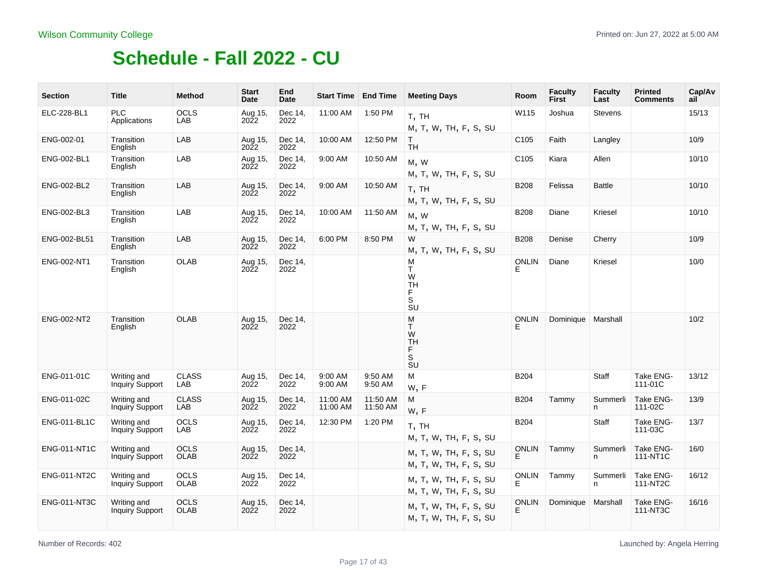# Schedule - Fall 2022 - CU

| Section | Title | Method | Start Date | End Date | Start Time | End Time | Meeting Days | Room | Faculty First | Faculty Last | Printed Comments | Cap/Avail |
|---|---|---|---|---|---|---|---|---|---|---|---|---|
| ELC-228-BL1 | PLC Applications | OCLS LAB | Aug 15, 2022 | Dec 14, 2022 | 11:00 AM | 1:50 PM | T, TH<br>M, T, W, TH, F, S, SU | W115 | Joshua | Stevens | | 15/13 |
| ENG-002-01 | Transition English | LAB | Aug 15, 2022 | Dec 14, 2022 | 10:00 AM | 12:50 PM | T<br>TH | C105 | Faith | Langley | | 10/9 |
| ENG-002-BL1 | Transition English | LAB | Aug 15, 2022 | Dec 14, 2022 | 9:00 AM | 10:50 AM | M, W<br>M, T, W, TH, F, S, SU | C105 | Kiara | Allen | | 10/10 |
| ENG-002-BL2 | Transition English | LAB | Aug 15, 2022 | Dec 14, 2022 | 9:00 AM | 10:50 AM | T, TH<br>M, T, W, TH, F, S, SU | B208 | Felissa | Battle | | 10/10 |
| ENG-002-BL3 | Transition English | LAB | Aug 15, 2022 | Dec 14, 2022 | 10:00 AM | 11:50 AM | M, W<br>M, T, W, TH, F, S, SU | B208 | Diane | Kriesel | | 10/10 |
| ENG-002-BL51 | Transition English | LAB | Aug 15, 2022 | Dec 14, 2022 | 6:00 PM | 8:50 PM | W<br>M, T, W, TH, F, S, SU | B208 | Denise | Cherry | | 10/9 |
| ENG-002-NT1 | Transition English | OLAB | Aug 15, 2022 | Dec 14, 2022 | | | M<br>T<br>W<br>TH<br>F<br>S<br>SU | ONLINE | Diane | Kriesel | | 10/0 |
| ENG-002-NT2 | Transition English | OLAB | Aug 15, 2022 | Dec 14, 2022 | | | M<br>T<br>W<br>TH<br>F<br>S<br>SU | ONLINE | Dominique | Marshall | | 10/2 |
| ENG-011-01C | Writing and Inquiry Support | CLASS LAB | Aug 15, 2022 | Dec 14, 2022 | 9:00 AM<br>9:00 AM | 9:50 AM<br>9:50 AM | M<br>W, F | B204 | | Staff | Take ENG-111-01C | 13/12 |
| ENG-011-02C | Writing and Inquiry Support | CLASS LAB | Aug 15, 2022 | Dec 14, 2022 | 11:00 AM<br>11:00 AM | 11:50 AM<br>11:50 AM | M<br>W, F | B204 | Tammy | Summerlin | Take ENG-111-02C | 13/9 |
| ENG-011-BL1C | Writing and Inquiry Support | OCLS LAB | Aug 15, 2022 | Dec 14, 2022 | 12:30 PM | 1:20 PM | T, TH<br>M, T, W, TH, F, S, SU | B204 | | Staff | Take ENG-111-03C | 13/7 |
| ENG-011-NT1C | Writing and Inquiry Support | OCLS OLAB | Aug 15, 2022 | Dec 14, 2022 | | | M, T, W, TH, F, S, SU<br>M, T, W, TH, F, S, SU | ONLINE | Tammy | Summerlin | Take ENG-111-NT1C | 16/0 |
| ENG-011-NT2C | Writing and Inquiry Support | OCLS OLAB | Aug 15, 2022 | Dec 14, 2022 | | | M, T, W, TH, F, S, SU<br>M, T, W, TH, F, S, SU | ONLINE | Tammy | Summerlin | Take ENG-111-NT2C | 16/12 |
| ENG-011-NT3C | Writing and Inquiry Support | OCLS OLAB | Aug 15, 2022 | Dec 14, 2022 | | | M, T, W, TH, F, S, SU<br>M, T, W, TH, F, S, SU | ONLINE | Dominique | Marshall | Take ENG-111-NT3C | 16/16 |

Number of Records: 402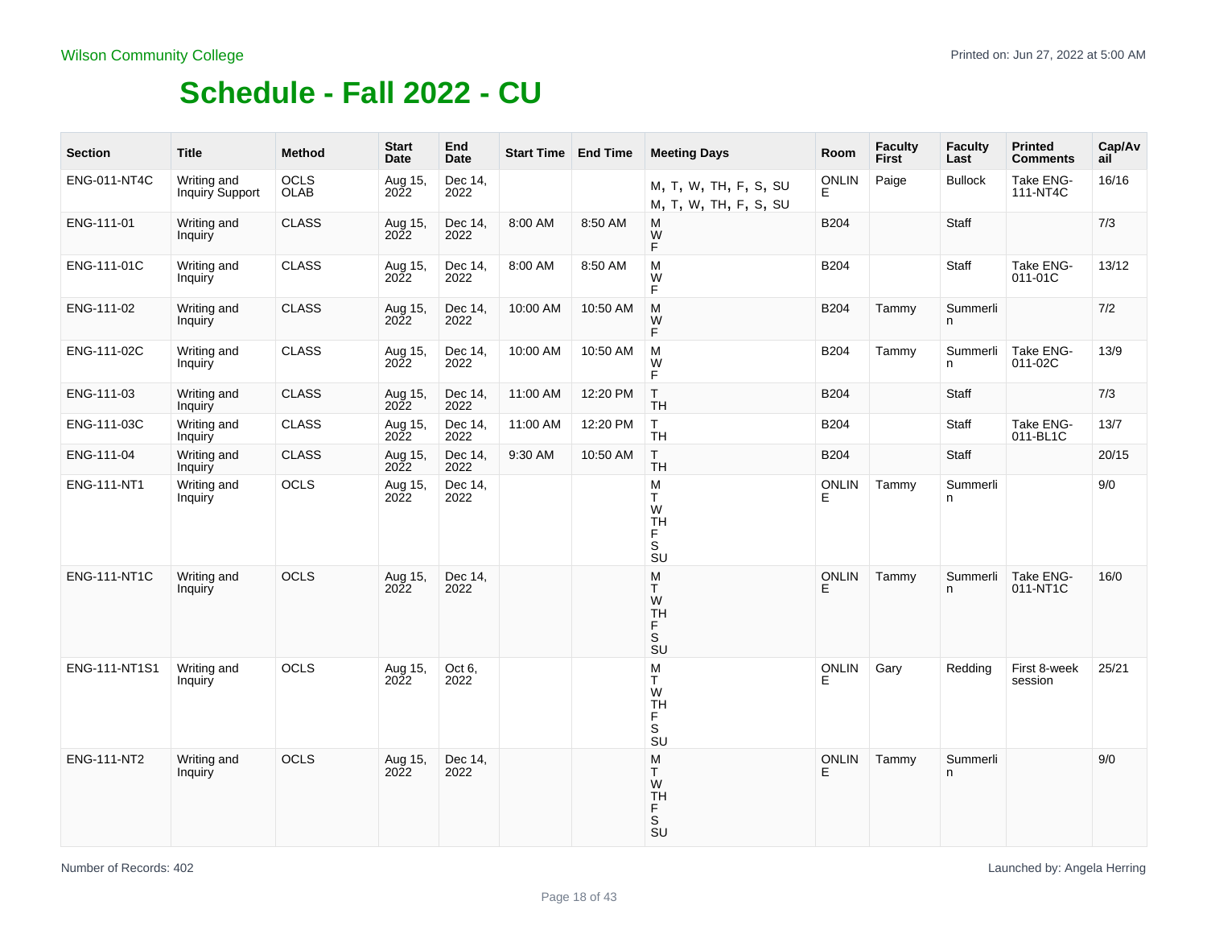Wilson Community College

# Schedule - Fall 2022 - CU

| Section | Title | Method | Start Date | End Date | Start Time | End Time | Meeting Days | Room | Faculty First | Faculty Last | Printed Comments | Cap/Avail |
|---|---|---|---|---|---|---|---|---|---|---|---|---|
| ENG-011-NT4C | Writing and Inquiry Support | OCLS OLAB | Aug 15, 2022 | Dec 14, 2022 | | | M, T, W, TH, F, S, SU M, T, W, TH, F, S, SU | ONLINE | Paige | Bullock | Take ENG-111-NT4C | 16/16 |
| ENG-111-01 | Writing and Inquiry | CLASS | Aug 15, 2022 | Dec 14, 2022 | 8:00 AM | 8:50 AM | M W F | B204 | | Staff | | 7/3 |
| ENG-111-01C | Writing and Inquiry | CLASS | Aug 15, 2022 | Dec 14, 2022 | 8:00 AM | 8:50 AM | M W F | B204 | | Staff | Take ENG-011-01C | 13/12 |
| ENG-111-02 | Writing and Inquiry | CLASS | Aug 15, 2022 | Dec 14, 2022 | 10:00 AM | 10:50 AM | M W F | B204 | Tammy | Summerlin | | 7/2 |
| ENG-111-02C | Writing and Inquiry | CLASS | Aug 15, 2022 | Dec 14, 2022 | 10:00 AM | 10:50 AM | M W F | B204 | Tammy | Summerlin | Take ENG-011-02C | 13/9 |
| ENG-111-03 | Writing and Inquiry | CLASS | Aug 15, 2022 | Dec 14, 2022 | 11:00 AM | 12:20 PM | T TH | B204 | | Staff | | 7/3 |
| ENG-111-03C | Writing and Inquiry | CLASS | Aug 15, 2022 | Dec 14, 2022 | 11:00 AM | 12:20 PM | T TH | B204 | | Staff | Take ENG-011-BL1C | 13/7 |
| ENG-111-04 | Writing and Inquiry | CLASS | Aug 15, 2022 | Dec 14, 2022 | 9:30 AM | 10:50 AM | T TH | B204 | | Staff | | 20/15 |
| ENG-111-NT1 | Writing and Inquiry | OCLS | Aug 15, 2022 | Dec 14, 2022 | | | M T W TH F S SU | ONLINE | Tammy | Summerlin | | 9/0 |
| ENG-111-NT1C | Writing and Inquiry | OCLS | Aug 15, 2022 | Dec 14, 2022 | | | M T W TH F S SU | ONLINE | Tammy | Summerlin | Take ENG-011-NT1C | 16/0 |
| ENG-111-NT1S1 | Writing and Inquiry | OCLS | Aug 15, 2022 | Oct 6, 2022 | | | M T W TH F S SU | ONLINE | Gary | Redding | First 8-week session | 25/21 |
| ENG-111-NT2 | Writing and Inquiry | OCLS | Aug 15, 2022 | Dec 14, 2022 | | | M T W TH F S SU | ONLINE | Tammy | Summerlin | | 9/0 |

Number of Records: 402

Launched by: Angela Herring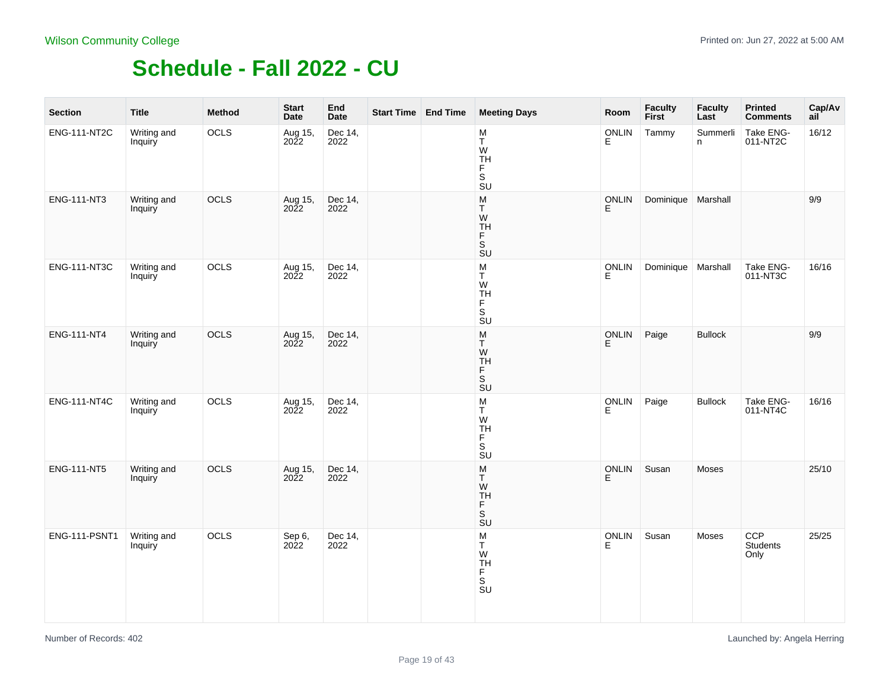Wilson Community College

# Schedule - Fall 2022 - CU

| Section | Title | Method | Start Date | End Date | Start Time | End Time | Meeting Days | Room | Faculty First | Faculty Last | Printed Comments | Cap/Avail |
|---|---|---|---|---|---|---|---|---|---|---|---|---|
| ENG-111-NT2C | Writing and Inquiry | OCLS | Aug 15, 2022 | Dec 14, 2022 | | | M T W TH F S SU | ONLINE | Tammy | Summerlin | Take ENG-011-NT2C | 16/12 |
| ENG-111-NT3 | Writing and Inquiry | OCLS | Aug 15, 2022 | Dec 14, 2022 | | | M T W TH F S SU | ONLINE | Dominique | Marshall | | 9/9 |
| ENG-111-NT3C | Writing and Inquiry | OCLS | Aug 15, 2022 | Dec 14, 2022 | | | M T W TH F S SU | ONLINE | Dominique | Marshall | Take ENG-011-NT3C | 16/16 |
| ENG-111-NT4 | Writing and Inquiry | OCLS | Aug 15, 2022 | Dec 14, 2022 | | | M T W TH F S SU | ONLINE | Paige | Bullock | | 9/9 |
| ENG-111-NT4C | Writing and Inquiry | OCLS | Aug 15, 2022 | Dec 14, 2022 | | | M T W TH F S SU | ONLINE | Paige | Bullock | Take ENG-011-NT4C | 16/16 |
| ENG-111-NT5 | Writing and Inquiry | OCLS | Aug 15, 2022 | Dec 14, 2022 | | | M T W TH F S SU | ONLINE | Susan | Moses | | 25/10 |
| ENG-111-PSNT1 | Writing and Inquiry | OCLS | Sep 6, 2022 | Dec 14, 2022 | | | M T W TH F S SU | ONLINE | Susan | Moses | CCP Students Only | 25/25 |

Number of Records: 402

Launched by: Angela Herring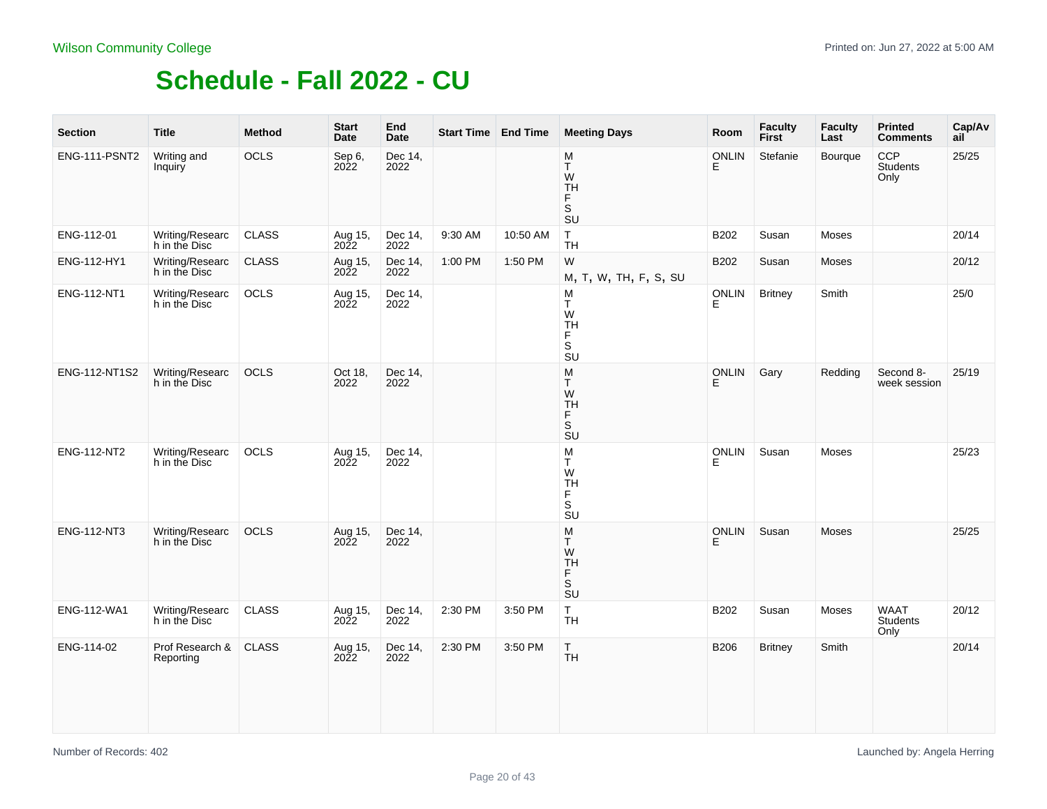Wilson Community College

# Schedule - Fall 2022 - CU

Printed on: Jun 27, 2022 at 5:00 AM

| Section | Title | Method | Start Date | End Date | Start Time | End Time | Meeting Days | Room | Faculty First | Faculty Last | Printed Comments | Cap/Avail |
|---|---|---|---|---|---|---|---|---|---|---|---|---|
| ENG-111-PSNT2 | Writing and Inquiry | OCLS | Sep 6, 2022 | Dec 14, 2022 | | | M T W TH F S SU | ONLINE | Stefanie | Bourque | CCP Students Only | 25/25 |
| ENG-112-01 | Writing/Research in the Disc | CLASS | Aug 15, 2022 | Dec 14, 2022 | 9:30 AM | 10:50 AM | T TH | B202 | Susan | Moses | | 20/14 |
| ENG-112-HY1 | Writing/Research in the Disc | CLASS | Aug 15, 2022 | Dec 14, 2022 | 1:00 PM | 1:50 PM | W<br>M, T, W, TH, F, S, SU | B202 | Susan | Moses | | 20/12 |
| ENG-112-NT1 | Writing/Research in the Disc | OCLS | Aug 15, 2022 | Dec 14, 2022 | | | M T W TH F S SU | ONLINE | Britney | Smith | | 25/0 |
| ENG-112-NT1S2 | Writing/Research in the Disc | OCLS | Oct 18, 2022 | Dec 14, 2022 | | | M T W TH F S SU | ONLINE | Gary | Redding | Second 8-week session | 25/19 |
| ENG-112-NT2 | Writing/Research in the Disc | OCLS | Aug 15, 2022 | Dec 14, 2022 | | | M T W TH F S SU | ONLINE | Susan | Moses | | 25/23 |
| ENG-112-NT3 | Writing/Research in the Disc | OCLS | Aug 15, 2022 | Dec 14, 2022 | | | M T W TH F S SU | ONLINE | Susan | Moses | | 25/25 |
| ENG-112-WA1 | Writing/Research in the Disc | CLASS | Aug 15, 2022 | Dec 14, 2022 | 2:30 PM | 3:50 PM | T TH | B202 | Susan | Moses | WAAT Students Only | 20/12 |
| ENG-114-02 | Prof Research & Reporting | CLASS | Aug 15, 2022 | Dec 14, 2022 | 2:30 PM | 3:50 PM | T TH | B206 | Britney | Smith | | 20/14 |

Number of Records: 402

Launched by: Angela Herring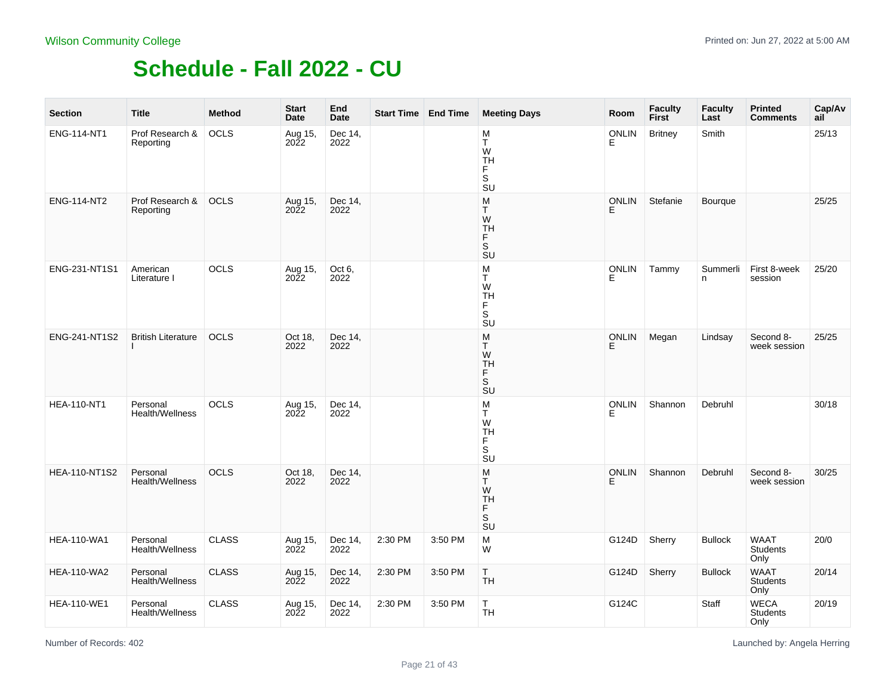Wilson Community College

Printed on: Jun 27, 2022 at 5:00 AM

# Schedule - Fall 2022 - CU

| Section | Title | Method | Start Date | End Date | Start Time | End Time | Meeting Days | Room | Faculty First | Faculty Last | Printed Comments | Cap/Avail |
|---|---|---|---|---|---|---|---|---|---|---|---|---|
| ENG-114-NT1 | Prof Research & Reporting | OCLS | Aug 15, 2022 | Dec 14, 2022 | | | M T W TH F S SU | ONLINE | Britney | Smith | | 25/13 |
| ENG-114-NT2 | Prof Research & Reporting | OCLS | Aug 15, 2022 | Dec 14, 2022 | | | M T W TH F S SU | ONLINE | Stefanie | Bourque | | 25/25 |
| ENG-231-NT1S1 | American Literature I | OCLS | Aug 15, 2022 | Oct 6, 2022 | | | M T W TH F S SU | ONLINE | Tammy | Summerlin | First 8-week session | 25/20 |
| ENG-241-NT1S2 | British Literature I | OCLS | Oct 18, 2022 | Dec 14, 2022 | | | M T W TH F S SU | ONLINE | Megan | Lindsay | Second 8-week session | 25/25 |
| HEA-110-NT1 | Personal Health/Wellness | OCLS | Aug 15, 2022 | Dec 14, 2022 | | | M T W TH F S SU | ONLINE | Shannon | Debruhl | | 30/18 |
| HEA-110-NT1S2 | Personal Health/Wellness | OCLS | Oct 18, 2022 | Dec 14, 2022 | | | M T W TH F S SU | ONLINE | Shannon | Debruhl | Second 8-week session | 30/25 |
| HEA-110-WA1 | Personal Health/Wellness | CLASS | Aug 15, 2022 | Dec 14, 2022 | 2:30 PM | 3:50 PM | M W | G124D | Sherry | Bullock | WAAT Students Only | 20/0 |
| HEA-110-WA2 | Personal Health/Wellness | CLASS | Aug 15, 2022 | Dec 14, 2022 | 2:30 PM | 3:50 PM | T TH | G124D | Sherry | Bullock | WAAT Students Only | 20/14 |
| HEA-110-WE1 | Personal Health/Wellness | CLASS | Aug 15, 2022 | Dec 14, 2022 | 2:30 PM | 3:50 PM | T TH | G124C | | Staff | WECA Students Only | 20/19 |

Number of Records: 402

Launched by: Angela Herring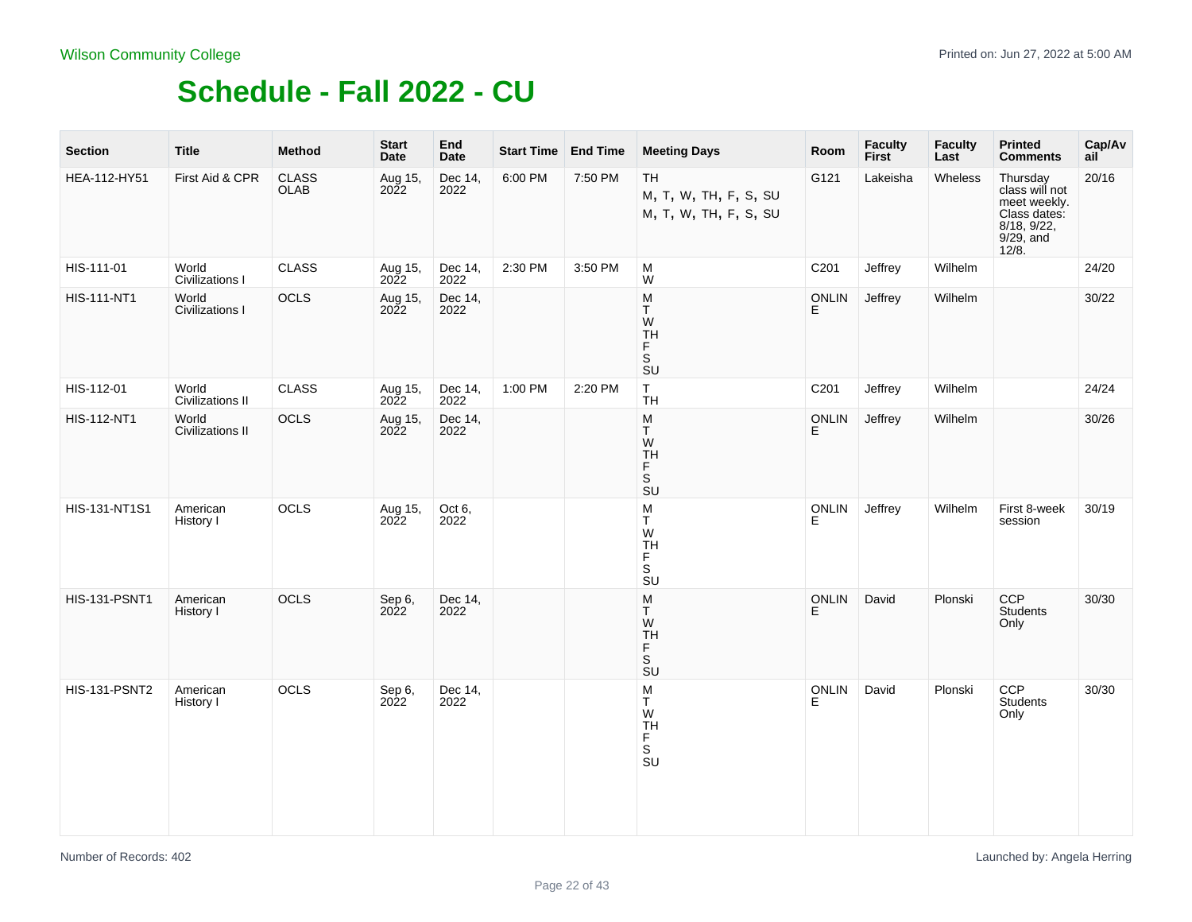Wilson Community College

Printed on: Jun 27, 2022 at 5:00 AM

# Schedule - Fall 2022 - CU

| Section | Title | Method | Start Date | End Date | Start Time | End Time | Meeting Days | Room | Faculty First | Faculty Last | Printed Comments | Cap/Avail |
|---|---|---|---|---|---|---|---|---|---|---|---|---|
| HEA-112-HY51 | First Aid & CPR | CLASS OLAB | Aug 15, 2022 | Dec 14, 2022 | 6:00 PM | 7:50 PM | TH<br>M, T, W, TH, F, S, SU<br>M, T, W, TH, F, S, SU | G121 | Lakeisha | Wheless | Thursday class will not meet weekly. Class dates: 8/18, 9/22, 9/29, and 12/8. | 20/16 |
| HIS-111-01 | World Civilizations I | CLASS | Aug 15, 2022 | Dec 14, 2022 | 2:30 PM | 3:50 PM | M W | C201 | Jeffrey | Wilhelm | | 24/20 |
| HIS-111-NT1 | World Civilizations I | OCLS | Aug 15, 2022 | Dec 14, 2022 | | | M T W TH F S SU | ONLINE | Jeffrey | Wilhelm | | 30/22 |
| HIS-112-01 | World Civilizations II | CLASS | Aug 15, 2022 | Dec 14, 2022 | 1:00 PM | 2:20 PM | T TH | C201 | Jeffrey | Wilhelm | | 24/24 |
| HIS-112-NT1 | World Civilizations II | OCLS | Aug 15, 2022 | Dec 14, 2022 | | | M T W TH F S SU | ONLINE | Jeffrey | Wilhelm | | 30/26 |
| HIS-131-NT1S1 | American History I | OCLS | Aug 15, 2022 | Oct 6, 2022 | | | M T W TH F S SU | ONLINE | Jeffrey | Wilhelm | First 8-week session | 30/19 |
| HIS-131-PSNT1 | American History I | OCLS | Sep 6, 2022 | Dec 14, 2022 | | | M T W TH F S SU | ONLINE | David | Plonski | CCP Students Only | 30/30 |
| HIS-131-PSNT2 | American History I | OCLS | Sep 6, 2022 | Dec 14, 2022 | | | M T W TH F S SU | ONLINE | David | Plonski | CCP Students Only | 30/30 |

Number of Records: 402

Launched by: Angela Herring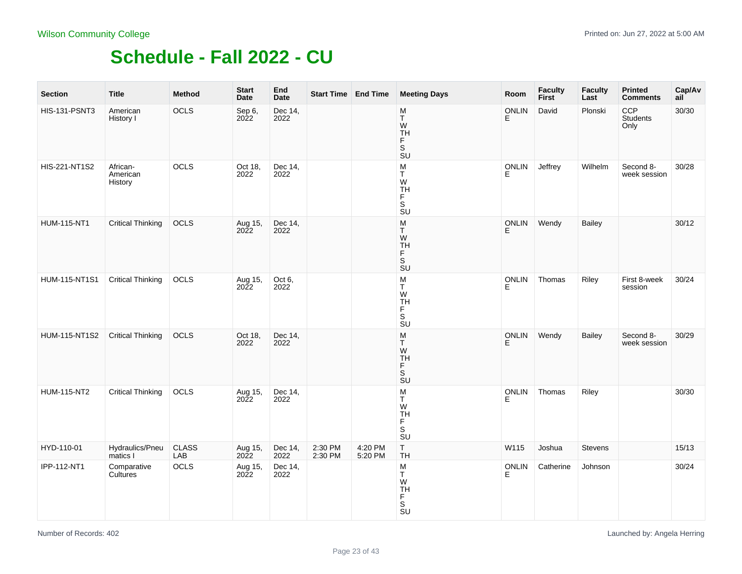Wilson Community College

# Schedule - Fall 2022 - CU

| Section | Title | Method | Start Date | End Date | Start Time | End Time | Meeting Days | Room | Faculty First | Faculty Last | Printed Comments | Cap/Avail |
|---|---|---|---|---|---|---|---|---|---|---|---|---|
| HIS-131-PSNT3 | American History I | OCLS | Sep 6, 2022 | Dec 14, 2022 | | | M T W TH F S SU | ONLINE | David | Plonski | CCP Students Only | 30/30 |
| HIS-221-NT1S2 | African-American History | OCLS | Oct 18, 2022 | Dec 14, 2022 | | | M T W TH F S SU | ONLINE | Jeffrey | Wilhelm | Second 8-week session | 30/28 |
| HUM-115-NT1 | Critical Thinking | OCLS | Aug 15, 2022 | Dec 14, 2022 | | | M T W TH F S SU | ONLINE | Wendy | Bailey | | 30/12 |
| HUM-115-NT1S1 | Critical Thinking | OCLS | Aug 15, 2022 | Oct 6, 2022 | | | M T W TH F S SU | ONLINE | Thomas | Riley | First 8-week session | 30/24 |
| HUM-115-NT1S2 | Critical Thinking | OCLS | Oct 18, 2022 | Dec 14, 2022 | | | M T W TH F S SU | ONLINE | Wendy | Bailey | Second 8-week session | 30/29 |
| HUM-115-NT2 | Critical Thinking | OCLS | Aug 15, 2022 | Dec 14, 2022 | | | M T W TH F S SU | ONLINE | Thomas | Riley | | 30/30 |
| HYD-110-01 | Hydraulics/Pneumatics I | CLASS LAB | Aug 15, 2022 | Dec 14, 2022 | 2:30 PM 2:30 PM | 4:20 PM 5:20 PM | T TH | W115 | Joshua | Stevens | | 15/13 |
| IPP-112-NT1 | Comparative Cultures | OCLS | Aug 15, 2022 | Dec 14, 2022 | | | M T W TH F S SU | ONLINE | Catherine | Johnson | | 30/24 |

Number of Records: 402

Launched by: Angela Herring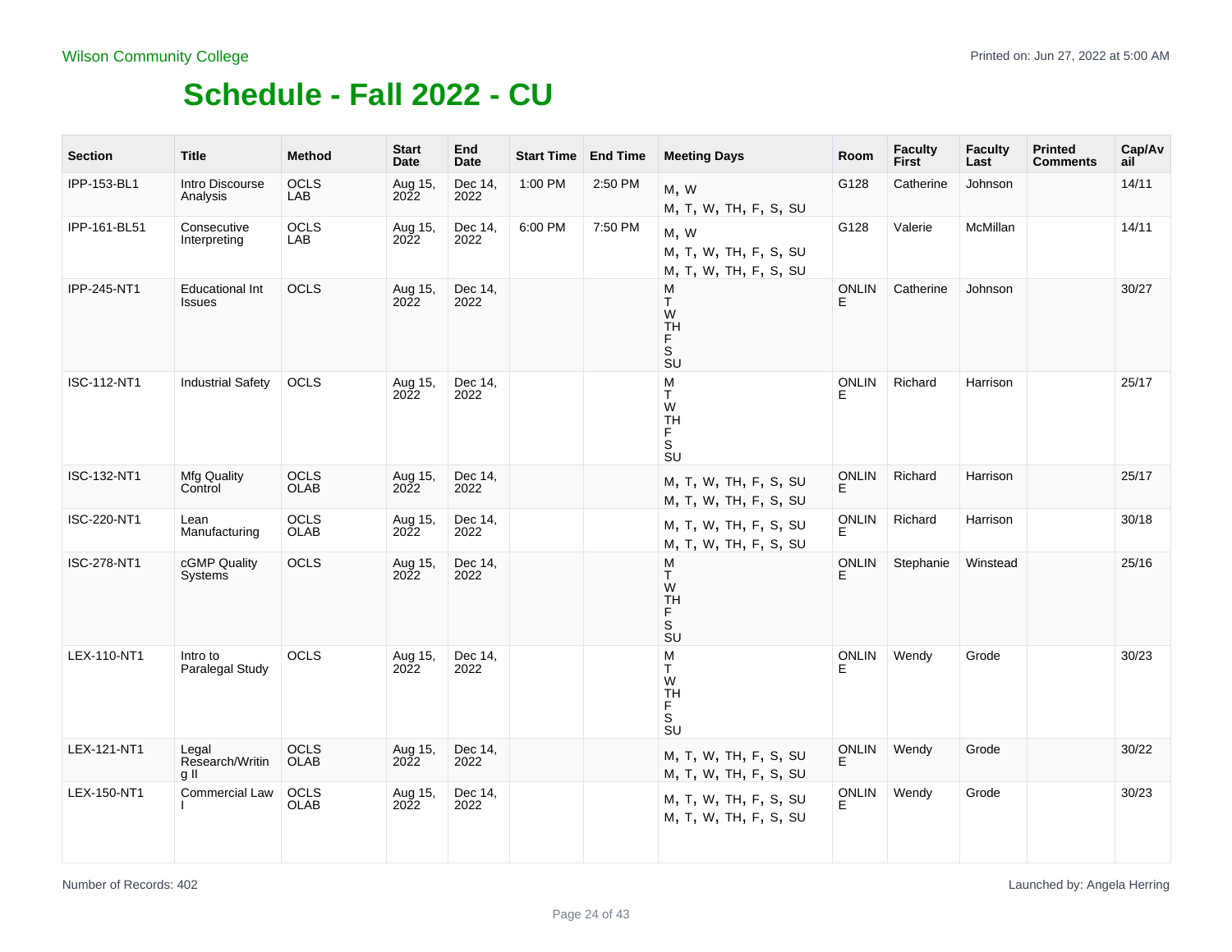Wilson Community College

# Schedule - Fall 2022 - CU

| Section | Title | Method | Start Date | End Date | Start Time | End Time | Meeting Days | Room | Faculty First | Faculty Last | Printed Comments | Cap/Avail |
|---|---|---|---|---|---|---|---|---|---|---|---|---|
| IPP-153-BL1 | Intro Discourse Analysis | OCLS LAB | Aug 15, 2022 | Dec 14, 2022 | 1:00 PM | 2:50 PM | M, W<br>M, T, W, TH, F, S, SU | G128 | Catherine | Johnson | | 14/11 |
| IPP-161-BL51 | Consecutive Interpreting | OCLS LAB | Aug 15, 2022 | Dec 14, 2022 | 6:00 PM | 7:50 PM | M, W<br>M, T, W, TH, F, S, SU<br>M, T, W, TH, F, S, SU | G128 | Valerie | McMillan | | 14/11 |
| IPP-245-NT1 | Educational Int Issues | OCLS | Aug 15, 2022 | Dec 14, 2022 | | | M<br>T<br>W<br>TH<br>F<br>S<br>SU | ONLINE | Catherine | Johnson | | 30/27 |
| ISC-112-NT1 | Industrial Safety | OCLS | Aug 15, 2022 | Dec 14, 2022 | | | M<br>T<br>W<br>TH<br>F<br>S<br>SU | ONLINE | Richard | Harrison | | 25/17 |
| ISC-132-NT1 | Mfg Quality Control | OCLS OLAB | Aug 15, 2022 | Dec 14, 2022 | | | M, T, W, TH, F, S, SU<br>M, T, W, TH, F, S, SU | ONLINE | Richard | Harrison | | 25/17 |
| ISC-220-NT1 | Lean Manufacturing | OCLS OLAB | Aug 15, 2022 | Dec 14, 2022 | | | M, T, W, TH, F, S, SU<br>M, T, W, TH, F, S, SU | ONLINE | Richard | Harrison | | 30/18 |
| ISC-278-NT1 | cGMP Quality Systems | OCLS | Aug 15, 2022 | Dec 14, 2022 | | | M<br>T<br>W<br>TH<br>F<br>S<br>SU | ONLINE | Stephanie | Winstead | | 25/16 |
| LEX-110-NT1 | Intro to Paralegal Study | OCLS | Aug 15, 2022 | Dec 14, 2022 | | | M<br>T<br>W<br>TH<br>F<br>S<br>SU | ONLINE | Wendy | Grode | | 30/23 |
| LEX-121-NT1 | Legal Research/Writing II | OCLS OLAB | Aug 15, 2022 | Dec 14, 2022 | | | M, T, W, TH, F, S, SU<br>M, T, W, TH, F, S, SU | ONLINE | Wendy | Grode | | 30/22 |
| LEX-150-NT1 | Commercial Law I | OCLS OLAB | Aug 15, 2022 | Dec 14, 2022 | | | M, T, W, TH, F, S, SU<br>M, T, W, TH, F, S, SU | ONLINE | Wendy | Grode | | 30/23 |

Number of Records: 402

Launched by: Angela Herring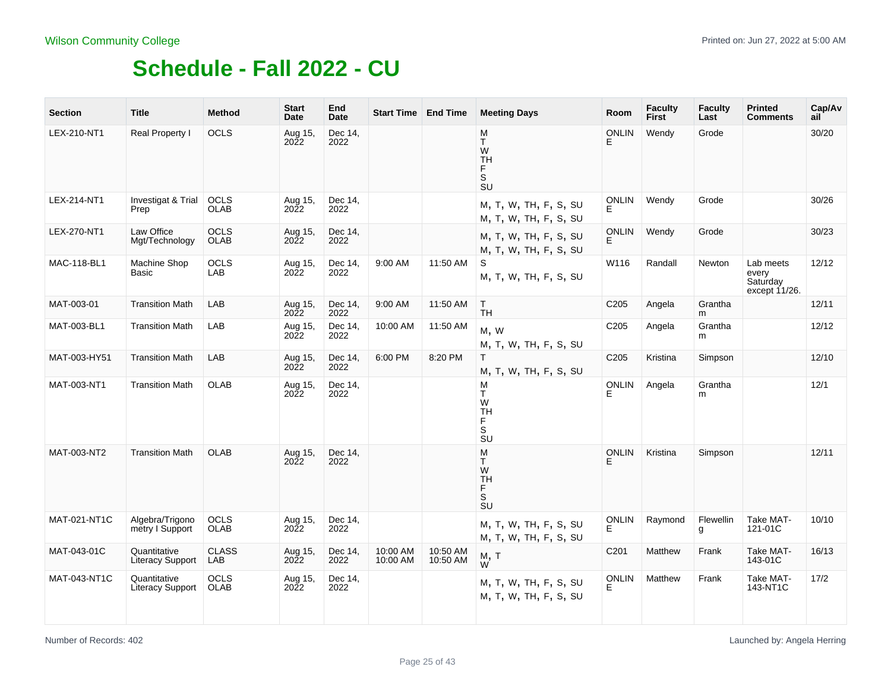Wilson Community College

Printed on: Jun 27, 2022 at 5:00 AM

# Schedule - Fall 2022 - CU

| Section | Title | Method | Start Date | End Date | Start Time | End Time | Meeting Days | Room | Faculty First | Faculty Last | Printed Comments | Cap/Avail |
|---|---|---|---|---|---|---|---|---|---|---|---|---|
| LEX-210-NT1 | Real Property I | OCLS | Aug 15, 2022 | Dec 14, 2022 | | | M T W TH F S SU | ONLINE | Wendy | Grode | | 30/20 |
| LEX-214-NT1 | Investigat & Trial Prep | OCLS OLAB | Aug 15, 2022 | Dec 14, 2022 | | | M, T, W, TH, F, S, SU M, T, W, TH, F, S, SU | ONLINE | Wendy | Grode | | 30/26 |
| LEX-270-NT1 | Law Office Mgt/Technology | OCLS OLAB | Aug 15, 2022 | Dec 14, 2022 | | | M, T, W, TH, F, S, SU M, T, W, TH, F, S, SU | ONLINE | Wendy | Grode | | 30/23 |
| MAC-118-BL1 | Machine Shop Basic | OCLS LAB | Aug 15, 2022 | Dec 14, 2022 | 9:00 AM | 11:50 AM | S M, T, W, TH, F, S, SU | W116 | Randall | Newton | Lab meets every Saturday except 11/26. | 12/12 |
| MAT-003-01 | Transition Math | LAB | Aug 15, 2022 | Dec 14, 2022 | 9:00 AM | 11:50 AM | T TH | C205 | Angela | Grantham | | 12/11 |
| MAT-003-BL1 | Transition Math | LAB | Aug 15, 2022 | Dec 14, 2022 | 10:00 AM | 11:50 AM | M, W M, T, W, TH, F, S, SU | C205 | Angela | Grantham | | 12/12 |
| MAT-003-HY51 | Transition Math | LAB | Aug 15, 2022 | Dec 14, 2022 | 6:00 PM | 8:20 PM | T M, T, W, TH, F, S, SU | C205 | Kristina | Simpson | | 12/10 |
| MAT-003-NT1 | Transition Math | OLAB | Aug 15, 2022 | Dec 14, 2022 | | | M T W TH F S SU | ONLINE | Angela | Grantham | | 12/1 |
| MAT-003-NT2 | Transition Math | OLAB | Aug 15, 2022 | Dec 14, 2022 | | | M T W TH F S SU | ONLINE | Kristina | Simpson | | 12/11 |
| MAT-021-NT1C | Algebra/Trigonometry I Support | OCLS OLAB | Aug 15, 2022 | Dec 14, 2022 | | | M, T, W, TH, F, S, SU M, T, W, TH, F, S, SU | ONLINE | Raymond | Flewelling | Take MAT-121-01C | 10/10 |
| MAT-043-01C | Quantitative Literacy Support | CLASS LAB | Aug 15, 2022 | Dec 14, 2022 | 10:00 AM 10:00 AM | 10:50 AM 10:50 AM | M, T W | C201 | Matthew | Frank | Take MAT-143-01C | 16/13 |
| MAT-043-NT1C | Quantitative Literacy Support | OCLS OLAB | Aug 15, 2022 | Dec 14, 2022 | | | M, T, W, TH, F, S, SU M, T, W, TH, F, S, SU | ONLINE | Matthew | Frank | Take MAT-143-NT1C | 17/2 |

Number of Records: 402

Launched by: Angela Herring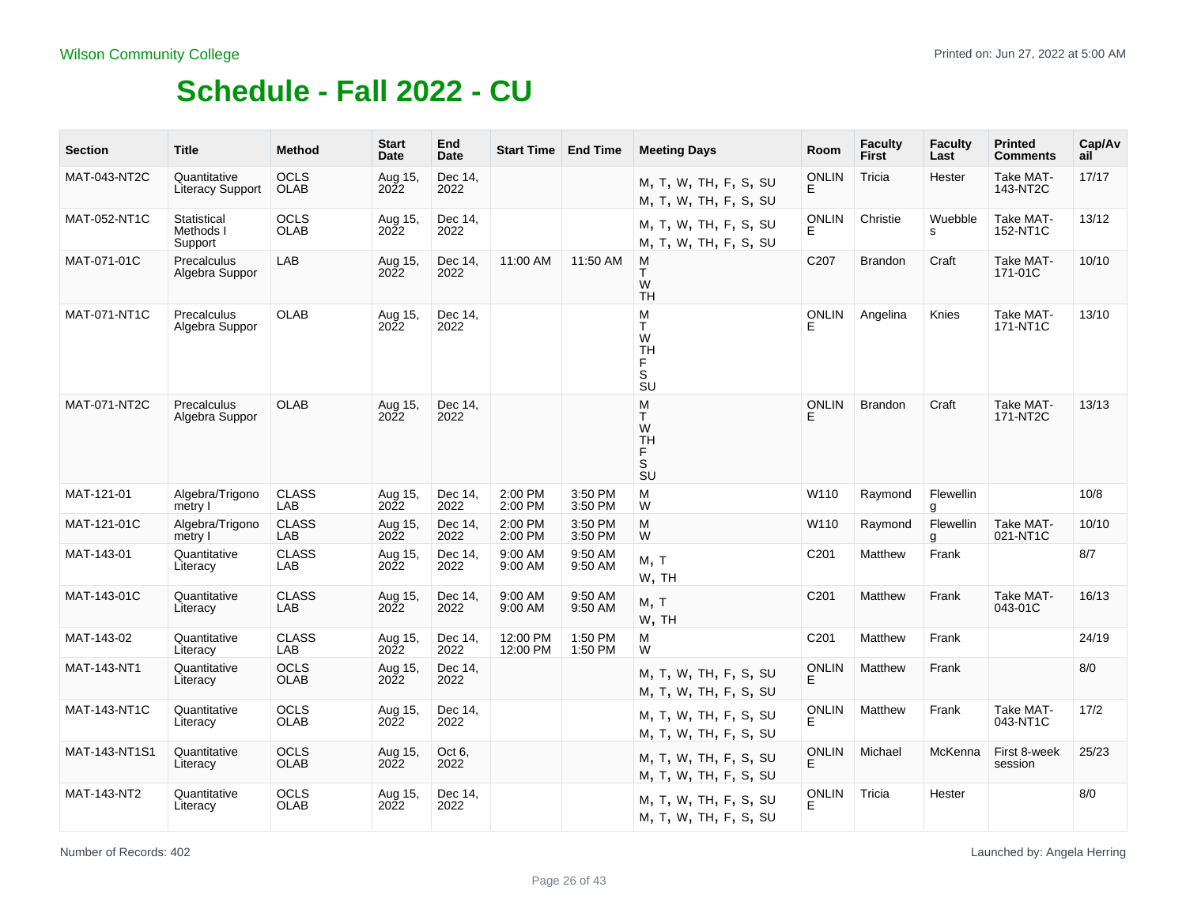Wilson Community College

Printed on: Jun 27, 2022 at 5:00 AM

# Schedule - Fall 2022 - CU

| Section | Title | Method | Start Date | End Date | Start Time | End Time | Meeting Days | Room | Faculty First | Faculty Last | Printed Comments | Cap/Avail |
|---|---|---|---|---|---|---|---|---|---|---|---|---|
| MAT-043-NT2C | Quantitative Literacy Support | OCLS OLAB | Aug 15, 2022 | Dec 14, 2022 | | | M, T, W, TH, F, S, SU M, T, W, TH, F, S, SU | ONLINE | Tricia | Hester | Take MAT-143-NT2C | 17/17 |
| MAT-052-NT1C | Statistical Methods I Support | OCLS OLAB | Aug 15, 2022 | Dec 14, 2022 | | | M, T, W, TH, F, S, SU M, T, W, TH, F, S, SU | ONLINE | Christie | Wuebbles | Take MAT-152-NT1C | 13/12 |
| MAT-071-01C | Precalculus Algebra Suppor | LAB | Aug 15, 2022 | Dec 14, 2022 | 11:00 AM | 11:50 AM | M T W TH | C207 | Brandon | Craft | Take MAT-171-01C | 10/10 |
| MAT-071-NT1C | Precalculus Algebra Suppor | OLAB | Aug 15, 2022 | Dec 14, 2022 | | | M T W TH F S SU | ONLINE | Angelina | Knies | Take MAT-171-NT1C | 13/10 |
| MAT-071-NT2C | Precalculus Algebra Suppor | OLAB | Aug 15, 2022 | Dec 14, 2022 | | | M T W TH F S SU | ONLINE | Brandon | Craft | Take MAT-171-NT2C | 13/13 |
| MAT-121-01 | Algebra/Trigonometry I | CLASS LAB | Aug 15, 2022 | Dec 14, 2022 | 2:00 PM 2:00 PM | 3:50 PM 3:50 PM | M W | W110 | Raymond | Flewelling | | 10/8 |
| MAT-121-01C | Algebra/Trigonometry I | CLASS LAB | Aug 15, 2022 | Dec 14, 2022 | 2:00 PM 2:00 PM | 3:50 PM 3:50 PM | M W | W110 | Raymond | Flewelling | Take MAT-021-NT1C | 10/10 |
| MAT-143-01 | Quantitative Literacy | CLASS LAB | Aug 15, 2022 | Dec 14, 2022 | 9:00 AM 9:00 AM | 9:50 AM 9:50 AM | M, T W, TH | C201 | Matthew | Frank | | 8/7 |
| MAT-143-01C | Quantitative Literacy | CLASS LAB | Aug 15, 2022 | Dec 14, 2022 | 9:00 AM 9:00 AM | 9:50 AM 9:50 AM | M, T W, TH | C201 | Matthew | Frank | Take MAT-043-01C | 16/13 |
| MAT-143-02 | Quantitative Literacy | CLASS LAB | Aug 15, 2022 | Dec 14, 2022 | 12:00 PM 12:00 PM | 1:50 PM 1:50 PM | M W | C201 | Matthew | Frank | | 24/19 |
| MAT-143-NT1 | Quantitative Literacy | OCLS OLAB | Aug 15, 2022 | Dec 14, 2022 | | | M, T, W, TH, F, S, SU M, T, W, TH, F, S, SU | ONLINE | Matthew | Frank | | 8/0 |
| MAT-143-NT1C | Quantitative Literacy | OCLS OLAB | Aug 15, 2022 | Dec 14, 2022 | | | M, T, W, TH, F, S, SU M, T, W, TH, F, S, SU | ONLINE | Matthew | Frank | Take MAT-043-NT1C | 17/2 |
| MAT-143-NT1S1 | Quantitative Literacy | OCLS OLAB | Aug 15, 2022 | Oct 6, 2022 | | | M, T, W, TH, F, S, SU M, T, W, TH, F, S, SU | ONLINE | Michael | McKenna | First 8-week session | 25/23 |
| MAT-143-NT2 | Quantitative Literacy | OCLS OLAB | Aug 15, 2022 | Dec 14, 2022 | | | M, T, W, TH, F, S, SU M, T, W, TH, F, S, SU | ONLINE | Tricia | Hester | | 8/0 |

Number of Records: 402

Launched by: Angela Herring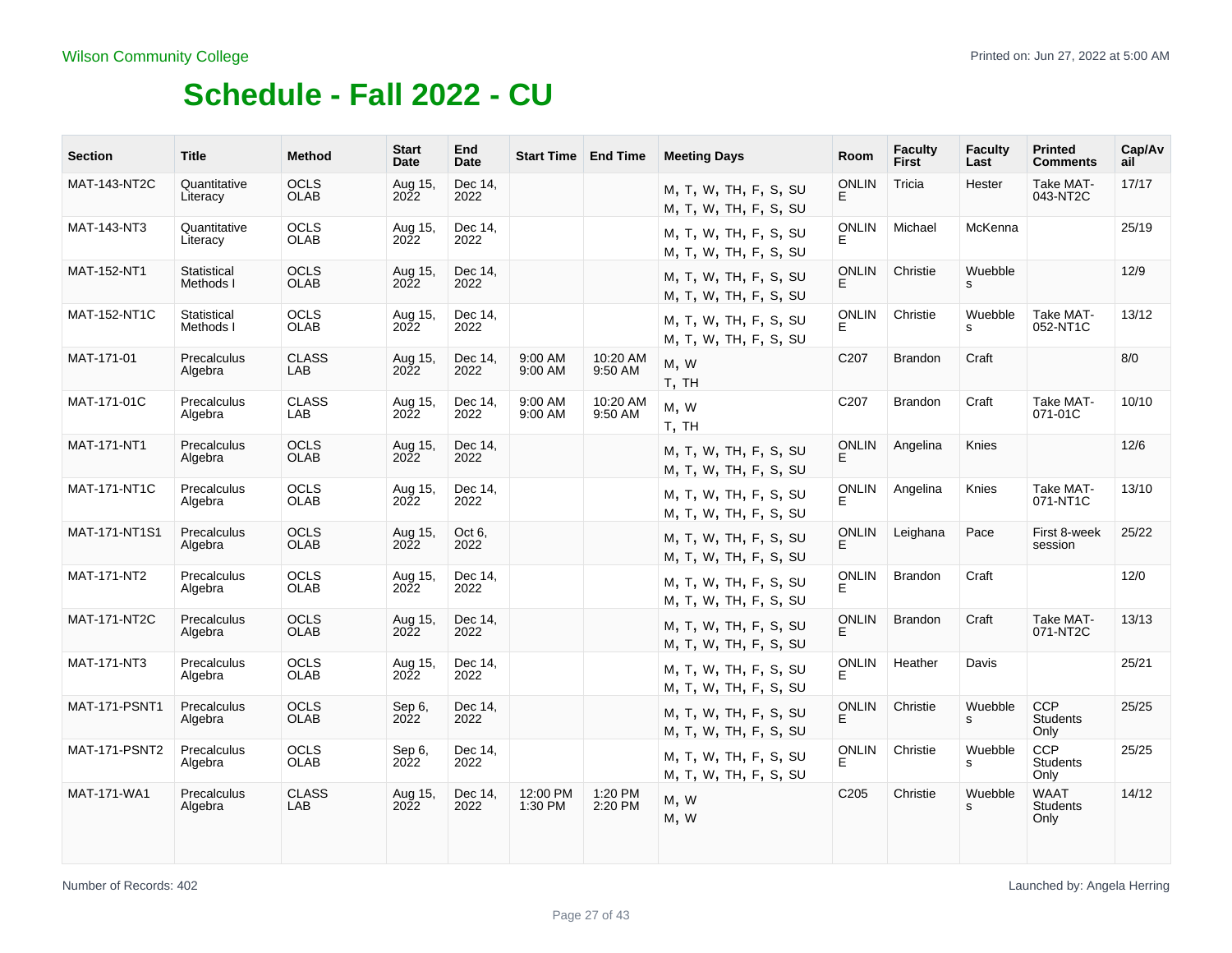Wilson Community College

# Schedule - Fall 2022 - CU

| Section | Title | Method | Start Date | End Date | Start Time | End Time | Meeting Days | Room | Faculty First | Faculty Last | Printed Comments | Cap/Avail |
|---|---|---|---|---|---|---|---|---|---|---|---|---|
| MAT-143-NT2C | Quantitative Literacy | OCLS OLAB | Aug 15, 2022 | Dec 14, 2022 | | | M, T, W, TH, F, S, SU M, T, W, TH, F, S, SU | ONLINE | Tricia | Hester | Take MAT-043-NT2C | 17/17 |
| MAT-143-NT3 | Quantitative Literacy | OCLS OLAB | Aug 15, 2022 | Dec 14, 2022 | | | M, T, W, TH, F, S, SU M, T, W, TH, F, S, SU | ONLINE | Michael | McKenna | | 25/19 |
| MAT-152-NT1 | Statistical Methods I | OCLS OLAB | Aug 15, 2022 | Dec 14, 2022 | | | M, T, W, TH, F, S, SU M, T, W, TH, F, S, SU | ONLINE | Christie | Wuebbles | | 12/9 |
| MAT-152-NT1C | Statistical Methods I | OCLS OLAB | Aug 15, 2022 | Dec 14, 2022 | | | M, T, W, TH, F, S, SU M, T, W, TH, F, S, SU | ONLINE | Christie | Wuebbles | Take MAT-052-NT1C | 13/12 |
| MAT-171-01 | Precalculus Algebra | CLASS LAB | Aug 15, 2022 | Dec 14, 2022 | 9:00 AM 9:00 AM | 10:20 AM 9:50 AM | M, W T, TH | C207 | Brandon | Craft | | 8/0 |
| MAT-171-01C | Precalculus Algebra | CLASS LAB | Aug 15, 2022 | Dec 14, 2022 | 9:00 AM 9:00 AM | 10:20 AM 9:50 AM | M, W T, TH | C207 | Brandon | Craft | Take MAT-071-01C | 10/10 |
| MAT-171-NT1 | Precalculus Algebra | OCLS OLAB | Aug 15, 2022 | Dec 14, 2022 | | | M, T, W, TH, F, S, SU M, T, W, TH, F, S, SU | ONLINE | Angelina | Knies | | 12/6 |
| MAT-171-NT1C | Precalculus Algebra | OCLS OLAB | Aug 15, 2022 | Dec 14, 2022 | | | M, T, W, TH, F, S, SU M, T, W, TH, F, S, SU | ONLINE | Angelina | Knies | Take MAT-071-NT1C | 13/10 |
| MAT-171-NT1S1 | Precalculus Algebra | OCLS OLAB | Aug 15, 2022 | Oct 6, 2022 | | | M, T, W, TH, F, S, SU M, T, W, TH, F, S, SU | ONLINE | Leighana | Pace | First 8-week session | 25/22 |
| MAT-171-NT2 | Precalculus Algebra | OCLS OLAB | Aug 15, 2022 | Dec 14, 2022 | | | M, T, W, TH, F, S, SU M, T, W, TH, F, S, SU | ONLINE | Brandon | Craft | | 12/0 |
| MAT-171-NT2C | Precalculus Algebra | OCLS OLAB | Aug 15, 2022 | Dec 14, 2022 | | | M, T, W, TH, F, S, SU M, T, W, TH, F, S, SU | ONLINE | Brandon | Craft | Take MAT-071-NT2C | 13/13 |
| MAT-171-NT3 | Precalculus Algebra | OCLS OLAB | Aug 15, 2022 | Dec 14, 2022 | | | M, T, W, TH, F, S, SU M, T, W, TH, F, S, SU | ONLINE | Heather | Davis | | 25/21 |
| MAT-171-PSNT1 | Precalculus Algebra | OCLS OLAB | Sep 6, 2022 | Dec 14, 2022 | | | M, T, W, TH, F, S, SU M, T, W, TH, F, S, SU | ONLINE | Christie | Wuebbles | CCP Students Only | 25/25 |
| MAT-171-PSNT2 | Precalculus Algebra | OCLS OLAB | Sep 6, 2022 | Dec 14, 2022 | | | M, T, W, TH, F, S, SU M, T, W, TH, F, S, SU | ONLINE | Christie | Wuebbles | CCP Students Only | 25/25 |
| MAT-171-WA1 | Precalculus Algebra | CLASS LAB | Aug 15, 2022 | Dec 14, 2022 | 12:00 PM 1:30 PM | 1:20 PM 2:20 PM | M, W M, W | C205 | Christie | Wuebbles | WAAT Students Only | 14/12 |

Number of Records: 402

Launched by: Angela Herring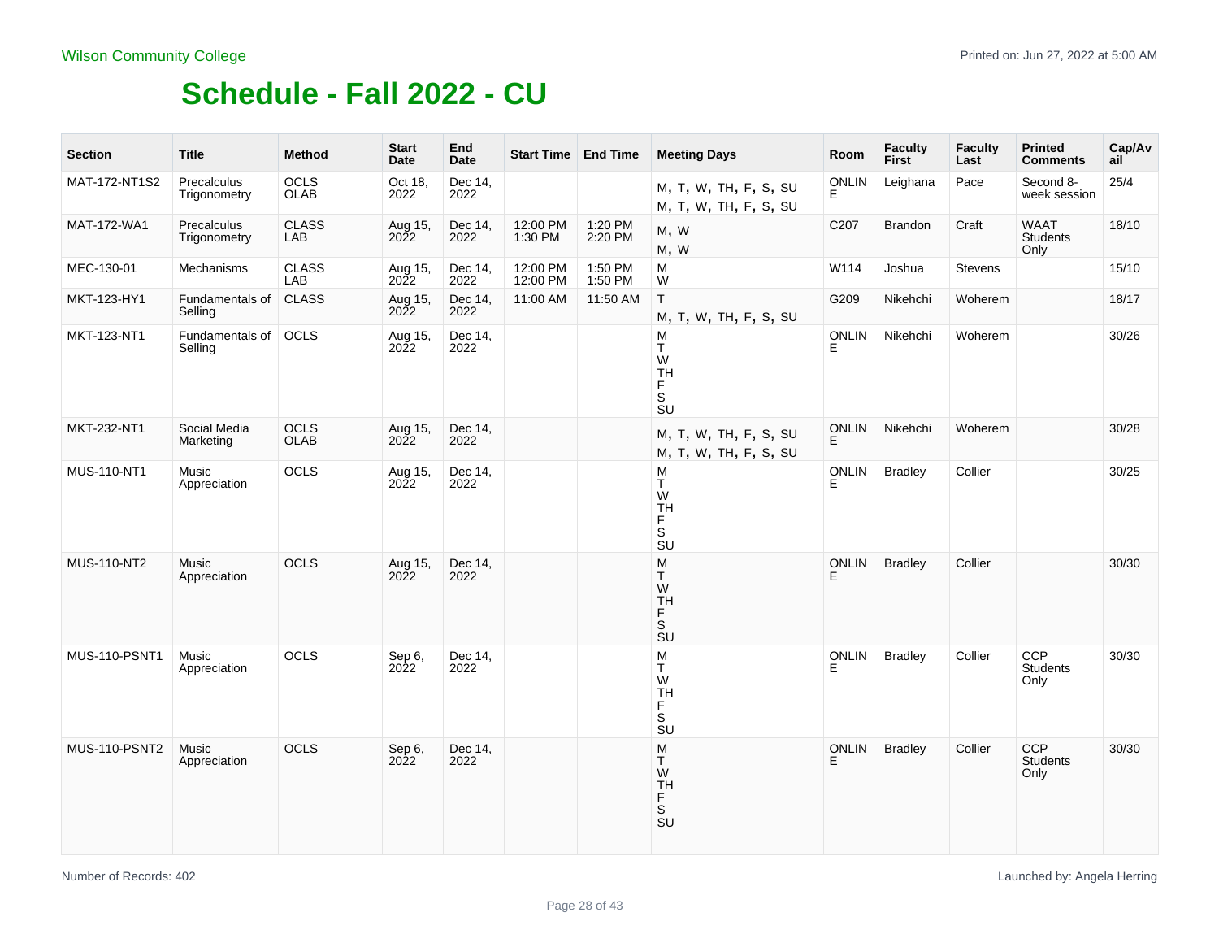Wilson Community College

Printed on: Jun 27, 2022 at 5:00 AM

# Schedule - Fall 2022 - CU

| Section | Title | Method | Start Date | End Date | Start Time | End Time | Meeting Days | Room | Faculty First | Faculty Last | Printed Comments | Cap/Avail |
|---|---|---|---|---|---|---|---|---|---|---|---|---|
| MAT-172-NT1S2 | Precalculus Trigonometry | OCLS OLAB | Oct 18, 2022 | Dec 14, 2022 | | | M, T, W, TH, F, S, SU M, T, W, TH, F, S, SU | ONLINE | Leighana | Pace | Second 8-week session | 25/4 |
| MAT-172-WA1 | Precalculus Trigonometry | CLASS LAB | Aug 15, 2022 | Dec 14, 2022 | 12:00 PM 1:30 PM | 1:20 PM 2:20 PM | M, W M, W | C207 | Brandon | Craft | WAAT Students Only | 18/10 |
| MEC-130-01 | Mechanisms | CLASS LAB | Aug 15, 2022 | Dec 14, 2022 | 12:00 PM 12:00 PM | 1:50 PM 1:50 PM | M W | W114 | Joshua | Stevens | | 15/10 |
| MKT-123-HY1 | Fundamentals of Selling | CLASS | Aug 15, 2022 | Dec 14, 2022 | 11:00 AM | 11:50 AM | T M, T, W, TH, F, S, SU | G209 | Nikehchi | Woherem | | 18/17 |
| MKT-123-NT1 | Fundamentals of Selling | OCLS | Aug 15, 2022 | Dec 14, 2022 | | | M T W TH F S SU | ONLINE | Nikehchi | Woherem | | 30/26 |
| MKT-232-NT1 | Social Media Marketing | OCLS OLAB | Aug 15, 2022 | Dec 14, 2022 | | | M, T, W, TH, F, S, SU M, T, W, TH, F, S, SU | ONLINE | Nikehchi | Woherem | | 30/28 |
| MUS-110-NT1 | Music Appreciation | OCLS | Aug 15, 2022 | Dec 14, 2022 | | | M T W TH F S SU | ONLINE | Bradley | Collier | | 30/25 |
| MUS-110-NT2 | Music Appreciation | OCLS | Aug 15, 2022 | Dec 14, 2022 | | | M T W TH F S SU | ONLINE | Bradley | Collier | | 30/30 |
| MUS-110-PSNT1 | Music Appreciation | OCLS | Sep 6, 2022 | Dec 14, 2022 | | | M T W TH F S SU | ONLINE | Bradley | Collier | CCP Students Only | 30/30 |
| MUS-110-PSNT2 | Music Appreciation | OCLS | Sep 6, 2022 | Dec 14, 2022 | | | M T W TH F S SU | ONLINE | Bradley | Collier | CCP Students Only | 30/30 |

Number of Records: 402

Launched by: Angela Herring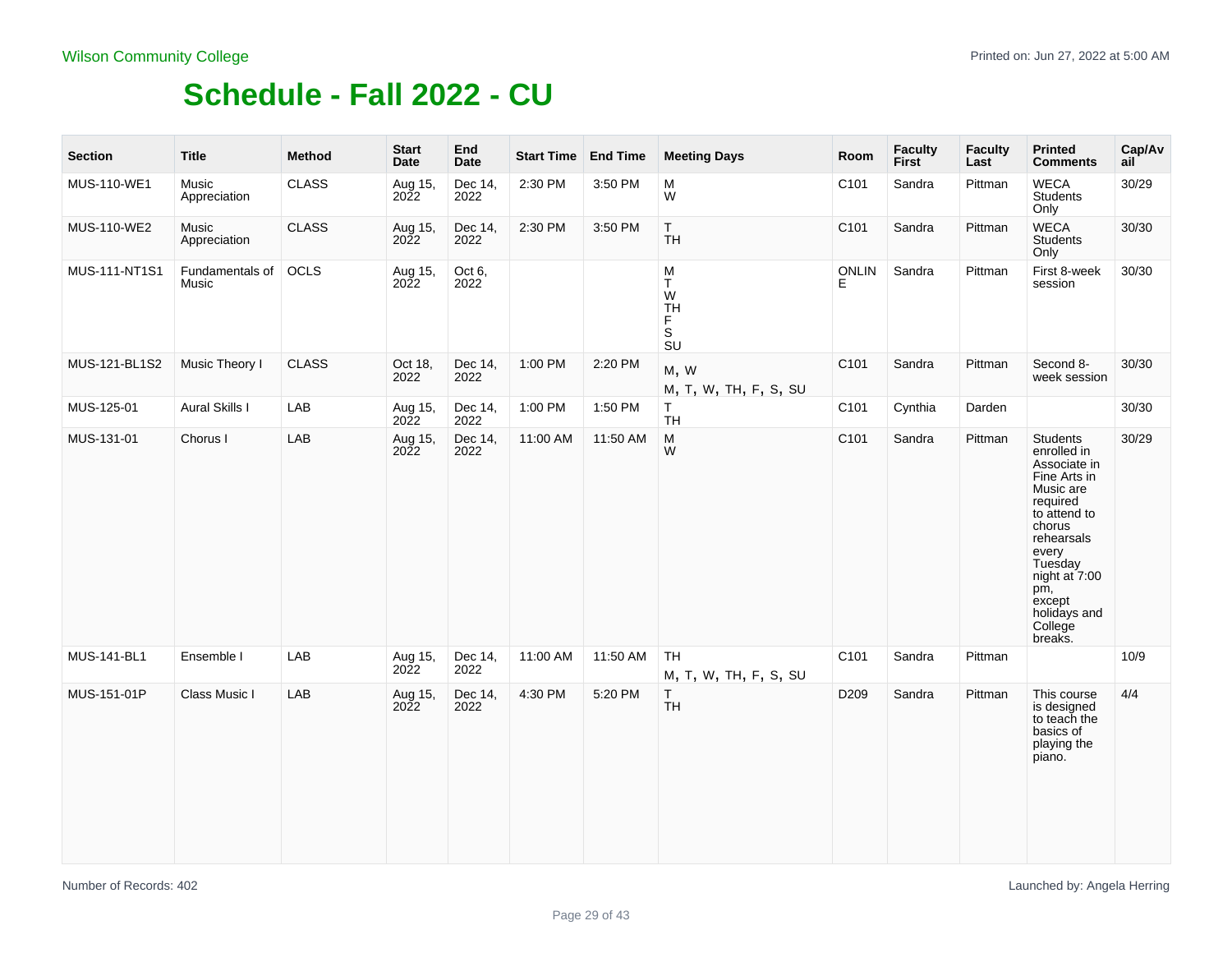Wilson Community College

# Schedule - Fall 2022 - CU

| Section | Title | Method | Start Date | End Date | Start Time | End Time | Meeting Days | Room | Faculty First | Faculty Last | Printed Comments | Cap/Avail |
|---|---|---|---|---|---|---|---|---|---|---|---|---|
| MUS-110-WE1 | Music Appreciation | CLASS | Aug 15, 2022 | Dec 14, 2022 | 2:30 PM | 3:50 PM | M W | C101 | Sandra | Pittman | WECA Students Only | 30/29 |
| MUS-110-WE2 | Music Appreciation | CLASS | Aug 15, 2022 | Dec 14, 2022 | 2:30 PM | 3:50 PM | T TH | C101 | Sandra | Pittman | WECA Students Only | 30/30 |
| MUS-111-NT1S1 | Fundamentals of Music | OCLS | Aug 15, 2022 | Oct 6, 2022 | | | M T W TH F S SU | ONLINE | Sandra | Pittman | First 8-week session | 30/30 |
| MUS-121-BL1S2 | Music Theory I | CLASS | Oct 18, 2022 | Dec 14, 2022 | 1:00 PM | 2:20 PM | M, W<br>M, T, W, TH, F, S, SU | C101 | Sandra | Pittman | Second 8-week session | 30/30 |
| MUS-125-01 | Aural Skills I | LAB | Aug 15, 2022 | Dec 14, 2022 | 1:00 PM | 1:50 PM | T TH | C101 | Cynthia | Darden | | 30/30 |
| MUS-131-01 | Chorus I | LAB | Aug 15, 2022 | Dec 14, 2022 | 11:00 AM | 11:50 AM | M W | C101 | Sandra | Pittman | Students enrolled in Associate in Fine Arts in Music are required to attend to chorus rehearsals every Tuesday night at 7:00 pm, except holidays and College breaks. | 30/29 |
| MUS-141-BL1 | Ensemble I | LAB | Aug 15, 2022 | Dec 14, 2022 | 11:00 AM | 11:50 AM | TH<br>M, T, W, TH, F, S, SU | C101 | Sandra | Pittman | | 10/9 |
| MUS-151-01P | Class Music I | LAB | Aug 15, 2022 | Dec 14, 2022 | 4:30 PM | 5:20 PM | T TH | D209 | Sandra | Pittman | This course is designed to teach the basics of playing the piano. | 4/4 |

Number of Records: 402

Launched by: Angela Herring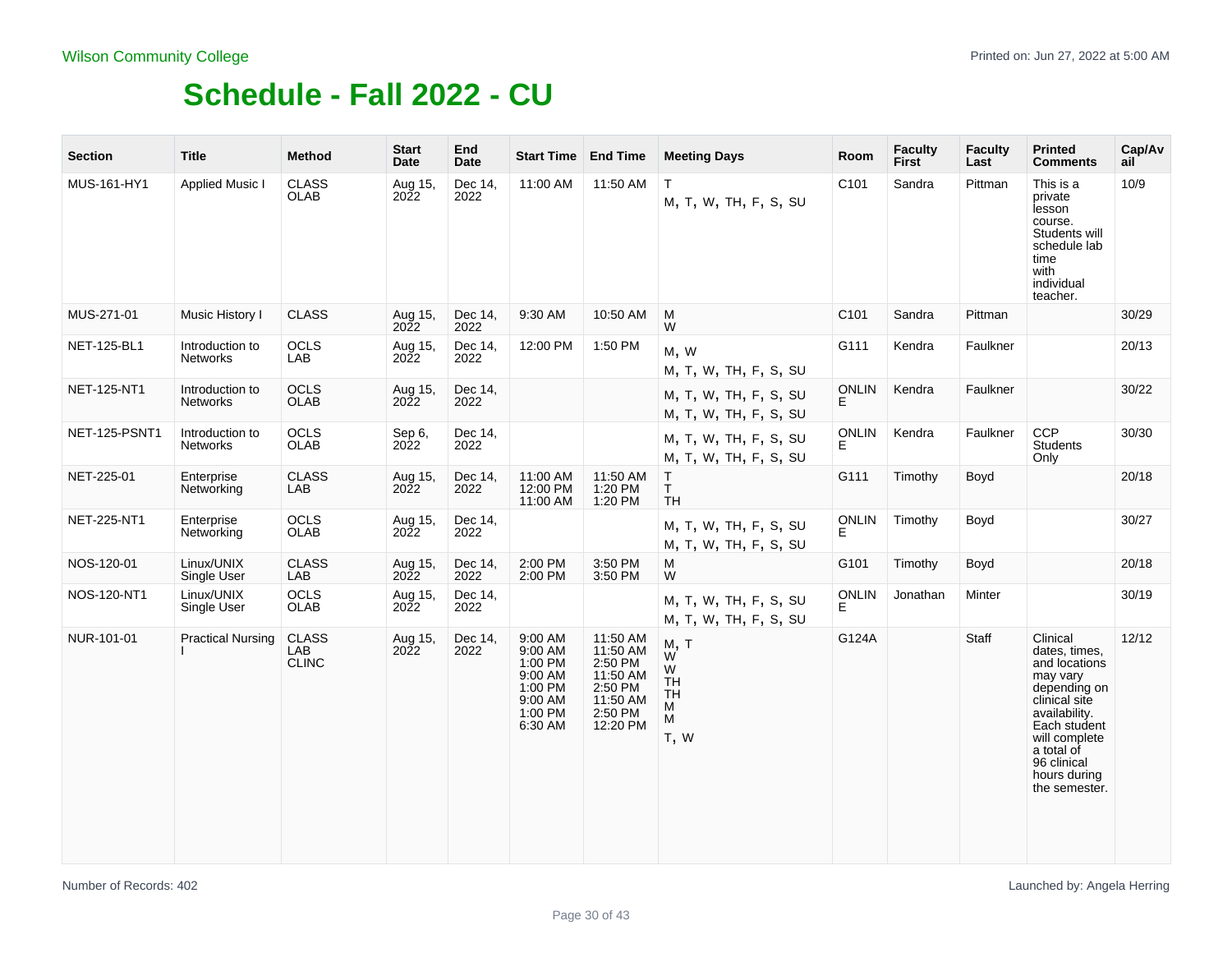Wilson Community College

Printed on: Jun 27, 2022 at 5:00 AM

# Schedule - Fall 2022 - CU

| Section | Title | Method | Start Date | End Date | Start Time | End Time | Meeting Days | Room | Faculty First | Faculty Last | Printed Comments | Cap/Avail |
|---|---|---|---|---|---|---|---|---|---|---|---|---|
| MUS-161-HY1 | Applied Music I | CLASS OLAB | Aug 15, 2022 | Dec 14, 2022 | 11:00 AM | 11:50 AM | T<br>M, T, W, TH, F, S, SU | C101 | Sandra | Pittman | This is a private lesson course. Students will schedule lab time with individual teacher. | 10/9 |
| MUS-271-01 | Music History I | CLASS | Aug 15, 2022 | Dec 14, 2022 | 9:30 AM | 10:50 AM | M<br>W | C101 | Sandra | Pittman | | 30/29 |
| NET-125-BL1 | Introduction to Networks | OCLS LAB | Aug 15, 2022 | Dec 14, 2022 | 12:00 PM | 1:50 PM | M, W<br>M, T, W, TH, F, S, SU | G111 | Kendra | Faulkner | | 20/13 |
| NET-125-NT1 | Introduction to Networks | OCLS OLAB | Aug 15, 2022 | Dec 14, 2022 | | | M, T, W, TH, F, S, SU<br>M, T, W, TH, F, S, SU | ONLINE | Kendra | Faulkner | | 30/22 |
| NET-125-PSNT1 | Introduction to Networks | OCLS OLAB | Sep 6, 2022 | Dec 14, 2022 | | | M, T, W, TH, F, S, SU<br>M, T, W, TH, F, S, SU | ONLINE | Kendra | Faulkner | CCP Students Only | 30/30 |
| NET-225-01 | Enterprise Networking | CLASS LAB | Aug 15, 2022 | Dec 14, 2022 | 11:00 AM<br>12:00 PM<br>11:00 AM | 11:50 AM<br>1:20 PM<br>1:20 PM | T<br>T<br>TH | G111 | Timothy | Boyd | | 20/18 |
| NET-225-NT1 | Enterprise Networking | OCLS OLAB | Aug 15, 2022 | Dec 14, 2022 | | | M, T, W, TH, F, S, SU<br>M, T, W, TH, F, S, SU | ONLINE | Timothy | Boyd | | 30/27 |
| NOS-120-01 | Linux/UNIX Single User | CLASS LAB | Aug 15, 2022 | Dec 14, 2022 | 2:00 PM<br>2:00 PM | 3:50 PM<br>3:50 PM | M<br>W | G101 | Timothy | Boyd | | 20/18 |
| NOS-120-NT1 | Linux/UNIX Single User | OCLS OLAB | Aug 15, 2022 | Dec 14, 2022 | | | M, T, W, TH, F, S, SU<br>M, T, W, TH, F, S, SU | ONLINE | Jonathan | Minter | | 30/19 |
| NUR-101-01 | Practical Nursing I | CLASS LAB CLINC | Aug 15, 2022 | Dec 14, 2022 | 9:00 AM<br>9:00 AM<br>1:00 PM<br>9:00 AM<br>1:00 PM<br>9:00 AM<br>1:00 PM<br>6:30 AM | 11:50 AM<br>11:50 AM<br>2:50 PM<br>11:50 AM<br>2:50 PM<br>11:50 AM<br>2:50 PM<br>12:20 PM | M, T<br>W<br>W<br>TH<br>TH<br>M<br>M<br>T, W | G124A | | Staff | Clinical dates, times, and locations may vary depending on clinical site availability. Each student will complete a total of 96 clinical hours during the semester. | 12/12 |

Number of Records: 402

Launched by: Angela Herring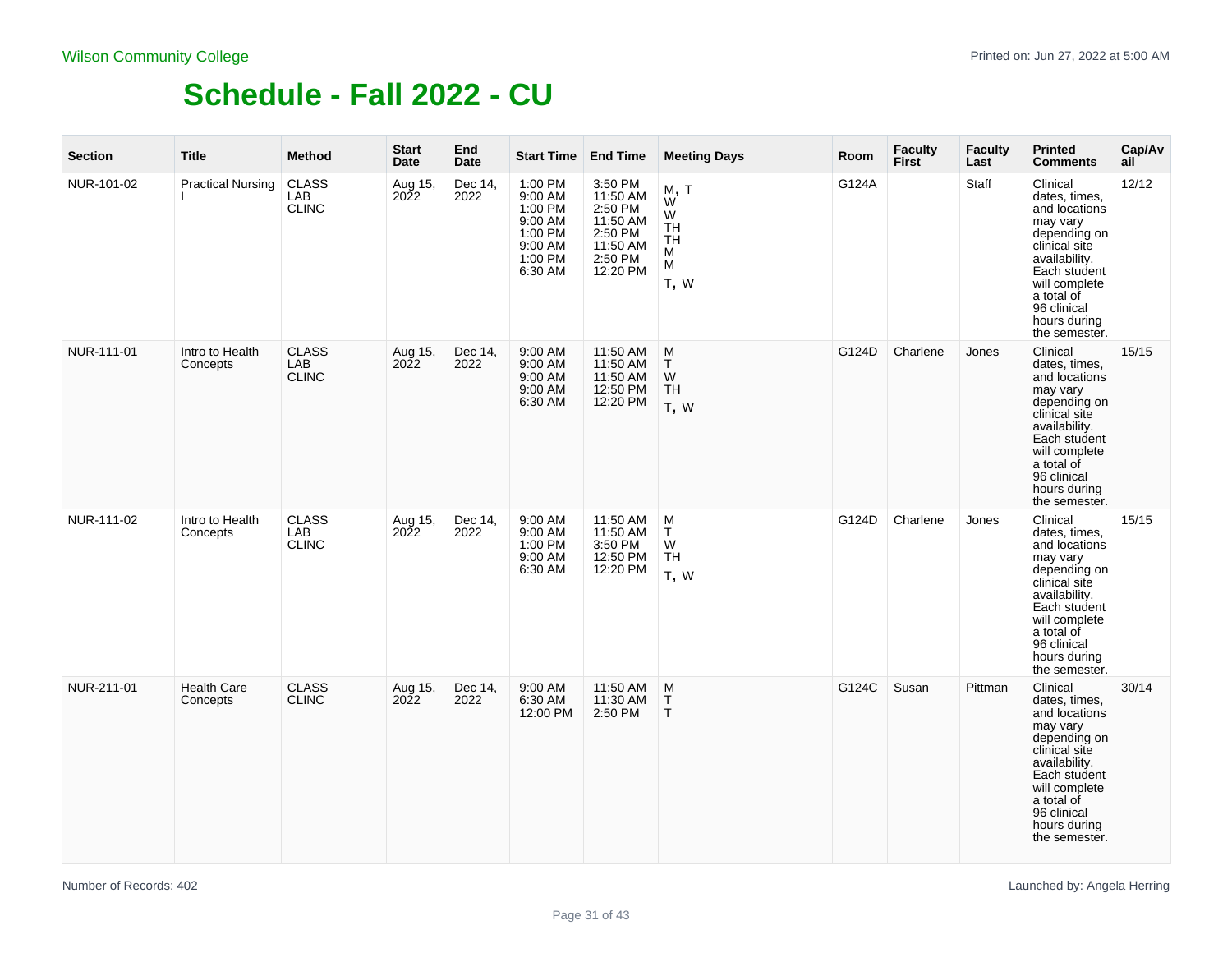Wilson Community College

# Schedule - Fall 2022 - CU

| Section | Title | Method | Start Date | End Date | Start Time | End Time | Meeting Days | Room | Faculty First | Faculty Last | Printed Comments | Cap/Avail |
|---|---|---|---|---|---|---|---|---|---|---|---|---|
| NUR-101-02 | Practical Nursing I | CLASS LAB CLINC | Aug 15, 2022 | Dec 14, 2022 | 1:00 PM 9:00 AM 1:00 PM 9:00 AM 1:00 PM 9:00 AM 1:00 PM 6:30 AM | 3:50 PM 11:50 AM 2:50 PM 11:50 AM 2:50 PM 11:50 AM 2:50 PM 12:20 PM | M, T W W TH TH M M T, W | G124A | | Staff | Clinical dates, times, and locations may vary depending on clinical site availability. Each student will complete a total of 96 clinical hours during the semester. | 12/12 |
| NUR-111-01 | Intro to Health Concepts | CLASS LAB CLINC | Aug 15, 2022 | Dec 14, 2022 | 9:00 AM 9:00 AM 9:00 AM 9:00 AM 6:30 AM | 11:50 AM 11:50 AM 11:50 AM 12:50 PM 12:20 PM | M T W TH T, W | G124D | Charlene | Jones | Clinical dates, times, and locations may vary depending on clinical site availability. Each student will complete a total of 96 clinical hours during the semester. | 15/15 |
| NUR-111-02 | Intro to Health Concepts | CLASS LAB CLINC | Aug 15, 2022 | Dec 14, 2022 | 9:00 AM 9:00 AM 1:00 PM 9:00 AM 6:30 AM | 11:50 AM 11:50 AM 3:50 PM 12:50 PM 12:20 PM | M T W TH T, W | G124D | Charlene | Jones | Clinical dates, times, and locations may vary depending on clinical site availability. Each student will complete a total of 96 clinical hours during the semester. | 15/15 |
| NUR-211-01 | Health Care Concepts | CLASS CLINC | Aug 15, 2022 | Dec 14, 2022 | 9:00 AM 6:30 AM 12:00 PM | 11:50 AM 11:30 AM 2:50 PM | M T T | G124C | Susan | Pittman | Clinical dates, times, and locations may vary depending on clinical site availability. Each student will complete a total of 96 clinical hours during the semester. | 30/14 |

Number of Records: 402

Launched by: Angela Herring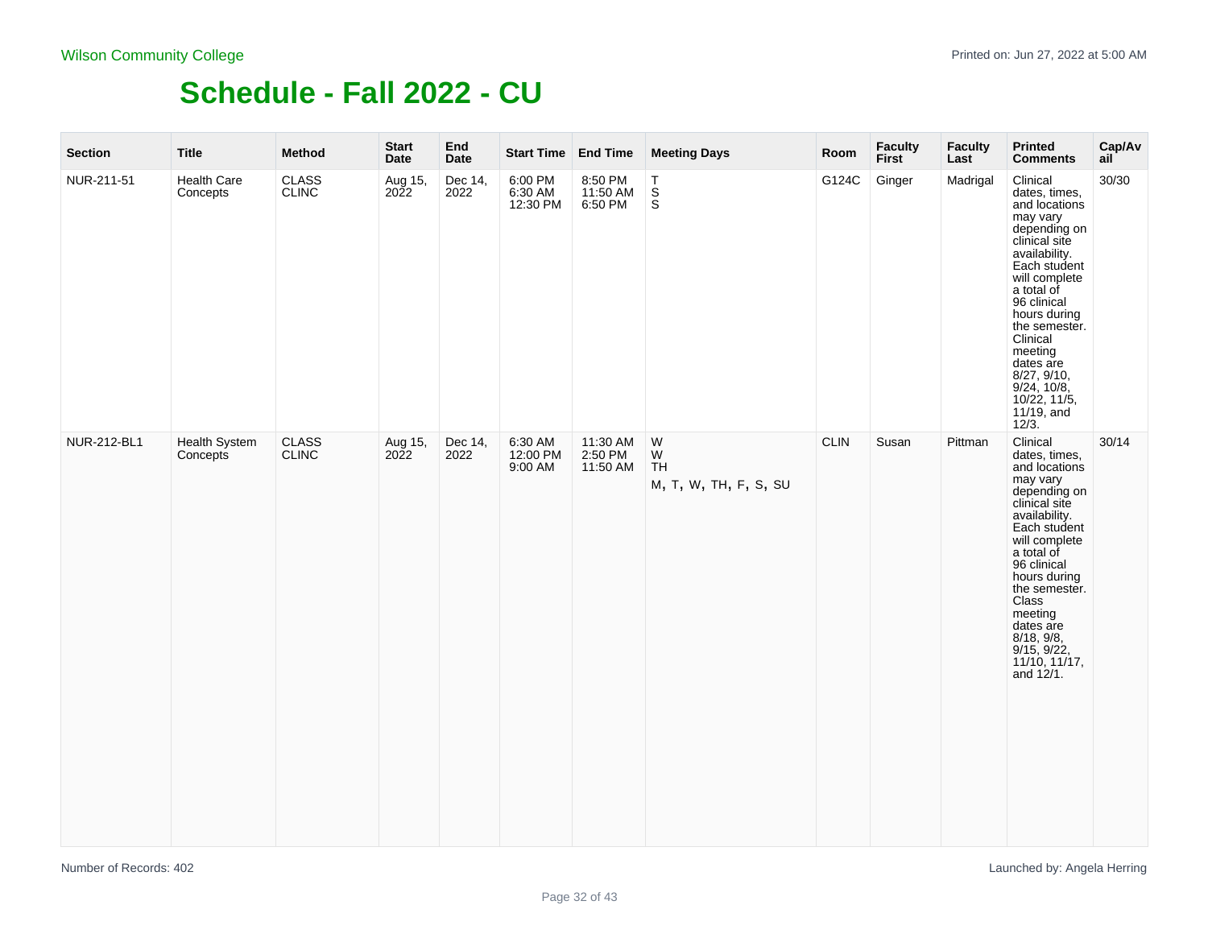Wilson Community College

Printed on: Jun 27, 2022 at 5:00 AM

# Schedule - Fall 2022 - CU

| Section | Title | Method | Start Date | End Date | Start Time | End Time | Meeting Days | Room | Faculty First | Faculty Last | Printed Comments | Cap/Avail |
|---|---|---|---|---|---|---|---|---|---|---|---|---|
| NUR-211-51 | Health Care Concepts | CLASS CLINC | Aug 15, 2022 | Dec 14, 2022 | 6:00 PM 6:30 AM 12:30 PM | 8:50 PM 11:50 AM 6:50 PM | T S S | G124C | Ginger | Madrigal | Clinical dates, times, and locations may vary depending on clinical site availability. Each student will complete a total of 96 clinical hours during the semester. Clinical meeting dates are 8/27, 9/10, 9/24, 10/8, 10/22, 11/5, 11/19, and 12/3. | 30/30 |
| NUR-212-BL1 | Health System Concepts | CLASS CLINC | Aug 15, 2022 | Dec 14, 2022 | 6:30 AM 12:00 PM 9:00 AM | 11:30 AM 2:50 PM 11:50 AM | W W TH M, T, W, TH, F, S, SU | CLIN | Susan | Pittman | Clinical dates, times, and locations may vary depending on clinical site availability. Each student will complete a total of 96 clinical hours during the semester. Class meeting dates are 8/18, 9/8, 9/15, 9/22, 11/10, 11/17, and 12/1. | 30/14 |

Number of Records: 402

Launched by: Angela Herring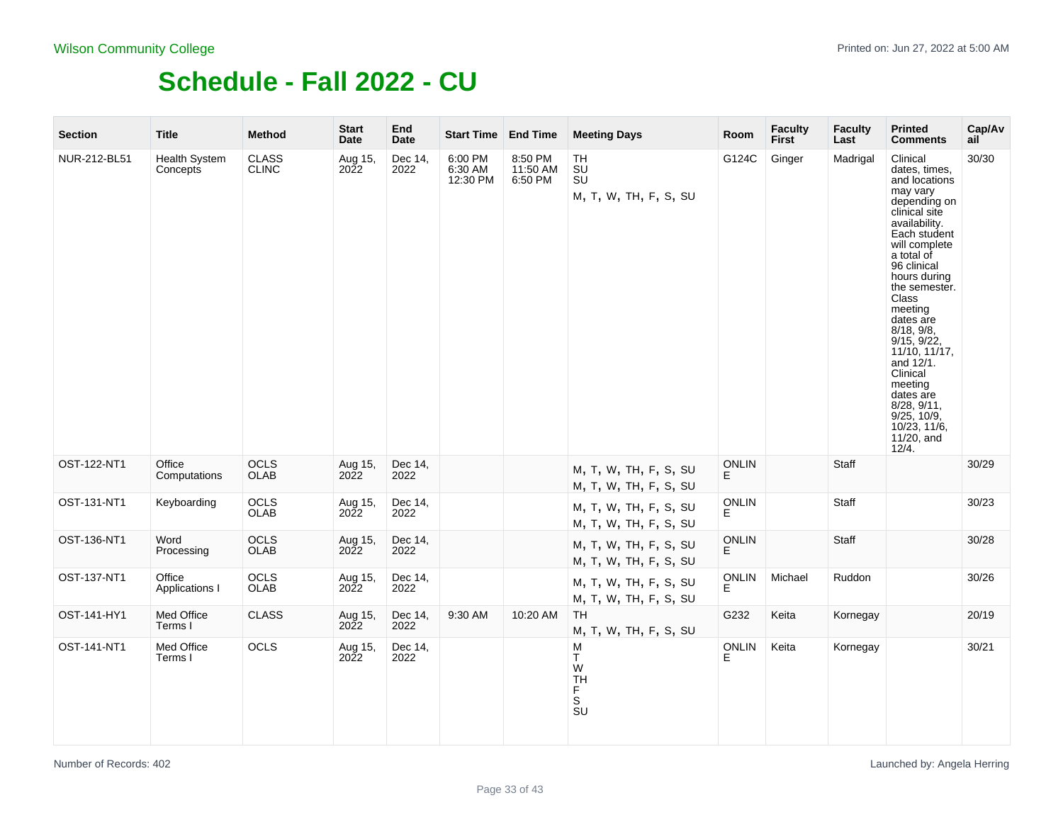Wilson Community College

# Schedule - Fall 2022 - CU

| Section | Title | Method | Start Date | End Date | Start Time | End Time | Meeting Days | Room | Faculty First | Faculty Last | Printed Comments | Cap/Avail |
|---|---|---|---|---|---|---|---|---|---|---|---|---|
| NUR-212-BL51 | Health System Concepts | CLASS CLINC | Aug 15, 2022 | Dec 14, 2022 | 6:00 PM 6:30 AM 12:30 PM | 8:50 PM 11:50 AM 6:50 PM | TH SU SU M, T, W, TH, F, S, SU | G124C | Ginger | Madrigal | Clinical dates, times, and locations may vary depending on clinical site availability. Each student will complete a total of 96 clinical hours during the semester. Class meeting dates are 8/18, 9/8, 9/15, 9/22, 11/10, 11/17, and 12/1. Clinical meeting dates are 8/28, 9/11, 9/25, 10/9, 10/23, 11/6, 11/20, and 12/4. | 30/30 |
| OST-122-NT1 | Office Computations | OCLS OLAB | Aug 15, 2022 | Dec 14, 2022 | | | M, T, W, TH, F, S, SU M, T, W, TH, F, S, SU | ONLINE | | Staff | | 30/29 |
| OST-131-NT1 | Keyboarding | OCLS OLAB | Aug 15, 2022 | Dec 14, 2022 | | | M, T, W, TH, F, S, SU M, T, W, TH, F, S, SU | ONLINE | | Staff | | 30/23 |
| OST-136-NT1 | Word Processing | OCLS OLAB | Aug 15, 2022 | Dec 14, 2022 | | | M, T, W, TH, F, S, SU M, T, W, TH, F, S, SU | ONLINE | | Staff | | 30/28 |
| OST-137-NT1 | Office Applications I | OCLS OLAB | Aug 15, 2022 | Dec 14, 2022 | | | M, T, W, TH, F, S, SU M, T, W, TH, F, S, SU | ONLINE | Michael | Ruddon | | 30/26 |
| OST-141-HY1 | Med Office Terms I | CLASS | Aug 15, 2022 | Dec 14, 2022 | 9:30 AM | 10:20 AM | TH M, T, W, TH, F, S, SU | G232 | Keita | Kornegay | | 20/19 |
| OST-141-NT1 | Med Office Terms I | OCLS | Aug 15, 2022 | Dec 14, 2022 | | | M T W TH F S SU | ONLINE | Keita | Kornegay | | 30/21 |

Number of Records: 402

Launched by: Angela Herring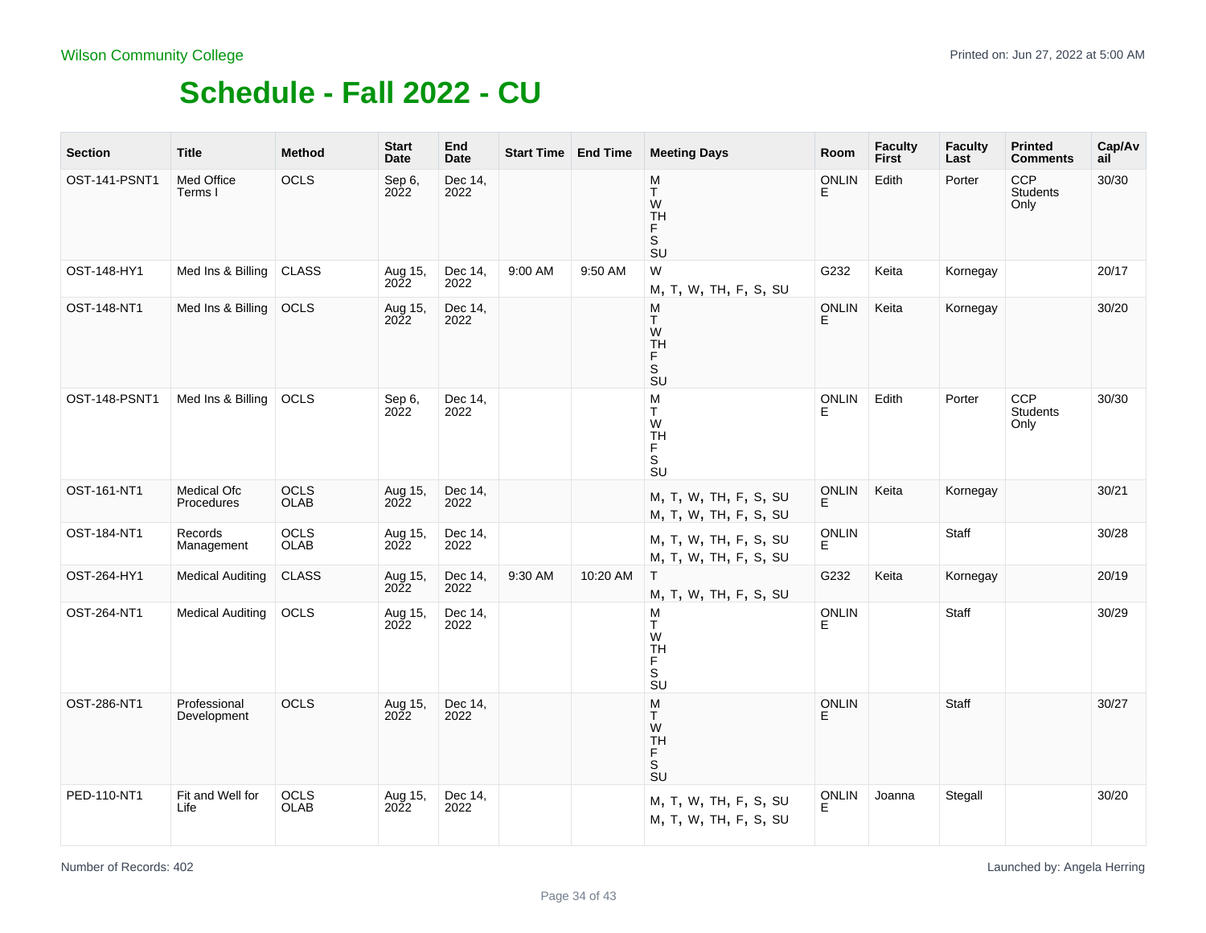Wilson Community College

Printed on: Jun 27, 2022 at 5:00 AM

# Schedule - Fall 2022 - CU

| Section | Title | Method | Start Date | End Date | Start Time | End Time | Meeting Days | Room | Faculty First | Faculty Last | Printed Comments | Cap/Avail |
|---|---|---|---|---|---|---|---|---|---|---|---|---|
| OST-141-PSNT1 | Med Office Terms I | OCLS | Sep 6, 2022 | Dec 14, 2022 | | | M T W TH F S SU | ONLINE | Edith | Porter | CCP Students Only | 30/30 |
| OST-148-HY1 | Med Ins & Billing | CLASS | Aug 15, 2022 | Dec 14, 2022 | 9:00 AM | 9:50 AM | W<br>M, T, W, TH, F, S, SU | G232 | Keita | Kornegay | | 20/17 |
| OST-148-NT1 | Med Ins & Billing | OCLS | Aug 15, 2022 | Dec 14, 2022 | | | M T W TH F S SU | ONLINE | Keita | Kornegay | | 30/20 |
| OST-148-PSNT1 | Med Ins & Billing | OCLS | Sep 6, 2022 | Dec 14, 2022 | | | M T W TH F S SU | ONLINE | Edith | Porter | CCP Students Only | 30/30 |
| OST-161-NT1 | Medical Ofc Procedures | OCLS OLAB | Aug 15, 2022 | Dec 14, 2022 | | | M, T, W, TH, F, S, SU<br>M, T, W, TH, F, S, SU | ONLINE | Keita | Kornegay | | 30/21 |
| OST-184-NT1 | Records Management | OCLS OLAB | Aug 15, 2022 | Dec 14, 2022 | | | M, T, W, TH, F, S, SU<br>M, T, W, TH, F, S, SU | ONLINE | | Staff | | 30/28 |
| OST-264-HY1 | Medical Auditing | CLASS | Aug 15, 2022 | Dec 14, 2022 | 9:30 AM | 10:20 AM | T<br>M, T, W, TH, F, S, SU | G232 | Keita | Kornegay | | 20/19 |
| OST-264-NT1 | Medical Auditing | OCLS | Aug 15, 2022 | Dec 14, 2022 | | | M T W TH F S SU | ONLINE | | Staff | | 30/29 |
| OST-286-NT1 | Professional Development | OCLS | Aug 15, 2022 | Dec 14, 2022 | | | M T W TH F S SU | ONLINE | | Staff | | 30/27 |
| PED-110-NT1 | Fit and Well for Life | OCLS OLAB | Aug 15, 2022 | Dec 14, 2022 | | | M, T, W, TH, F, S, SU<br>M, T, W, TH, F, S, SU | ONLINE | Joanna | Stegall | | 30/20 |

Number of Records: 402

Launched by: Angela Herring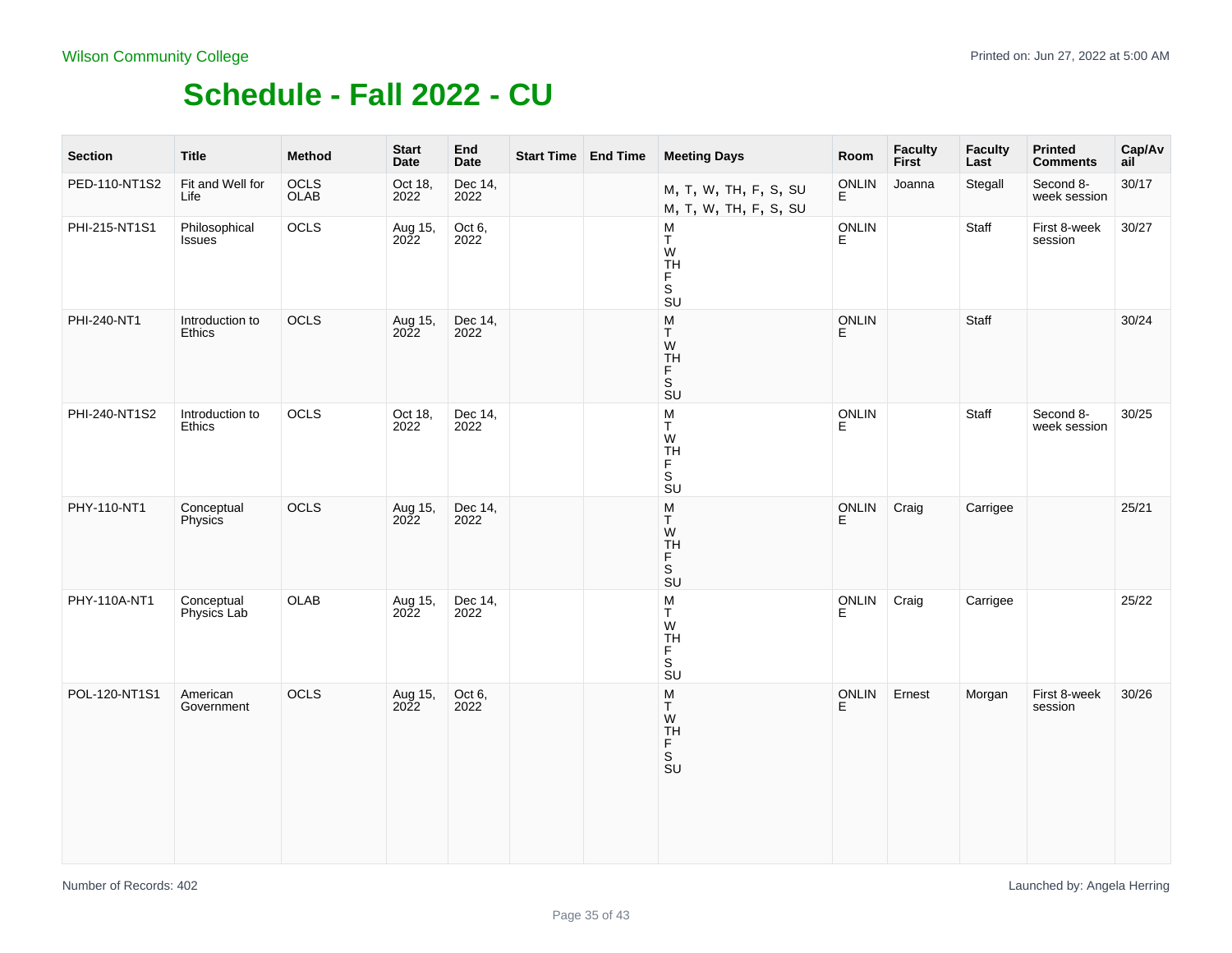Wilson Community College

# Schedule - Fall 2022 - CU

Printed on: Jun 27, 2022 at 5:00 AM

| Section | Title | Method | Start Date | End Date | Start Time | End Time | Meeting Days | Room | Faculty First | Faculty Last | Printed Comments | Cap/Avail |
|---|---|---|---|---|---|---|---|---|---|---|---|---|
| PED-110-NT1S2 | Fit and Well for Life | OCLS OLAB | Oct 18, 2022 | Dec 14, 2022 | | | M, T, W, TH, F, S, SU M, T, W, TH, F, S, SU | ONLINE | Joanna | Stegall | Second 8-week session | 30/17 |
| PHI-215-NT1S1 | Philosophical Issues | OCLS | Aug 15, 2022 | Oct 6, 2022 | | | M T W TH F S SU | ONLINE | | Staff | First 8-week session | 30/27 |
| PHI-240-NT1 | Introduction to Ethics | OCLS | Aug 15, 2022 | Dec 14, 2022 | | | M T W TH F S SU | ONLINE | | Staff | | 30/24 |
| PHI-240-NT1S2 | Introduction to Ethics | OCLS | Oct 18, 2022 | Dec 14, 2022 | | | M T W TH F S SU | ONLINE | | Staff | Second 8-week session | 30/25 |
| PHY-110-NT1 | Conceptual Physics | OCLS | Aug 15, 2022 | Dec 14, 2022 | | | M T W TH F S SU | ONLINE | Craig | Carrigee | | 25/21 |
| PHY-110A-NT1 | Conceptual Physics Lab | OLAB | Aug 15, 2022 | Dec 14, 2022 | | | M T W TH F S SU | ONLINE | Craig | Carrigee | | 25/22 |
| POL-120-NT1S1 | American Government | OCLS | Aug 15, 2022 | Oct 6, 2022 | | | M T W TH F S SU | ONLINE | Ernest | Morgan | First 8-week session | 30/26 |

Number of Records: 402

Launched by: Angela Herring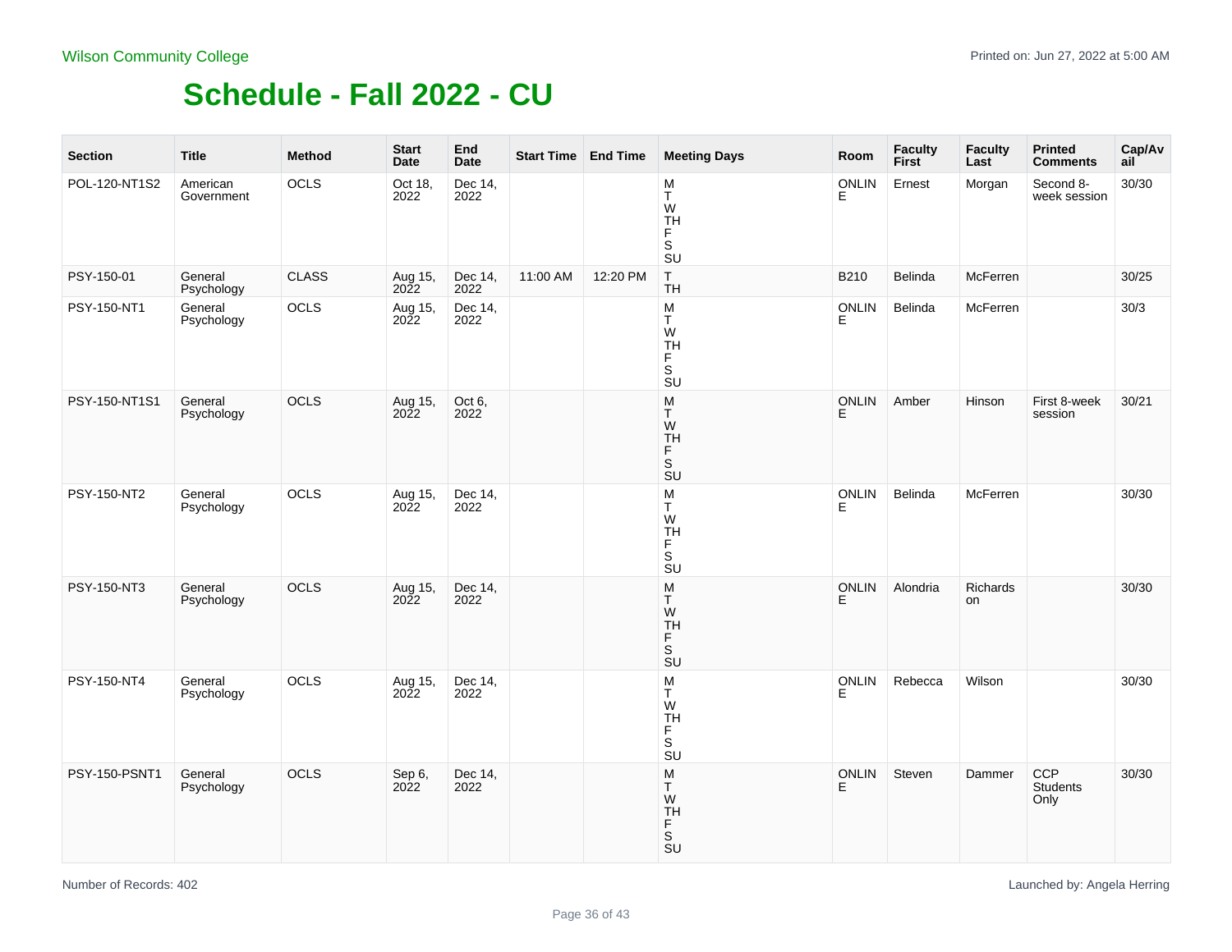Wilson Community College

# Schedule - Fall 2022 - CU

Printed on: Jun 27, 2022 at 5:00 AM

| Section | Title | Method | Start Date | End Date | Start Time | End Time | Meeting Days | Room | Faculty First | Faculty Last | Printed Comments | Cap/Avail |
|---|---|---|---|---|---|---|---|---|---|---|---|---|
| POL-120-NT1S2 | American Government | OCLS | Oct 18, 2022 | Dec 14, 2022 | | | M T W TH F S SU | ONLINE | Ernest | Morgan | Second 8-week session | 30/30 |
| PSY-150-01 | General Psychology | CLASS | Aug 15, 2022 | Dec 14, 2022 | 11:00 AM | 12:20 PM | T TH | B210 | Belinda | McFerren | | 30/25 |
| PSY-150-NT1 | General Psychology | OCLS | Aug 15, 2022 | Dec 14, 2022 | | | M T W TH F S SU | ONLINE | Belinda | McFerren | | 30/3 |
| PSY-150-NT1S1 | General Psychology | OCLS | Aug 15, 2022 | Oct 6, 2022 | | | M T W TH F S SU | ONLINE | Amber | Hinson | First 8-week session | 30/21 |
| PSY-150-NT2 | General Psychology | OCLS | Aug 15, 2022 | Dec 14, 2022 | | | M T W TH F S SU | ONLINE | Belinda | McFerren | | 30/30 |
| PSY-150-NT3 | General Psychology | OCLS | Aug 15, 2022 | Dec 14, 2022 | | | M T W TH F S SU | ONLINE | Alondria | Richardson | | 30/30 |
| PSY-150-NT4 | General Psychology | OCLS | Aug 15, 2022 | Dec 14, 2022 | | | M T W TH F S SU | ONLINE | Rebecca | Wilson | | 30/30 |
| PSY-150-PSNT1 | General Psychology | OCLS | Sep 6, 2022 | Dec 14, 2022 | | | M T W TH F S SU | ONLINE | Steven | Dammer | CCP Students Only | 30/30 |

Number of Records: 402

Launched by: Angela Herring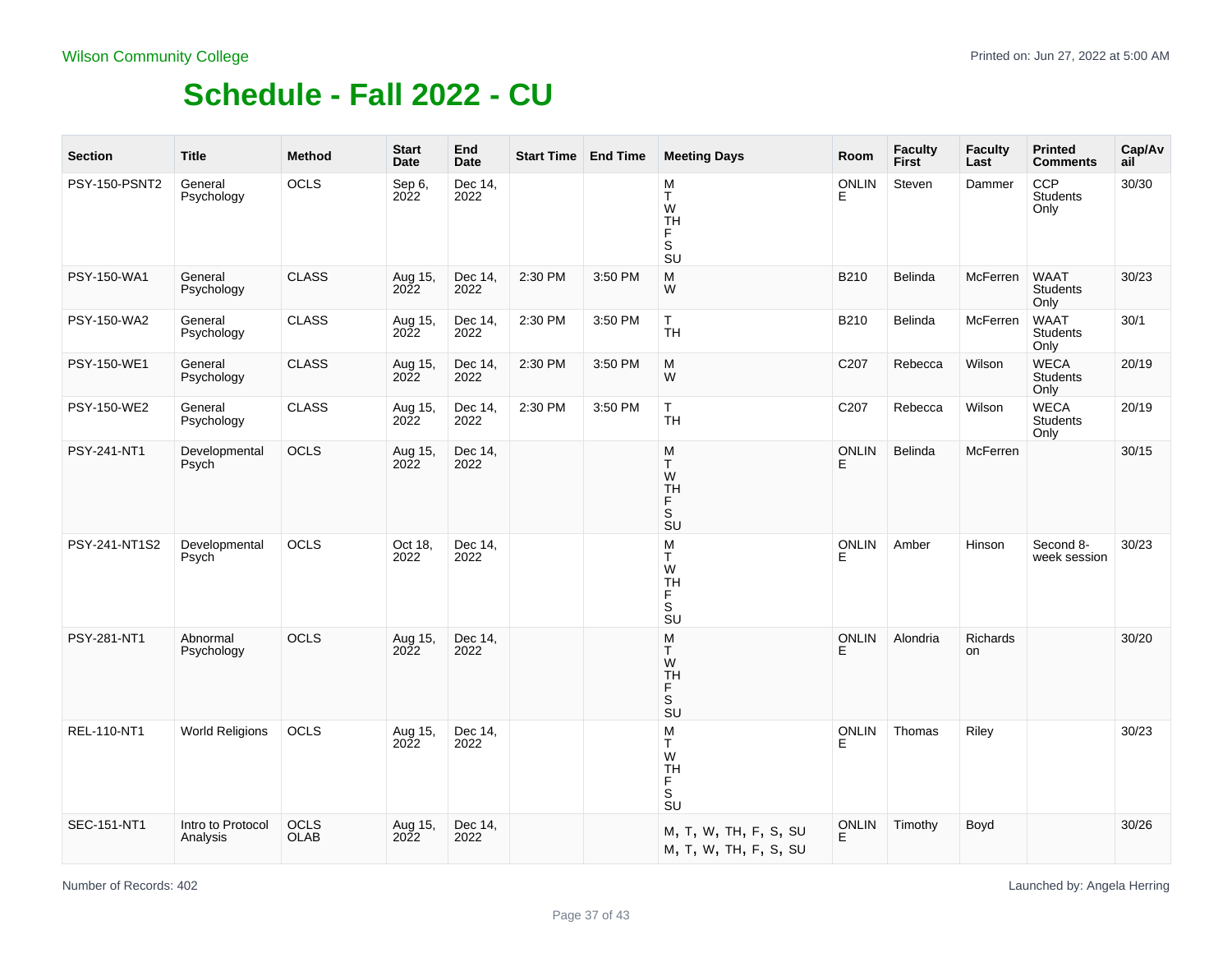Wilson Community College

Printed on: Jun 27, 2022 at 5:00 AM

# Schedule - Fall 2022 - CU

| Section | Title | Method | Start Date | End Date | Start Time | End Time | Meeting Days | Room | Faculty First | Faculty Last | Printed Comments | Cap/Avail |
|---|---|---|---|---|---|---|---|---|---|---|---|---|
| PSY-150-PSNT2 | General Psychology | OCLS | Sep 6, 2022 | Dec 14, 2022 | | | M T W TH F S SU | ONLINE | Steven | Dammer | CCP Students Only | 30/30 |
| PSY-150-WA1 | General Psychology | CLASS | Aug 15, 2022 | Dec 14, 2022 | 2:30 PM | 3:50 PM | M W | B210 | Belinda | McFerren | WAAT Students Only | 30/23 |
| PSY-150-WA2 | General Psychology | CLASS | Aug 15, 2022 | Dec 14, 2022 | 2:30 PM | 3:50 PM | T TH | B210 | Belinda | McFerren | WAAT Students Only | 30/1 |
| PSY-150-WE1 | General Psychology | CLASS | Aug 15, 2022 | Dec 14, 2022 | 2:30 PM | 3:50 PM | M W | C207 | Rebecca | Wilson | WECA Students Only | 20/19 |
| PSY-150-WE2 | General Psychology | CLASS | Aug 15, 2022 | Dec 14, 2022 | 2:30 PM | 3:50 PM | T TH | C207 | Rebecca | Wilson | WECA Students Only | 20/19 |
| PSY-241-NT1 | Developmental Psych | OCLS | Aug 15, 2022 | Dec 14, 2022 | | | M T W TH F S SU | ONLINE | Belinda | McFerren | | 30/15 |
| PSY-241-NT1S2 | Developmental Psych | OCLS | Oct 18, 2022 | Dec 14, 2022 | | | M T W TH F S SU | ONLINE | Amber | Hinson | Second 8-week session | 30/23 |
| PSY-281-NT1 | Abnormal Psychology | OCLS | Aug 15, 2022 | Dec 14, 2022 | | | M T W TH F S SU | ONLINE | Alondria | Richardson | | 30/20 |
| REL-110-NT1 | World Religions | OCLS | Aug 15, 2022 | Dec 14, 2022 | | | M T W TH F S SU | ONLINE | Thomas | Riley | | 30/23 |
| SEC-151-NT1 | Intro to Protocol Analysis | OCLS OLAB | Aug 15, 2022 | Dec 14, 2022 | | | M, T, W, TH, F, S, SU M, T, W, TH, F, S, SU | ONLINE | Timothy | Boyd | | 30/26 |

Number of Records: 402

Launched by: Angela Herring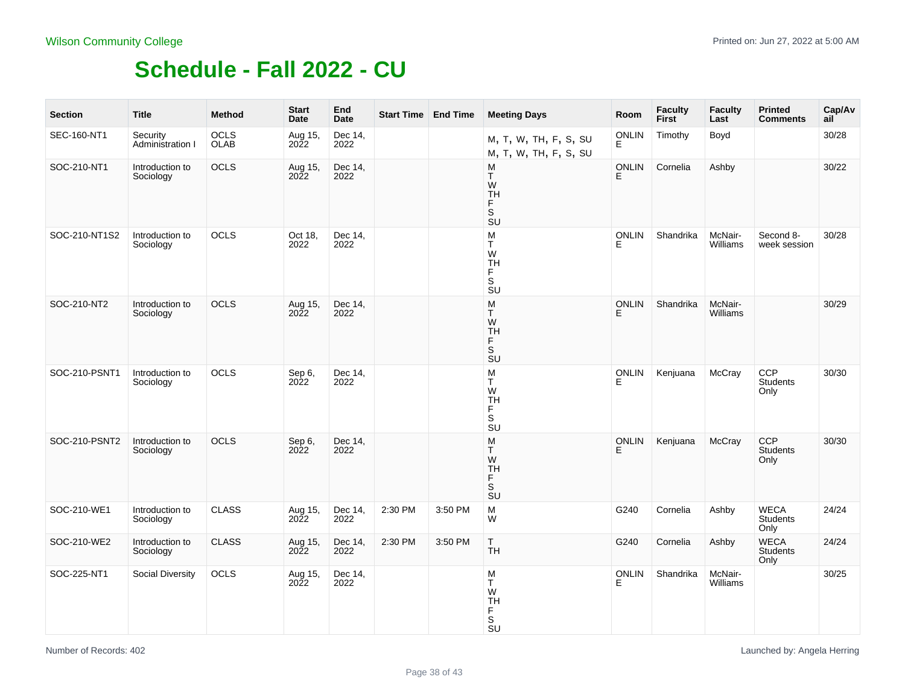Wilson Community College

# Schedule - Fall 2022 - CU

| Section | Title | Method | Start Date | End Date | Start Time | End Time | Meeting Days | Room | Faculty First | Faculty Last | Printed Comments | Cap/Avail |
|---|---|---|---|---|---|---|---|---|---|---|---|---|
| SEC-160-NT1 | Security Administration I | OCLS OLAB | Aug 15, 2022 | Dec 14, 2022 | | | M, T, W, TH, F, S, SU M, T, W, TH, F, S, SU | ONLINE | Timothy | Boyd | | 30/28 |
| SOC-210-NT1 | Introduction to Sociology | OCLS | Aug 15, 2022 | Dec 14, 2022 | | | M T W TH F S SU | ONLINE | Cornelia | Ashby | | 30/22 |
| SOC-210-NT1S2 | Introduction to Sociology | OCLS | Oct 18, 2022 | Dec 14, 2022 | | | M T W TH F S SU | ONLINE | Shandrika | McNair-Williams | Second 8-week session | 30/28 |
| SOC-210-NT2 | Introduction to Sociology | OCLS | Aug 15, 2022 | Dec 14, 2022 | | | M T W TH F S SU | ONLINE | Shandrika | McNair-Williams | | 30/29 |
| SOC-210-PSNT1 | Introduction to Sociology | OCLS | Sep 6, 2022 | Dec 14, 2022 | | | M T W TH F S SU | ONLINE | Kenjuana | McCray | CCP Students Only | 30/30 |
| SOC-210-PSNT2 | Introduction to Sociology | OCLS | Sep 6, 2022 | Dec 14, 2022 | | | M T W TH F S SU | ONLINE | Kenjuana | McCray | CCP Students Only | 30/30 |
| SOC-210-WE1 | Introduction to Sociology | CLASS | Aug 15, 2022 | Dec 14, 2022 | 2:30 PM | 3:50 PM | M W | G240 | Cornelia | Ashby | WECA Students Only | 24/24 |
| SOC-210-WE2 | Introduction to Sociology | CLASS | Aug 15, 2022 | Dec 14, 2022 | 2:30 PM | 3:50 PM | T TH | G240 | Cornelia | Ashby | WECA Students Only | 24/24 |
| SOC-225-NT1 | Social Diversity | OCLS | Aug 15, 2022 | Dec 14, 2022 | | | M T W TH F S SU | ONLINE | Shandrika | McNair-Williams | | 30/25 |

Number of Records: 402

Launched by: Angela Herring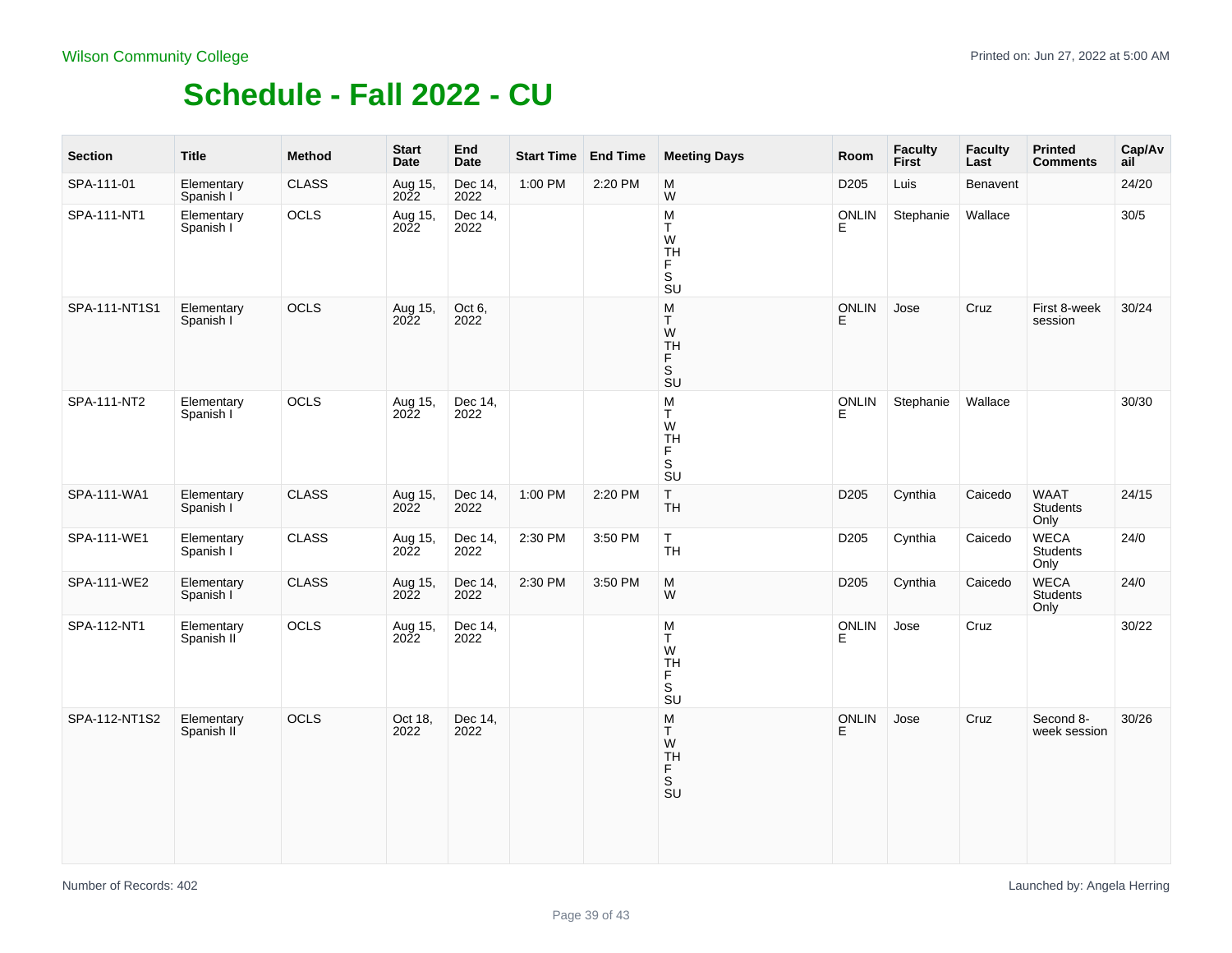Wilson Community College

Printed on: Jun 27, 2022 at 5:00 AM

# Schedule - Fall 2022 - CU

| Section | Title | Method | Start Date | End Date | Start Time | End Time | Meeting Days | Room | Faculty First | Faculty Last | Printed Comments | Cap/Avail |
|---|---|---|---|---|---|---|---|---|---|---|---|---|
| SPA-111-01 | Elementary Spanish I | CLASS | Aug 15, 2022 | Dec 14, 2022 | 1:00 PM | 2:20 PM | M W | D205 | Luis | Benavent | | 24/20 |
| SPA-111-NT1 | Elementary Spanish I | OCLS | Aug 15, 2022 | Dec 14, 2022 | | | M T W TH F S SU | ONLINE | Stephanie | Wallace | | 30/5 |
| SPA-111-NT1S1 | Elementary Spanish I | OCLS | Aug 15, 2022 | Oct 6, 2022 | | | M T W TH F S SU | ONLINE | Jose | Cruz | First 8-week session | 30/24 |
| SPA-111-NT2 | Elementary Spanish I | OCLS | Aug 15, 2022 | Dec 14, 2022 | | | M T W TH F S SU | ONLINE | Stephanie | Wallace | | 30/30 |
| SPA-111-WA1 | Elementary Spanish I | CLASS | Aug 15, 2022 | Dec 14, 2022 | 1:00 PM | 2:20 PM | T TH | D205 | Cynthia | Caicedo | WAAT Students Only | 24/15 |
| SPA-111-WE1 | Elementary Spanish I | CLASS | Aug 15, 2022 | Dec 14, 2022 | 2:30 PM | 3:50 PM | T TH | D205 | Cynthia | Caicedo | WECA Students Only | 24/0 |
| SPA-111-WE2 | Elementary Spanish I | CLASS | Aug 15, 2022 | Dec 14, 2022 | 2:30 PM | 3:50 PM | M W | D205 | Cynthia | Caicedo | WECA Students Only | 24/0 |
| SPA-112-NT1 | Elementary Spanish II | OCLS | Aug 15, 2022 | Dec 14, 2022 | | | M T W TH F S SU | ONLINE | Jose | Cruz | | 30/22 |
| SPA-112-NT1S2 | Elementary Spanish II | OCLS | Oct 18, 2022 | Dec 14, 2022 | | | M T W TH F S SU | ONLINE | Jose | Cruz | Second 8-week session | 30/26 |

Number of Records: 402

Launched by: Angela Herring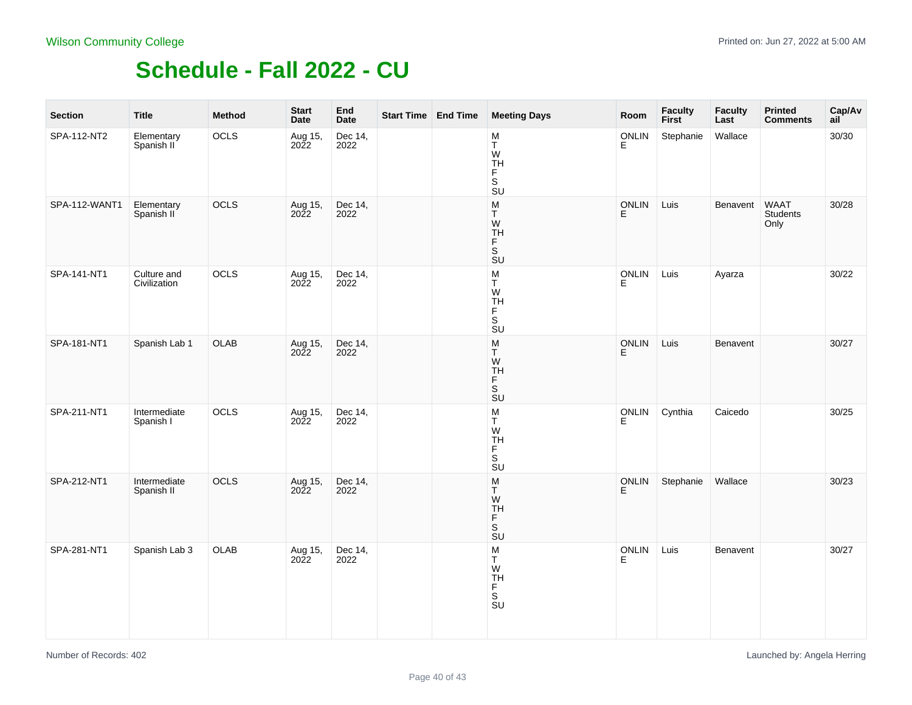Wilson Community College

Printed on: Jun 27, 2022 at 5:00 AM

# Schedule - Fall 2022 - CU

| Section | Title | Method | Start Date | End Date | Start Time | End Time | Meeting Days | Room | Faculty First | Faculty Last | Printed Comments | Cap/Avail |
|---|---|---|---|---|---|---|---|---|---|---|---|---|
| SPA-112-NT2 | Elementary Spanish II | OCLS | Aug 15, 2022 | Dec 14, 2022 | | | M T W TH F S SU | ONLINE | Stephanie | Wallace | | 30/30 |
| SPA-112-WANT1 | Elementary Spanish II | OCLS | Aug 15, 2022 | Dec 14, 2022 | | | M T W TH F S SU | ONLINE | Luis | Benavent | WAAT Students Only | 30/28 |
| SPA-141-NT1 | Culture and Civilization | OCLS | Aug 15, 2022 | Dec 14, 2022 | | | M T W TH F S SU | ONLINE | Luis | Ayarza | | 30/22 |
| SPA-181-NT1 | Spanish Lab 1 | OLAB | Aug 15, 2022 | Dec 14, 2022 | | | M T W TH F S SU | ONLINE | Luis | Benavent | | 30/27 |
| SPA-211-NT1 | Intermediate Spanish I | OCLS | Aug 15, 2022 | Dec 14, 2022 | | | M T W TH F S SU | ONLINE | Cynthia | Caicedo | | 30/25 |
| SPA-212-NT1 | Intermediate Spanish II | OCLS | Aug 15, 2022 | Dec 14, 2022 | | | M T W TH F S SU | ONLINE | Stephanie | Wallace | | 30/23 |
| SPA-281-NT1 | Spanish Lab 3 | OLAB | Aug 15, 2022 | Dec 14, 2022 | | | M T W TH F S SU | ONLINE | Luis | Benavent | | 30/27 |

Number of Records: 402

Launched by: Angela Herring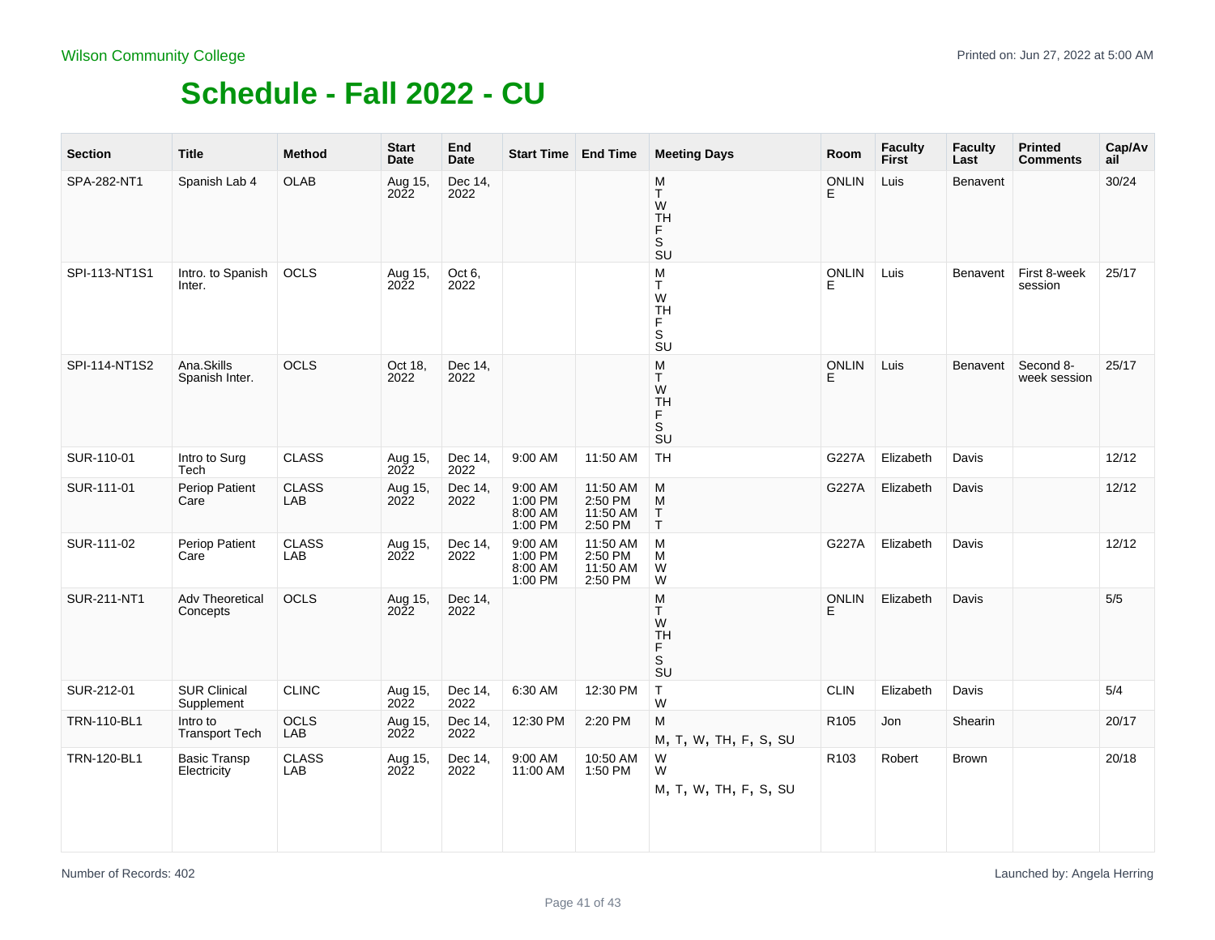Wilson Community College

# Schedule - Fall 2022 - CU

| Section | Title | Method | Start Date | End Date | Start Time | End Time | Meeting Days | Room | Faculty First | Faculty Last | Printed Comments | Cap/Avail |
|---|---|---|---|---|---|---|---|---|---|---|---|---|
| SPA-282-NT1 | Spanish Lab 4 | OLAB | Aug 15, 2022 | Dec 14, 2022 | | | M T W TH F S SU | ONLINE | Luis | Benavent | | 30/24 |
| SPI-113-NT1S1 | Intro. to Spanish Inter. | OCLS | Aug 15, 2022 | Oct 6, 2022 | | | M T W TH F S SU | ONLINE | Luis | Benavent | First 8-week session | 25/17 |
| SPI-114-NT1S2 | Ana.Skills Spanish Inter. | OCLS | Oct 18, 2022 | Dec 14, 2022 | | | M T W TH F S SU | ONLINE | Luis | Benavent | Second 8-week session | 25/17 |
| SUR-110-01 | Intro to Surg Tech | CLASS | Aug 15, 2022 | Dec 14, 2022 | 9:00 AM | 11:50 AM | TH | G227A | Elizabeth | Davis | | 12/12 |
| SUR-111-01 | Periop Patient Care | CLASS LAB | Aug 15, 2022 | Dec 14, 2022 | 9:00 AM 1:00 PM 8:00 AM 1:00 PM | 11:50 AM 2:50 PM 11:50 AM 2:50 PM | M M T T | G227A | Elizabeth | Davis | | 12/12 |
| SUR-111-02 | Periop Patient Care | CLASS LAB | Aug 15, 2022 | Dec 14, 2022 | 9:00 AM 1:00 PM 8:00 AM 1:00 PM | 11:50 AM 2:50 PM 11:50 AM 2:50 PM | M M W W | G227A | Elizabeth | Davis | | 12/12 |
| SUR-211-NT1 | Adv Theoretical Concepts | OCLS | Aug 15, 2022 | Dec 14, 2022 | | | M T W TH F S SU | ONLINE | Elizabeth | Davis | | 5/5 |
| SUR-212-01 | SUR Clinical Supplement | CLINC | Aug 15, 2022 | Dec 14, 2022 | 6:30 AM | 12:30 PM | T W | CLIN | Elizabeth | Davis | | 5/4 |
| TRN-110-BL1 | Intro to Transport Tech | OCLS LAB | Aug 15, 2022 | Dec 14, 2022 | 12:30 PM | 2:20 PM | M<br>M, T, W, TH, F, S, SU | R105 | Jon | Shearin | | 20/17 |
| TRN-120-BL1 | Basic Transp Electricity | CLASS LAB | Aug 15, 2022 | Dec 14, 2022 | 9:00 AM 11:00 AM | 10:50 AM 1:50 PM | W W<br>M, T, W, TH, F, S, SU | R103 | Robert | Brown | | 20/18 |

Number of Records: 402

Launched by: Angela Herring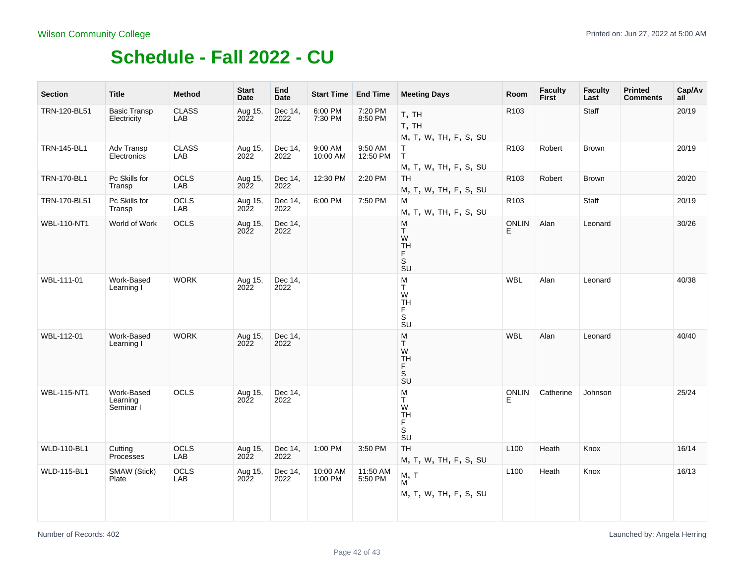Wilson Community College

Printed on: Jun 27, 2022 at 5:00 AM

# Schedule - Fall 2022 - CU

| Section | Title | Method | Start Date | End Date | Start Time | End Time | Meeting Days | Room | Faculty First | Faculty Last | Printed Comments | Cap/Avail |
|---|---|---|---|---|---|---|---|---|---|---|---|---|
| TRN-120-BL51 | Basic Transp Electricity | CLASS LAB | Aug 15, 2022 | Dec 14, 2022 | 6:00 PM 7:30 PM | 7:20 PM 8:50 PM | T, TH T, TH M, T, W, TH, F, S, SU | R103 | | Staff | | 20/19 |
| TRN-145-BL1 | Adv Transp Electronics | CLASS LAB | Aug 15, 2022 | Dec 14, 2022 | 9:00 AM 10:00 AM | 9:50 AM 12:50 PM | T T M, T, W, TH, F, S, SU | R103 | Robert | Brown | | 20/19 |
| TRN-170-BL1 | Pc Skills for Transp | OCLS LAB | Aug 15, 2022 | Dec 14, 2022 | 12:30 PM | 2:20 PM | TH M, T, W, TH, F, S, SU | R103 | Robert | Brown | | 20/20 |
| TRN-170-BL51 | Pc Skills for Transp | OCLS LAB | Aug 15, 2022 | Dec 14, 2022 | 6:00 PM | 7:50 PM | M M, T, W, TH, F, S, SU | R103 | | Staff | | 20/19 |
| WBL-110-NT1 | World of Work | OCLS | Aug 15, 2022 | Dec 14, 2022 | | | M T W TH F S SU | ONLINE | Alan | Leonard | | 30/26 |
| WBL-111-01 | Work-Based Learning I | WORK | Aug 15, 2022 | Dec 14, 2022 | | | M T W TH F S SU | WBL | Alan | Leonard | | 40/38 |
| WBL-112-01 | Work-Based Learning I | WORK | Aug 15, 2022 | Dec 14, 2022 | | | M T W TH F S SU | WBL | Alan | Leonard | | 40/40 |
| WBL-115-NT1 | Work-Based Learning Seminar I | OCLS | Aug 15, 2022 | Dec 14, 2022 | | | M T W TH F S SU | ONLINE | Catherine | Johnson | | 25/24 |
| WLD-110-BL1 | Cutting Processes | OCLS LAB | Aug 15, 2022 | Dec 14, 2022 | 1:00 PM | 3:50 PM | TH M, T, W, TH, F, S, SU | L100 | Heath | Knox | | 16/14 |
| WLD-115-BL1 | SMAW (Stick) Plate | OCLS LAB | Aug 15, 2022 | Dec 14, 2022 | 10:00 AM 1:00 PM | 11:50 AM 5:50 PM | M, T M M, T, W, TH, F, S, SU | L100 | Heath | Knox | | 16/13 |

Number of Records: 402

Launched by: Angela Herring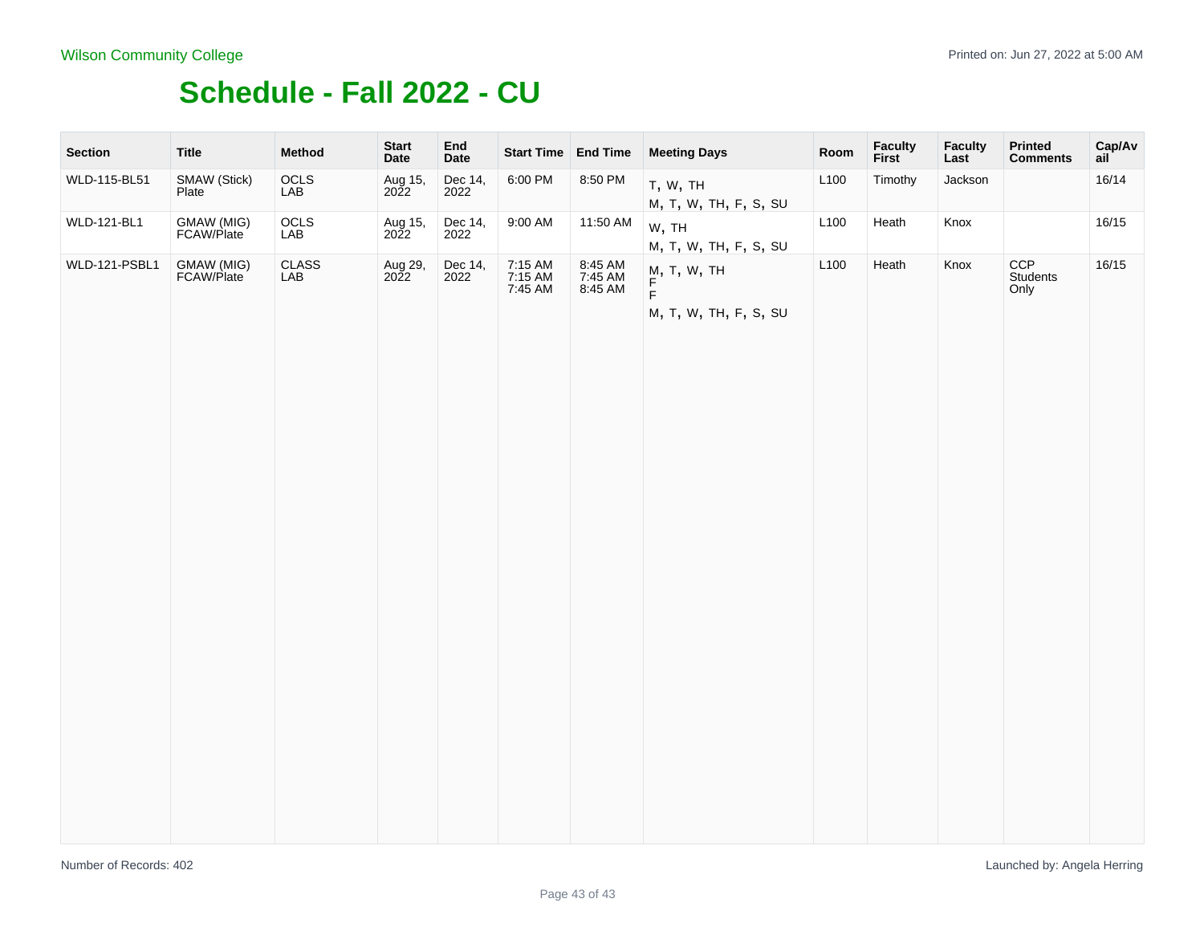Wilson Community College

# Schedule - Fall 2022 - CU

| Section | Title | Method | Start Date | End Date | Start Time | End Time | Meeting Days | Room | Faculty First | Faculty Last | Printed Comments | Cap/Avail |
|---|---|---|---|---|---|---|---|---|---|---|---|---|
| WLD-115-BL51 | SMAW (Stick) Plate | OCLS LAB | Aug 15, 2022 | Dec 14, 2022 | 6:00 PM | 8:50 PM | T, W, TH<br>M, T, W, TH, F, S, SU | L100 | Timothy | Jackson | | 16/14 |
| WLD-121-BL1 | GMAW (MIG) FCAW/Plate | OCLS LAB | Aug 15, 2022 | Dec 14, 2022 | 9:00 AM | 11:50 AM | W, TH<br>M, T, W, TH, F, S, SU | L100 | Heath | Knox | | 16/15 |
| WLD-121-PSBL1 | GMAW (MIG) FCAW/Plate | CLASS LAB | Aug 29, 2022 | Dec 14, 2022 | 7:15 AM<br>7:15 AM<br>7:45 AM | 8:45 AM<br>7:45 AM<br>8:45 AM | M, T, W, TH<br>F<br>F<br>M, T, W, TH, F, S, SU | L100 | Heath | Knox | CCP Students Only | 16/15 |

Number of Records: 402

Launched by: Angela Herring